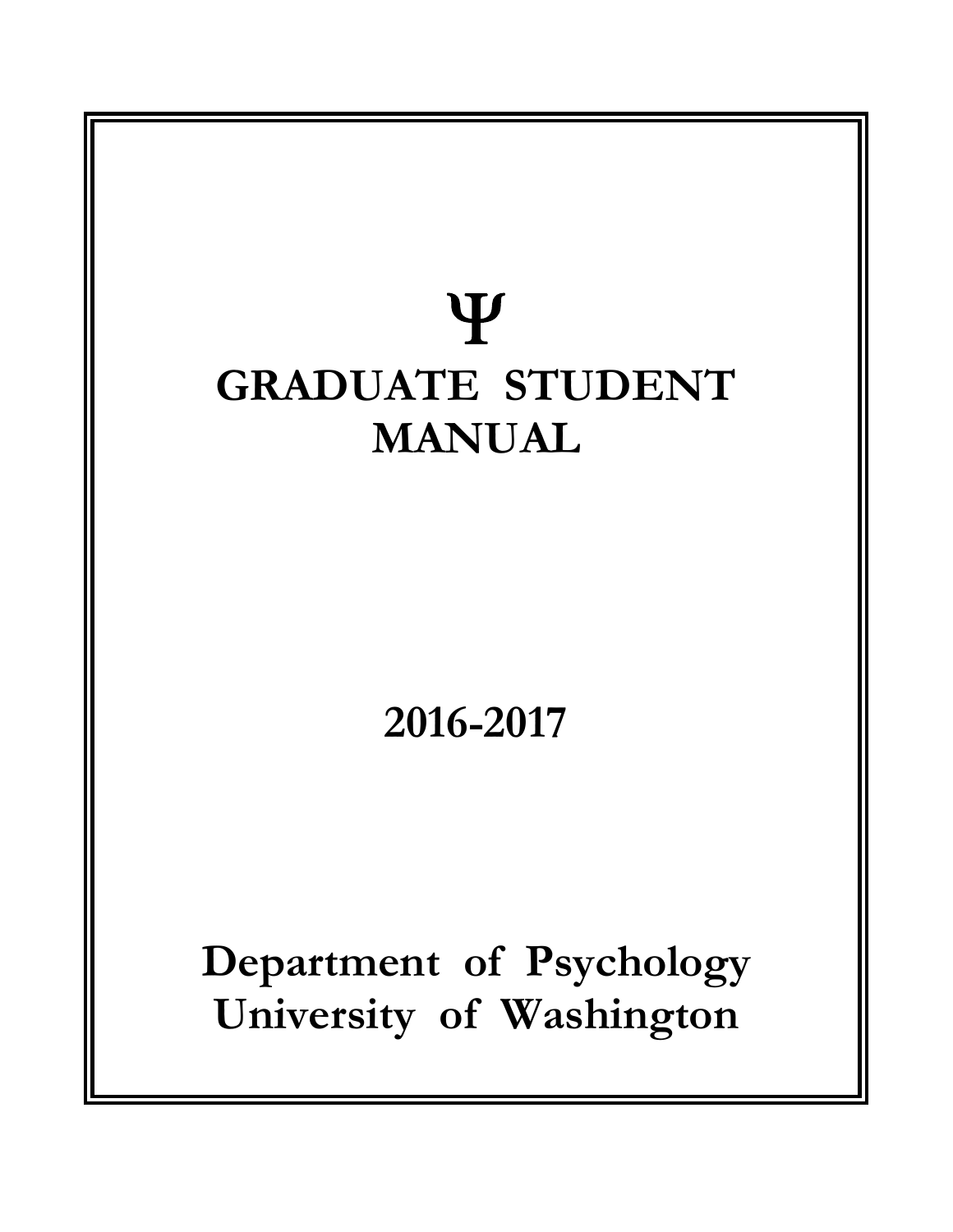# Ψ

# GRADUATE STUDENT MANUAL

## 2016-2017

## Department of Psychology
## University of Washington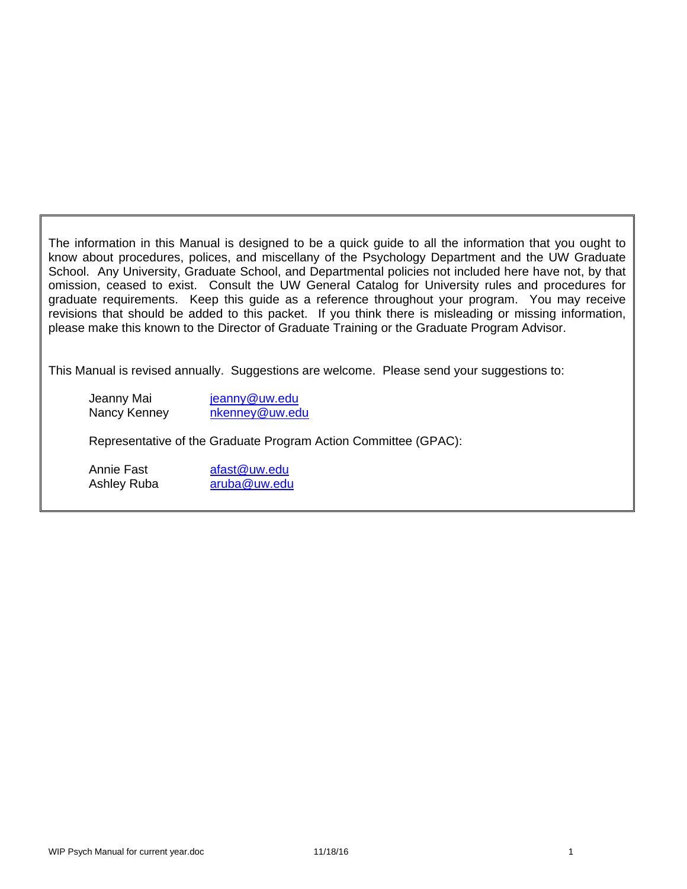The information in this Manual is designed to be a quick guide to all the information that you ought to know about procedures, polices, and miscellany of the Psychology Department and the UW Graduate School. Any University, Graduate School, and Departmental policies not included here have not, by that omission, ceased to exist. Consult the UW General Catalog for University rules and procedures for graduate requirements. Keep this guide as a reference throughout your program. You may receive revisions that should be added to this packet. If you think there is misleading or missing information, please make this known to the Director of Graduate Training or the Graduate Program Advisor.

This Manual is revised annually. Suggestions are welcome. Please send your suggestions to:

Jeanny Mai jeanny@uw.edu
Nancy Kenney nkenney@uw.edu

Representative of the Graduate Program Action Committee (GPAC):

Annie Fast afast@uw.edu
Ashley Ruba aruba@uw.edu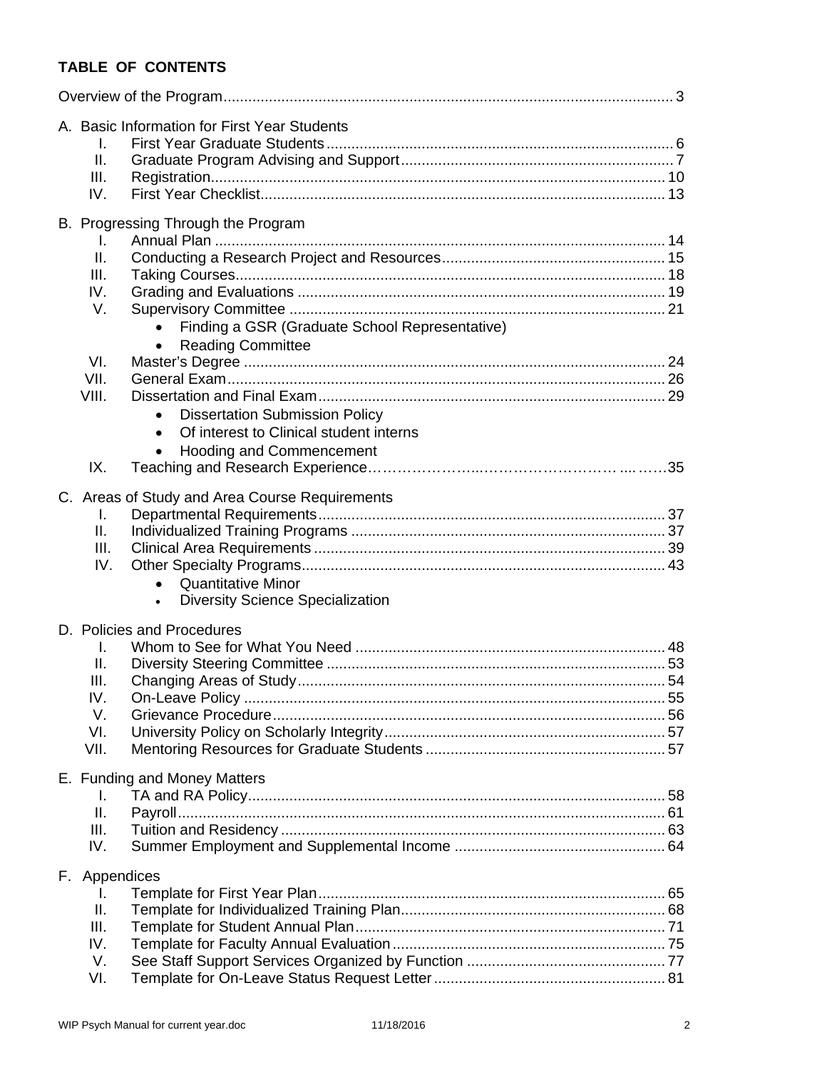**TABLE OF CONTENTS**

Overview of the Program ... 3

A. Basic Information for First Year Students
- I. First Year Graduate Students ... 6
- II. Graduate Program Advising and Support ... 7
- III. Registration ... 10
- IV. First Year Checklist ... 13

B. Progressing Through the Program
- I. Annual Plan ... 14
- II. Conducting a Research Project and Resources ... 15
- III. Taking Courses ... 18
- IV. Grading and Evaluations ... 19
- V. Supervisory Committee ... 21
  - Finding a GSR (Graduate School Representative)
  - Reading Committee
- VI. Master's Degree ... 24
- VII. General Exam ... 26
- VIII. Dissertation and Final Exam ... 29
  - Dissertation Submission Policy
  - Of interest to Clinical student interns
  - Hooding and Commencement
- IX. Teaching and Research Experience ... 35

C. Areas of Study and Area Course Requirements
- I. Departmental Requirements ... 37
- II. Individualized Training Programs ... 37
- III. Clinical Area Requirements ... 39
- IV. Other Specialty Programs ... 43
  - Quantitative Minor
  - Diversity Science Specialization

D. Policies and Procedures
- I. Whom to See for What You Need ... 48
- II. Diversity Steering Committee ... 53
- III. Changing Areas of Study ... 54
- IV. On-Leave Policy ... 55
- V. Grievance Procedure ... 56
- VI. University Policy on Scholarly Integrity ... 57
- VII. Mentoring Resources for Graduate Students ... 57

E. Funding and Money Matters
- I. TA and RA Policy ... 58
- II. Payroll ... 61
- III. Tuition and Residency ... 63
- IV. Summer Employment and Supplemental Income ... 64

F. Appendices
- I. Template for First Year Plan ... 65
- II. Template for Individualized Training Plan ... 68
- III. Template for Student Annual Plan ... 71
- IV. Template for Faculty Annual Evaluation ... 75
- V. See Staff Support Services Organized by Function ... 77
- VI. Template for On-Leave Status Request Letter ... 81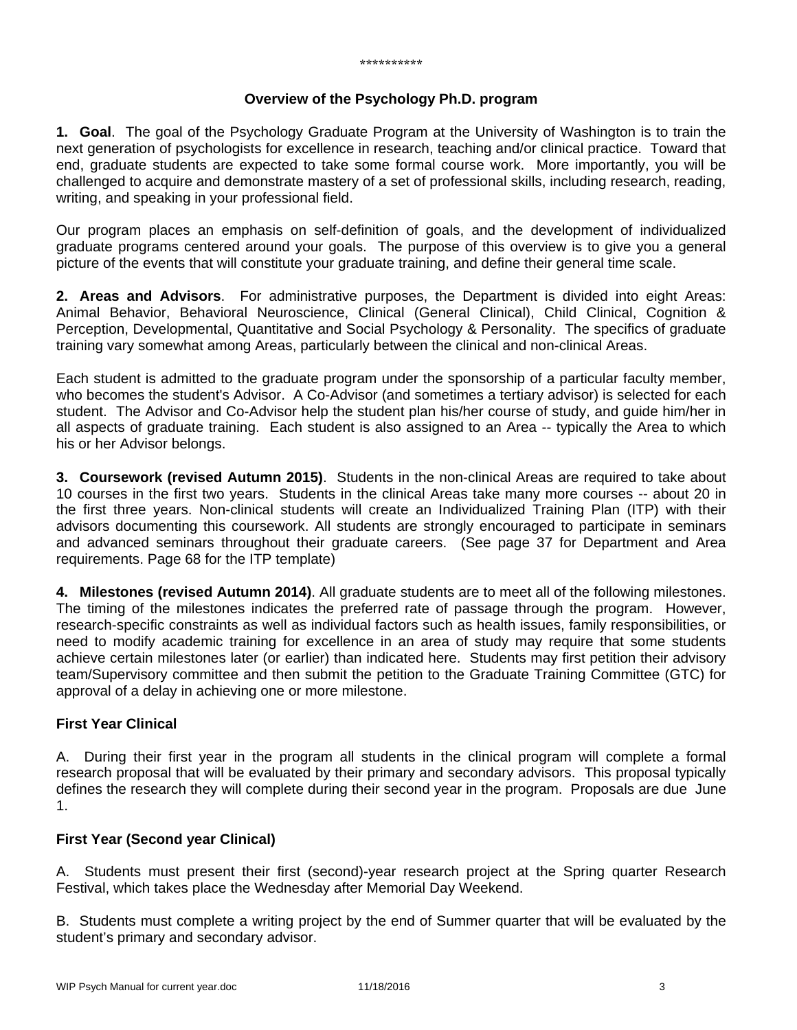\*\*\*\*\*\*\*\*\*\*

## Overview of the Psychology Ph.D. program

**1. Goal**. The goal of the Psychology Graduate Program at the University of Washington is to train the next generation of psychologists for excellence in research, teaching and/or clinical practice. Toward that end, graduate students are expected to take some formal course work. More importantly, you will be challenged to acquire and demonstrate mastery of a set of professional skills, including research, reading, writing, and speaking in your professional field.

Our program places an emphasis on self-definition of goals, and the development of individualized graduate programs centered around your goals. The purpose of this overview is to give you a general picture of the events that will constitute your graduate training, and define their general time scale.

**2. Areas and Advisors**. For administrative purposes, the Department is divided into eight Areas: Animal Behavior, Behavioral Neuroscience, Clinical (General Clinical), Child Clinical, Cognition & Perception, Developmental, Quantitative and Social Psychology & Personality. The specifics of graduate training vary somewhat among Areas, particularly between the clinical and non-clinical Areas.

Each student is admitted to the graduate program under the sponsorship of a particular faculty member, who becomes the student's Advisor. A Co-Advisor (and sometimes a tertiary advisor) is selected for each student. The Advisor and Co-Advisor help the student plan his/her course of study, and guide him/her in all aspects of graduate training. Each student is also assigned to an Area -- typically the Area to which his or her Advisor belongs.

**3. Coursework (revised Autumn 2015)**. Students in the non-clinical Areas are required to take about 10 courses in the first two years. Students in the clinical Areas take many more courses -- about 20 in the first three years. Non-clinical students will create an Individualized Training Plan (ITP) with their advisors documenting this coursework. All students are strongly encouraged to participate in seminars and advanced seminars throughout their graduate careers. (See page 37 for Department and Area requirements. Page 68 for the ITP template)

**4. Milestones (revised Autumn 2014)**. All graduate students are to meet all of the following milestones. The timing of the milestones indicates the preferred rate of passage through the program. However, research-specific constraints as well as individual factors such as health issues, family responsibilities, or need to modify academic training for excellence in an area of study may require that some students achieve certain milestones later (or earlier) than indicated here. Students may first petition their advisory team/Supervisory committee and then submit the petition to the Graduate Training Committee (GTC) for approval of a delay in achieving one or more milestone.

### First Year Clinical

A. During their first year in the program all students in the clinical program will complete a formal research proposal that will be evaluated by their primary and secondary advisors. This proposal typically defines the research they will complete during their second year in the program. Proposals are due June 1.

### First Year (Second year Clinical)

A. Students must present their first (second)-year research project at the Spring quarter Research Festival, which takes place the Wednesday after Memorial Day Weekend.

B. Students must complete a writing project by the end of Summer quarter that will be evaluated by the student's primary and secondary advisor.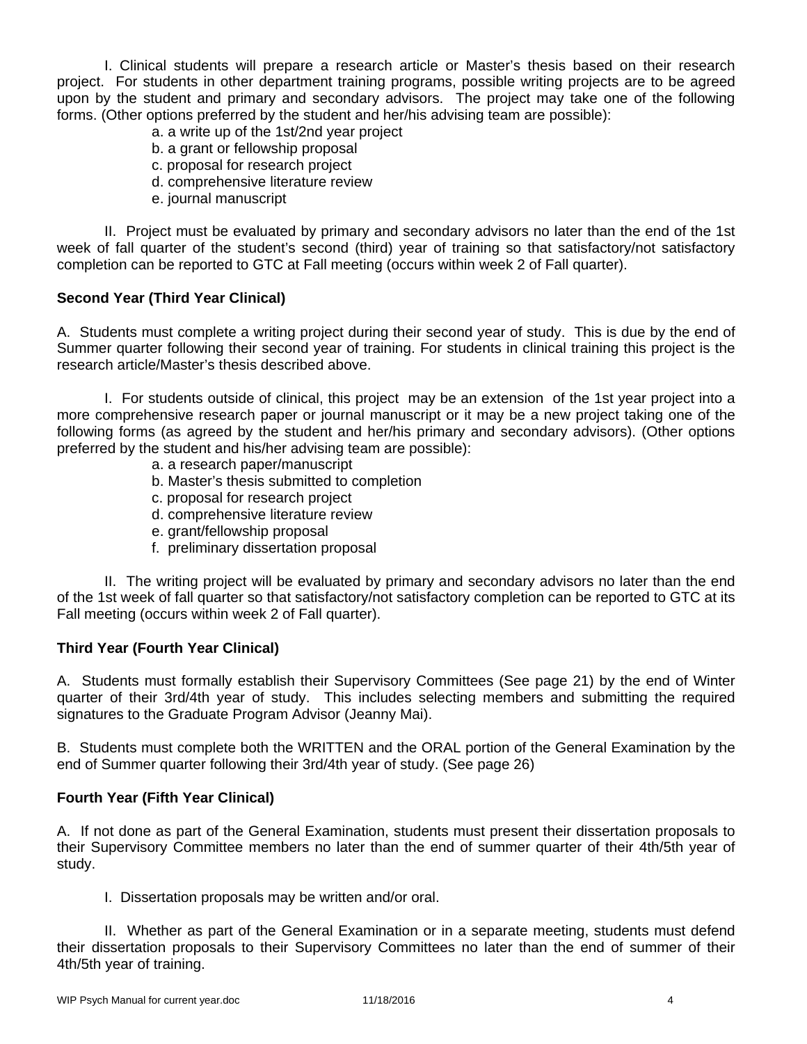I. Clinical students will prepare a research article or Master's thesis based on their research project. For students in other department training programs, possible writing projects are to be agreed upon by the student and primary and secondary advisors. The project may take one of the following forms. (Other options preferred by the student and her/his advising team are possible):

a. a write up of the 1st/2nd year project
b. a grant or fellowship proposal
c. proposal for research project
d. comprehensive literature review
e. journal manuscript

II. Project must be evaluated by primary and secondary advisors no later than the end of the 1st week of fall quarter of the student's second (third) year of training so that satisfactory/not satisfactory completion can be reported to GTC at Fall meeting (occurs within week 2 of Fall quarter).

**Second Year (Third Year Clinical)**

A. Students must complete a writing project during their second year of study. This is due by the end of Summer quarter following their second year of training. For students in clinical training this project is the research article/Master's thesis described above.

I. For students outside of clinical, this project may be an extension of the 1st year project into a more comprehensive research paper or journal manuscript or it may be a new project taking one of the following forms (as agreed by the student and her/his primary and secondary advisors). (Other options preferred by the student and his/her advising team are possible):

a. a research paper/manuscript
b. Master's thesis submitted to completion
c. proposal for research project
d. comprehensive literature review
e. grant/fellowship proposal
f. preliminary dissertation proposal

II. The writing project will be evaluated by primary and secondary advisors no later than the end of the 1st week of fall quarter so that satisfactory/not satisfactory completion can be reported to GTC at its Fall meeting (occurs within week 2 of Fall quarter).

**Third Year (Fourth Year Clinical)**

A. Students must formally establish their Supervisory Committees (See page 21) by the end of Winter quarter of their 3rd/4th year of study. This includes selecting members and submitting the required signatures to the Graduate Program Advisor (Jeanny Mai).

B. Students must complete both the WRITTEN and the ORAL portion of the General Examination by the end of Summer quarter following their 3rd/4th year of study. (See page 26)

**Fourth Year (Fifth Year Clinical)**

A. If not done as part of the General Examination, students must present their dissertation proposals to their Supervisory Committee members no later than the end of summer quarter of their 4th/5th year of study.

I. Dissertation proposals may be written and/or oral.

II. Whether as part of the General Examination or in a separate meeting, students must defend their dissertation proposals to their Supervisory Committees no later than the end of summer of their 4th/5th year of training.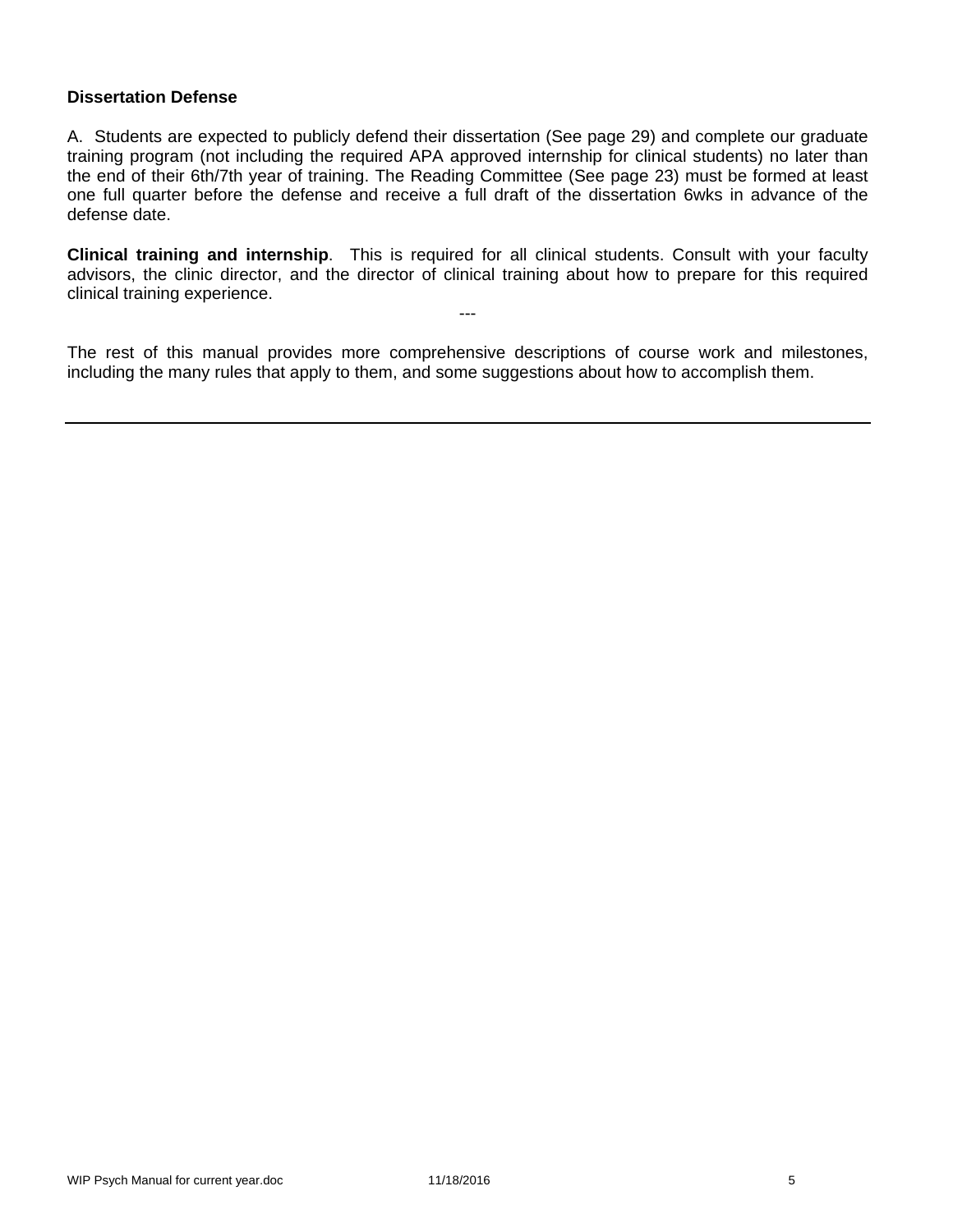**Dissertation Defense**

A. Students are expected to publicly defend their dissertation (See page 29) and complete our graduate training program (not including the required APA approved internship for clinical students) no later than the end of their 6th/7th year of training. The Reading Committee (See page 23) must be formed at least one full quarter before the defense and receive a full draft of the dissertation 6wks in advance of the defense date.

**Clinical training and internship**. This is required for all clinical students. Consult with your faculty advisors, the clinic director, and the director of clinical training about how to prepare for this required clinical training experience.

---

The rest of this manual provides more comprehensive descriptions of course work and milestones, including the many rules that apply to them, and some suggestions about how to accomplish them.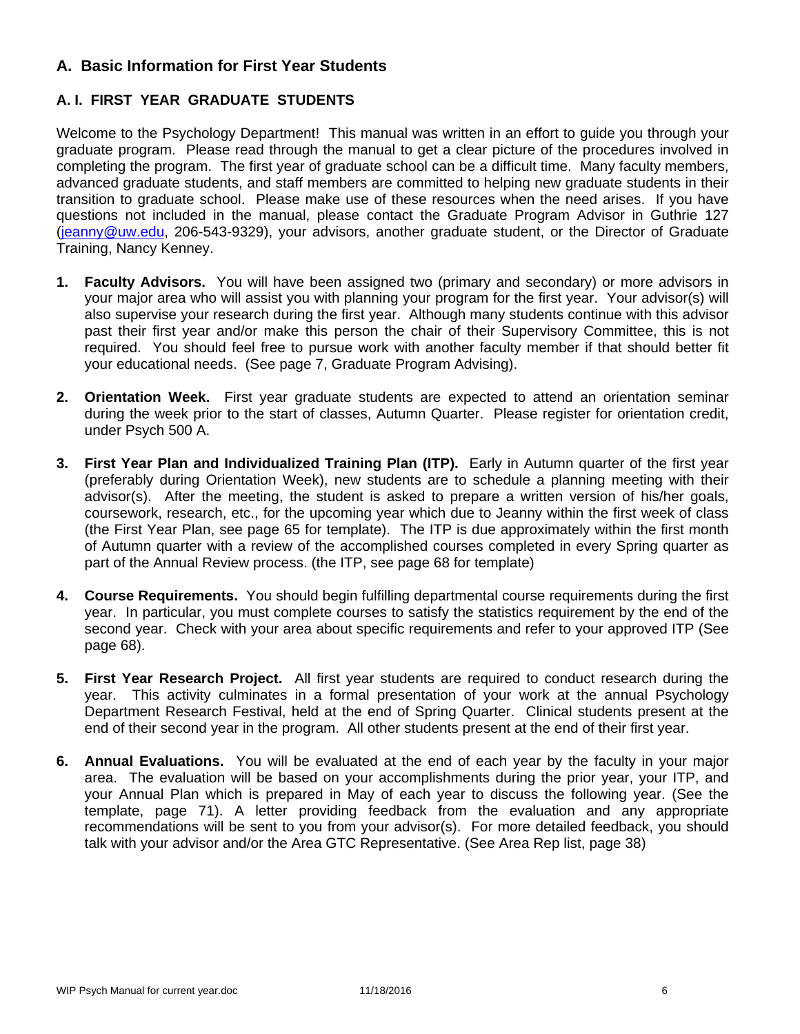## A. Basic Information for First Year Students

### A. I. FIRST YEAR GRADUATE STUDENTS

Welcome to the Psychology Department! This manual was written in an effort to guide you through your graduate program. Please read through the manual to get a clear picture of the procedures involved in completing the program. The first year of graduate school can be a difficult time. Many faculty members, advanced graduate students, and staff members are committed to helping new graduate students in their transition to graduate school. Please make use of these resources when the need arises. If you have questions not included in the manual, please contact the Graduate Program Advisor in Guthrie 127 (jeanny@uw.edu, 206-543-9329), your advisors, another graduate student, or the Director of Graduate Training, Nancy Kenney.

1. **Faculty Advisors.** You will have been assigned two (primary and secondary) or more advisors in your major area who will assist you with planning your program for the first year. Your advisor(s) will also supervise your research during the first year. Although many students continue with this advisor past their first year and/or make this person the chair of their Supervisory Committee, this is not required. You should feel free to pursue work with another faculty member if that should better fit your educational needs. (See page 7, Graduate Program Advising).

2. **Orientation Week.** First year graduate students are expected to attend an orientation seminar during the week prior to the start of classes, Autumn Quarter. Please register for orientation credit, under Psych 500 A.

3. **First Year Plan and Individualized Training Plan (ITP).** Early in Autumn quarter of the first year (preferably during Orientation Week), new students are to schedule a planning meeting with their advisor(s). After the meeting, the student is asked to prepare a written version of his/her goals, coursework, research, etc., for the upcoming year which due to Jeanny within the first week of class (the First Year Plan, see page 65 for template). The ITP is due approximately within the first month of Autumn quarter with a review of the accomplished courses completed in every Spring quarter as part of the Annual Review process. (the ITP, see page 68 for template)

4. **Course Requirements.** You should begin fulfilling departmental course requirements during the first year. In particular, you must complete courses to satisfy the statistics requirement by the end of the second year. Check with your area about specific requirements and refer to your approved ITP (See page 68).

5. **First Year Research Project.** All first year students are required to conduct research during the year. This activity culminates in a formal presentation of your work at the annual Psychology Department Research Festival, held at the end of Spring Quarter. Clinical students present at the end of their second year in the program. All other students present at the end of their first year.

6. **Annual Evaluations.** You will be evaluated at the end of each year by the faculty in your major area. The evaluation will be based on your accomplishments during the prior year, your ITP, and your Annual Plan which is prepared in May of each year to discuss the following year. (See the template, page 71). A letter providing feedback from the evaluation and any appropriate recommendations will be sent to you from your advisor(s). For more detailed feedback, you should talk with your advisor and/or the Area GTC Representative. (See Area Rep list, page 38)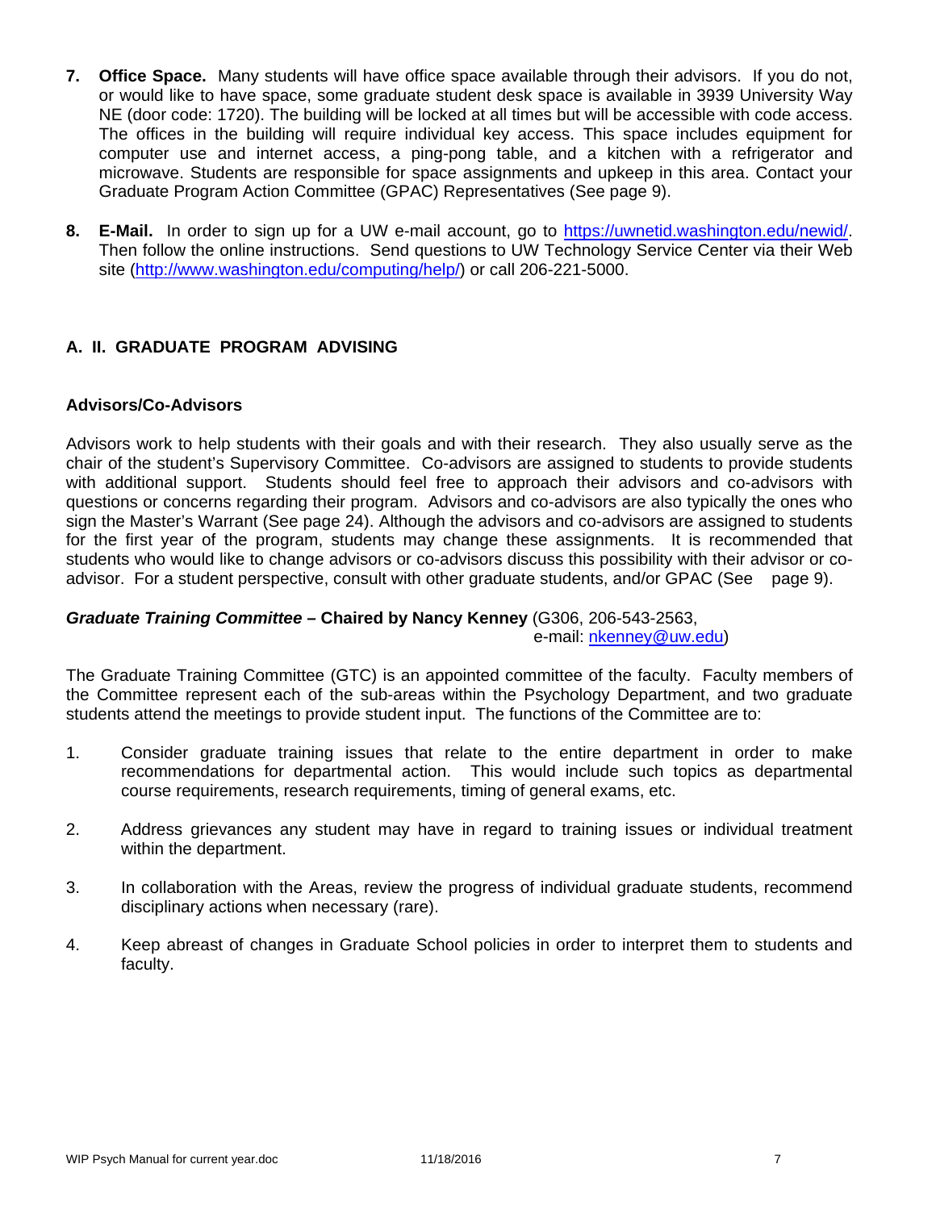7. **Office Space.** Many students will have office space available through their advisors. If you do not, or would like to have space, some graduate student desk space is available in 3939 University Way NE (door code: 1720). The building will be locked at all times but will be accessible with code access. The offices in the building will require individual key access. This space includes equipment for computer use and internet access, a ping-pong table, and a kitchen with a refrigerator and microwave. Students are responsible for space assignments and upkeep in this area. Contact your Graduate Program Action Committee (GPAC) Representatives (See page 9).

8. **E-Mail.** In order to sign up for a UW e-mail account, go to https://uwnetid.washington.edu/newid/. Then follow the online instructions. Send questions to UW Technology Service Center via their Web site (http://www.washington.edu/computing/help/) or call 206-221-5000.

## A. II. GRADUATE PROGRAM ADVISING

### Advisors/Co-Advisors

Advisors work to help students with their goals and with their research. They also usually serve as the chair of the student's Supervisory Committee. Co-advisors are assigned to students to provide students with additional support. Students should feel free to approach their advisors and co-advisors with questions or concerns regarding their program. Advisors and co-advisors are also typically the ones who sign the Master's Warrant (See page 24). Although the advisors and co-advisors are assigned to students for the first year of the program, students may change these assignments. It is recommended that students who would like to change advisors or co-advisors discuss this possibility with their advisor or co-advisor. For a student perspective, consult with other graduate students, and/or GPAC (See page 9).

***Graduate Training Committee* – Chaired by Nancy Kenney** (G306, 206-543-2563, e-mail: nkenney@uw.edu)

The Graduate Training Committee (GTC) is an appointed committee of the faculty. Faculty members of the Committee represent each of the sub-areas within the Psychology Department, and two graduate students attend the meetings to provide student input. The functions of the Committee are to:

1. Consider graduate training issues that relate to the entire department in order to make recommendations for departmental action. This would include such topics as departmental course requirements, research requirements, timing of general exams, etc.

2. Address grievances any student may have in regard to training issues or individual treatment within the department.

3. In collaboration with the Areas, review the progress of individual graduate students, recommend disciplinary actions when necessary (rare).

4. Keep abreast of changes in Graduate School policies in order to interpret them to students and faculty.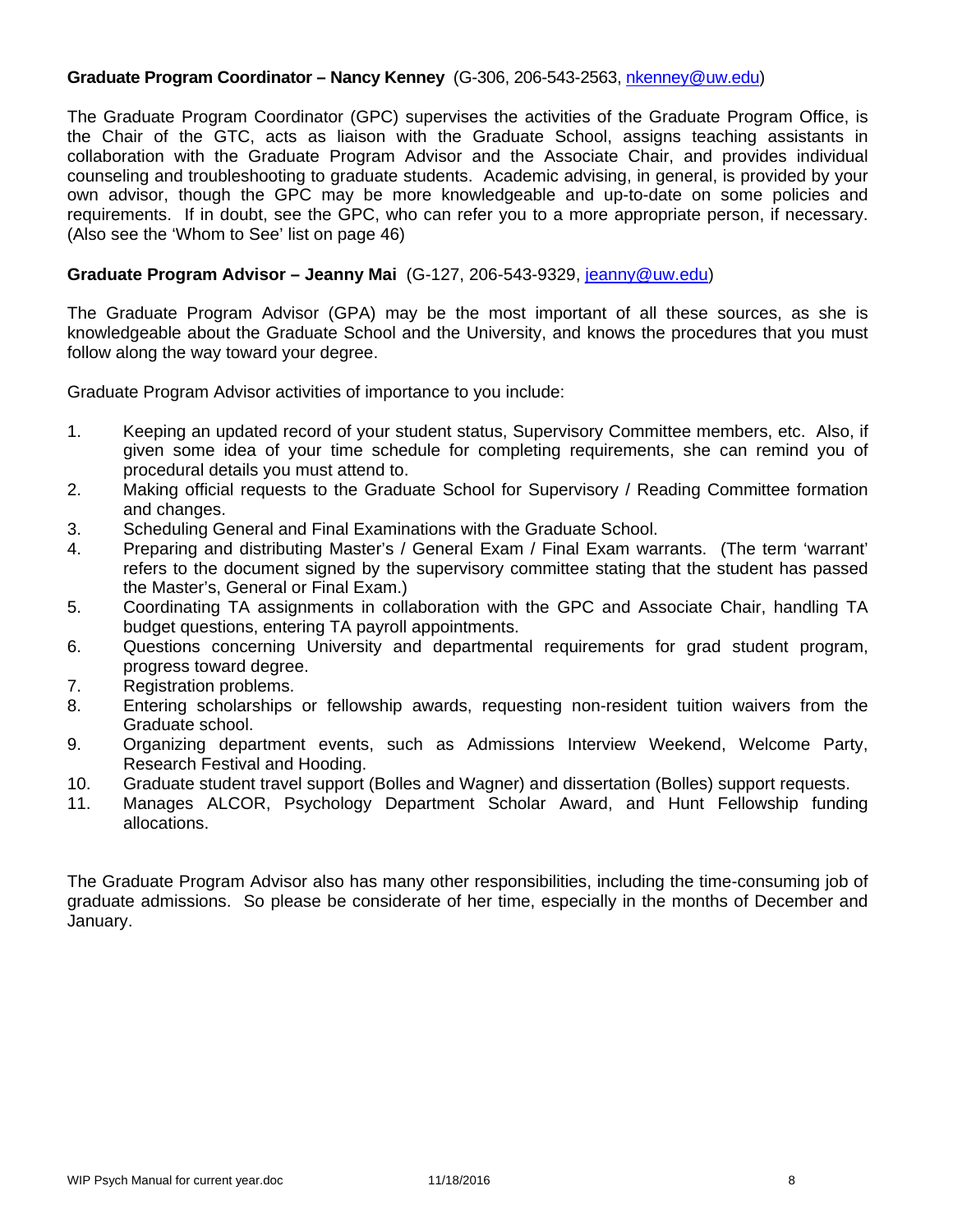**Graduate Program Coordinator – Nancy Kenney** (G-306, 206-543-2563, nkenney@uw.edu)

The Graduate Program Coordinator (GPC) supervises the activities of the Graduate Program Office, is the Chair of the GTC, acts as liaison with the Graduate School, assigns teaching assistants in collaboration with the Graduate Program Advisor and the Associate Chair, and provides individual counseling and troubleshooting to graduate students. Academic advising, in general, is provided by your own advisor, though the GPC may be more knowledgeable and up-to-date on some policies and requirements. If in doubt, see the GPC, who can refer you to a more appropriate person, if necessary. (Also see the 'Whom to See' list on page 46)

**Graduate Program Advisor – Jeanny Mai** (G-127, 206-543-9329, jeanny@uw.edu)

The Graduate Program Advisor (GPA) may be the most important of all these sources, as she is knowledgeable about the Graduate School and the University, and knows the procedures that you must follow along the way toward your degree.

Graduate Program Advisor activities of importance to you include:

1. Keeping an updated record of your student status, Supervisory Committee members, etc. Also, if given some idea of your time schedule for completing requirements, she can remind you of procedural details you must attend to.
2. Making official requests to the Graduate School for Supervisory / Reading Committee formation and changes.
3. Scheduling General and Final Examinations with the Graduate School.
4. Preparing and distributing Master's / General Exam / Final Exam warrants. (The term 'warrant' refers to the document signed by the supervisory committee stating that the student has passed the Master's, General or Final Exam.)
5. Coordinating TA assignments in collaboration with the GPC and Associate Chair, handling TA budget questions, entering TA payroll appointments.
6. Questions concerning University and departmental requirements for grad student program, progress toward degree.
7. Registration problems.
8. Entering scholarships or fellowship awards, requesting non-resident tuition waivers from the Graduate school.
9. Organizing department events, such as Admissions Interview Weekend, Welcome Party, Research Festival and Hooding.
10. Graduate student travel support (Bolles and Wagner) and dissertation (Bolles) support requests.
11. Manages ALCOR, Psychology Department Scholar Award, and Hunt Fellowship funding allocations.

The Graduate Program Advisor also has many other responsibilities, including the time-consuming job of graduate admissions. So please be considerate of her time, especially in the months of December and January.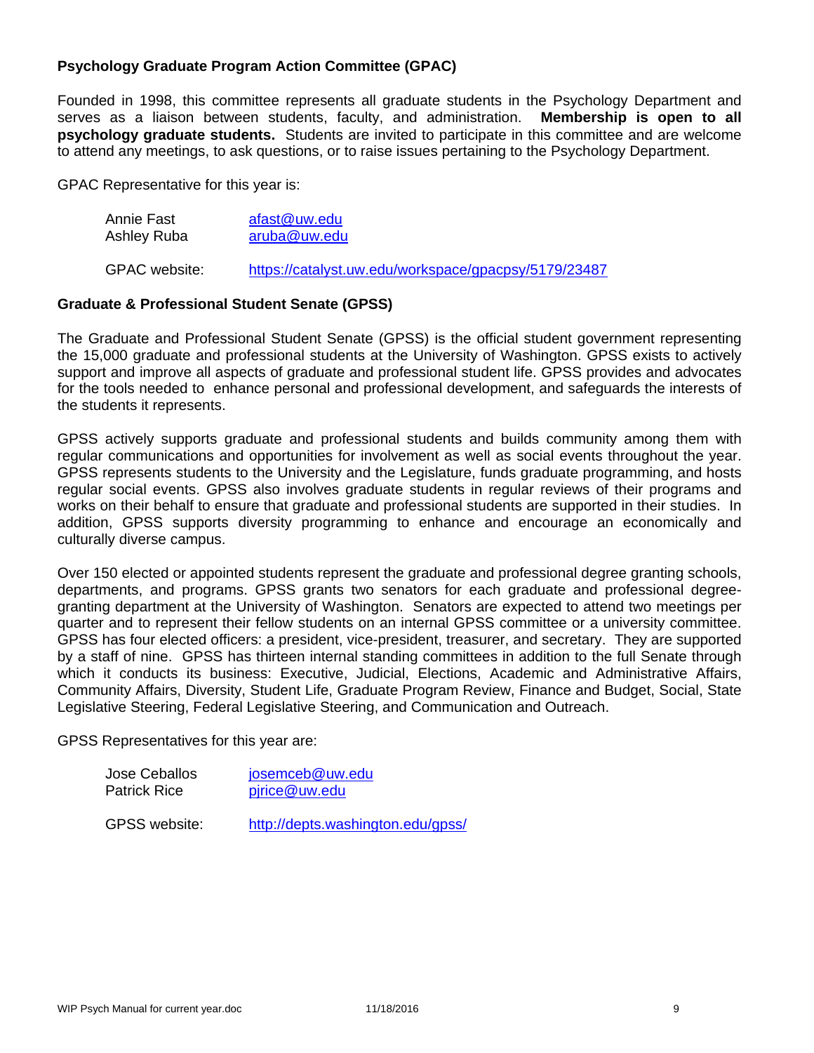### Psychology Graduate Program Action Committee (GPAC)

Founded in 1998, this committee represents all graduate students in the Psychology Department and serves as a liaison between students, faculty, and administration. **Membership is open to all psychology graduate students.** Students are invited to participate in this committee and are welcome to attend any meetings, to ask questions, or to raise issues pertaining to the Psychology Department.

GPAC Representative for this year is:

| | |
|---|---|
| Annie Fast | afast@uw.edu |
| Ashley Ruba | aruba@uw.edu |

GPAC website: https://catalyst.uw.edu/workspace/gpacpsy/5179/23487

### Graduate & Professional Student Senate (GPSS)

The Graduate and Professional Student Senate (GPSS) is the official student government representing the 15,000 graduate and professional students at the University of Washington. GPSS exists to actively support and improve all aspects of graduate and professional student life. GPSS provides and advocates for the tools needed to enhance personal and professional development, and safeguards the interests of the students it represents.

GPSS actively supports graduate and professional students and builds community among them with regular communications and opportunities for involvement as well as social events throughout the year. GPSS represents students to the University and the Legislature, funds graduate programming, and hosts regular social events. GPSS also involves graduate students in regular reviews of their programs and works on their behalf to ensure that graduate and professional students are supported in their studies. In addition, GPSS supports diversity programming to enhance and encourage an economically and culturally diverse campus.

Over 150 elected or appointed students represent the graduate and professional degree granting schools, departments, and programs. GPSS grants two senators for each graduate and professional degree-granting department at the University of Washington. Senators are expected to attend two meetings per quarter and to represent their fellow students on an internal GPSS committee or a university committee. GPSS has four elected officers: a president, vice-president, treasurer, and secretary. They are supported by a staff of nine. GPSS has thirteen internal standing committees in addition to the full Senate through which it conducts its business: Executive, Judicial, Elections, Academic and Administrative Affairs, Community Affairs, Diversity, Student Life, Graduate Program Review, Finance and Budget, Social, State Legislative Steering, Federal Legislative Steering, and Communication and Outreach.

GPSS Representatives for this year are:

| | |
|---|---|
| Jose Ceballos | josemceb@uw.edu |
| Patrick Rice | pjrice@uw.edu |

GPSS website: http://depts.washington.edu/gpss/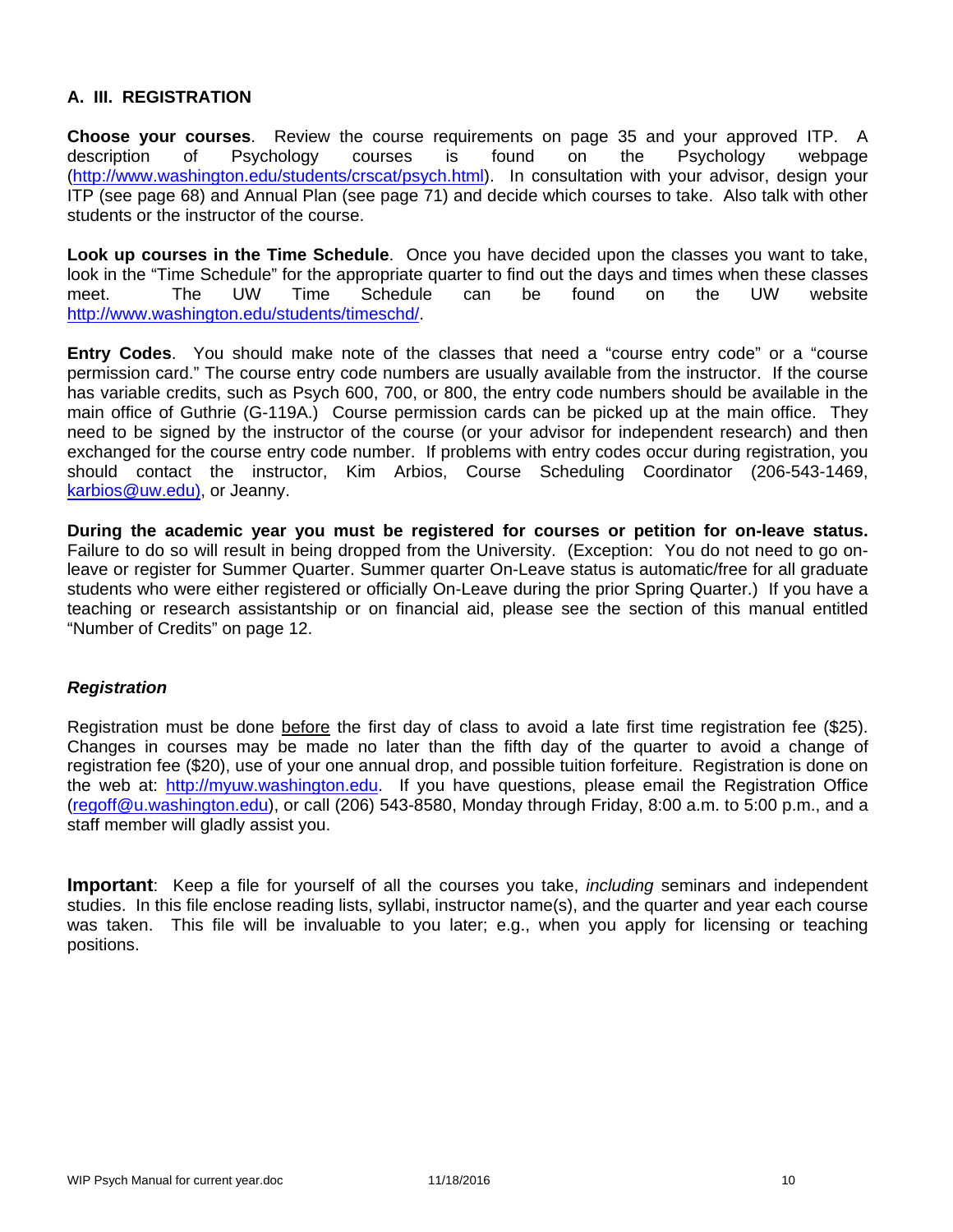## A. III. REGISTRATION

**Choose your courses**. Review the course requirements on page 35 and your approved ITP. A description of Psychology courses is found on the Psychology webpage (http://www.washington.edu/students/crscat/psych.html). In consultation with your advisor, design your ITP (see page 68) and Annual Plan (see page 71) and decide which courses to take. Also talk with other students or the instructor of the course.

**Look up courses in the Time Schedule**. Once you have decided upon the classes you want to take, look in the "Time Schedule" for the appropriate quarter to find out the days and times when these classes meet. The UW Time Schedule can be found on the UW website http://www.washington.edu/students/timeschd/.

**Entry Codes**. You should make note of the classes that need a "course entry code" or a "course permission card." The course entry code numbers are usually available from the instructor. If the course has variable credits, such as Psych 600, 700, or 800, the entry code numbers should be available in the main office of Guthrie (G-119A.) Course permission cards can be picked up at the main office. They need to be signed by the instructor of the course (or your advisor for independent research) and then exchanged for the course entry code number. If problems with entry codes occur during registration, you should contact the instructor, Kim Arbios, Course Scheduling Coordinator (206-543-1469, karbios@uw.edu), or Jeanny.

**During the academic year you must be registered for courses or petition for on-leave status.** Failure to do so will result in being dropped from the University. (Exception: You do not need to go on-leave or register for Summer Quarter. Summer quarter On-Leave status is automatic/free for all graduate students who were either registered or officially On-Leave during the prior Spring Quarter.) If you have a teaching or research assistantship or on financial aid, please see the section of this manual entitled "Number of Credits" on page 12.

### *Registration*

Registration must be done before the first day of class to avoid a late first time registration fee ($25). Changes in courses may be made no later than the fifth day of the quarter to avoid a change of registration fee ($20), use of your one annual drop, and possible tuition forfeiture. Registration is done on the web at: http://myuw.washington.edu. If you have questions, please email the Registration Office (regoff@u.washington.edu), or call (206) 543-8580, Monday through Friday, 8:00 a.m. to 5:00 p.m., and a staff member will gladly assist you.

**Important**: Keep a file for yourself of all the courses you take, *including* seminars and independent studies. In this file enclose reading lists, syllabi, instructor name(s), and the quarter and year each course was taken. This file will be invaluable to you later; e.g., when you apply for licensing or teaching positions.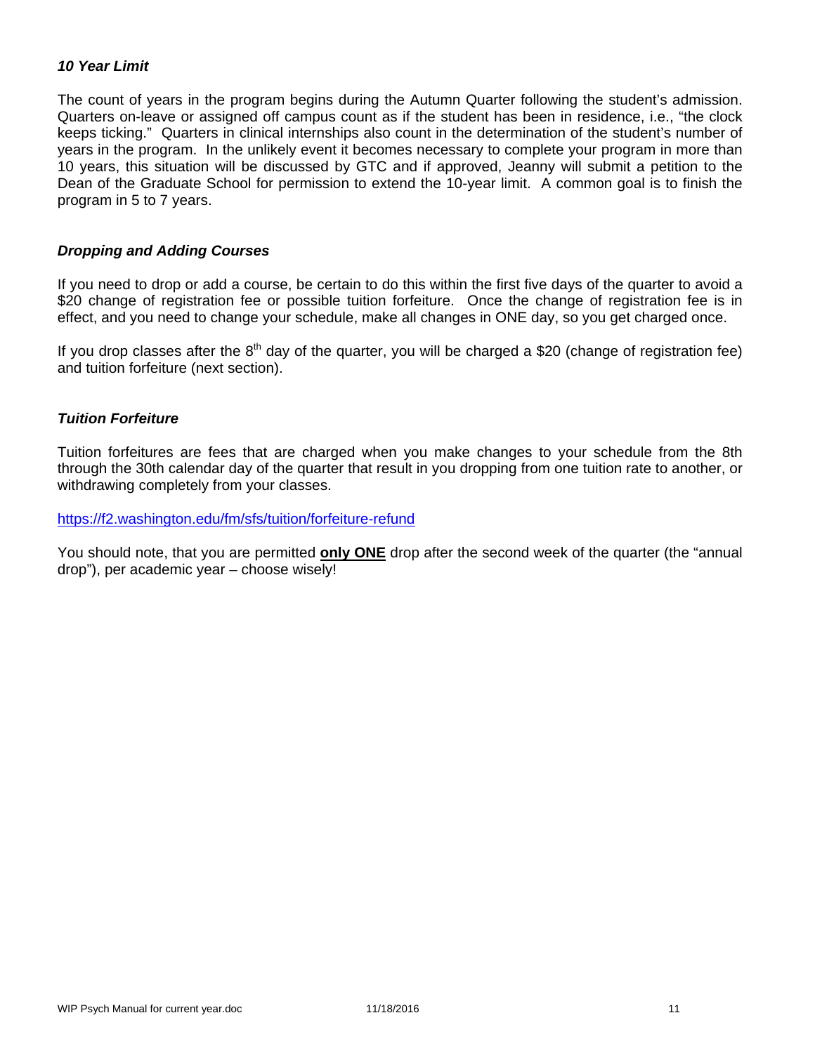### *10 Year Limit*

The count of years in the program begins during the Autumn Quarter following the student's admission. Quarters on-leave or assigned off campus count as if the student has been in residence, i.e., "the clock keeps ticking." Quarters in clinical internships also count in the determination of the student's number of years in the program. In the unlikely event it becomes necessary to complete your program in more than 10 years, this situation will be discussed by GTC and if approved, Jeanny will submit a petition to the Dean of the Graduate School for permission to extend the 10-year limit. A common goal is to finish the program in 5 to 7 years.

### *Dropping and Adding Courses*

If you need to drop or add a course, be certain to do this within the first five days of the quarter to avoid a $20 change of registration fee or possible tuition forfeiture. Once the change of registration fee is in effect, and you need to change your schedule, make all changes in ONE day, so you get charged once.

If you drop classes after the 8th day of the quarter, you will be charged a $20 (change of registration fee) and tuition forfeiture (next section).

### *Tuition Forfeiture*

Tuition forfeitures are fees that are charged when you make changes to your schedule from the 8th through the 30th calendar day of the quarter that result in you dropping from one tuition rate to another, or withdrawing completely from your classes.

https://f2.washington.edu/fm/sfs/tuition/forfeiture-refund

You should note, that you are permitted **only ONE** drop after the second week of the quarter (the "annual drop"), per academic year – choose wisely!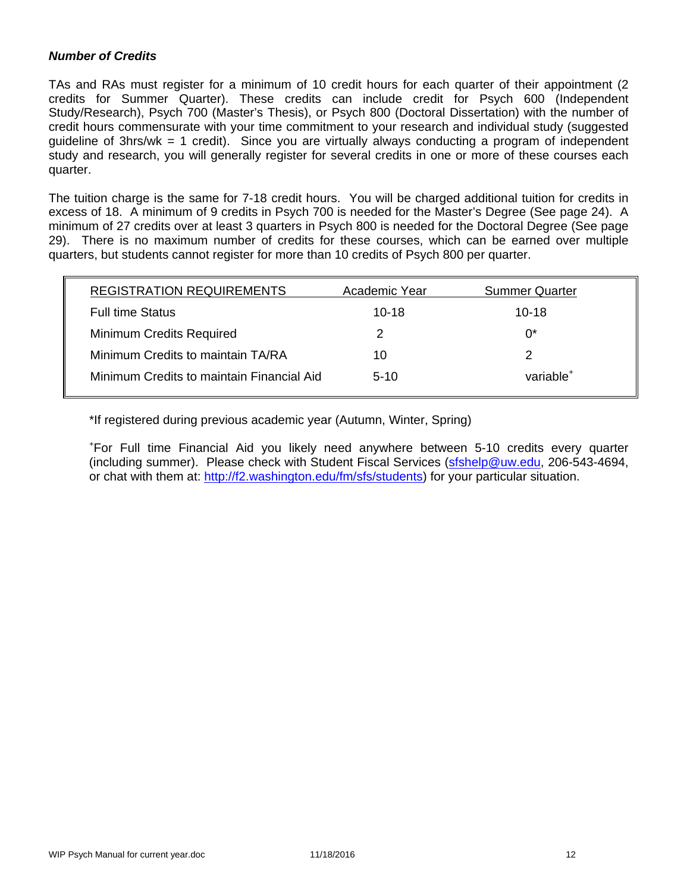***Number of Credits***

TAs and RAs must register for a minimum of 10 credit hours for each quarter of their appointment (2 credits for Summer Quarter). These credits can include credit for Psych 600 (Independent Study/Research), Psych 700 (Master's Thesis), or Psych 800 (Doctoral Dissertation) with the number of credit hours commensurate with your time commitment to your research and individual study (suggested guideline of 3hrs/wk = 1 credit). Since you are virtually always conducting a program of independent study and research, you will generally register for several credits in one or more of these courses each quarter.

The tuition charge is the same for 7-18 credit hours. You will be charged additional tuition for credits in excess of 18. A minimum of 9 credits in Psych 700 is needed for the Master's Degree (See page 24). A minimum of 27 credits over at least 3 quarters in Psych 800 is needed for the Doctoral Degree (See page 29). There is no maximum number of credits for these courses, which can be earned over multiple quarters, but students cannot register for more than 10 credits of Psych 800 per quarter.

| REGISTRATION REQUIREMENTS | Academic Year | Summer Quarter |
|---|---|---|
| Full time Status | 10-18 | 10-18 |
| Minimum Credits Required | 2 | 0* |
| Minimum Credits to maintain TA/RA | 10 | 2 |
| Minimum Credits to maintain Financial Aid | 5-10 | variable[+] |

*If registered during previous academic year (Autumn, Winter, Spring)

[+]For Full time Financial Aid you likely need anywhere between 5-10 credits every quarter (including summer). Please check with Student Fiscal Services (sfshelp@uw.edu, 206-543-4694, or chat with them at: http://f2.washington.edu/fm/sfs/students) for your particular situation.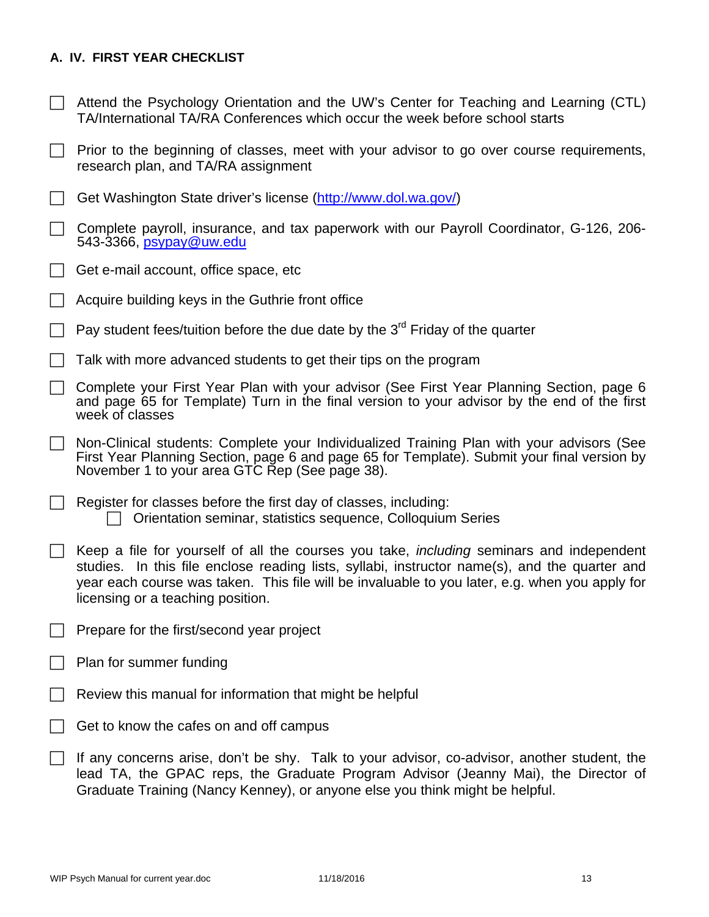### A. IV. FIRST YEAR CHECKLIST

- [ ] Attend the Psychology Orientation and the UW's Center for Teaching and Learning (CTL) TA/International TA/RA Conferences which occur the week before school starts
- [ ] Prior to the beginning of classes, meet with your advisor to go over course requirements, research plan, and TA/RA assignment
- [ ] Get Washington State driver's license (http://www.dol.wa.gov/)
- [ ] Complete payroll, insurance, and tax paperwork with our Payroll Coordinator, G-126, 206-543-3366, psypay@uw.edu
- [ ] Get e-mail account, office space, etc
- [ ] Acquire building keys in the Guthrie front office
- [ ] Pay student fees/tuition before the due date by the 3rd Friday of the quarter
- [ ] Talk with more advanced students to get their tips on the program
- [ ] Complete your First Year Plan with your advisor (See First Year Planning Section, page 6 and page 65 for Template) Turn in the final version to your advisor by the end of the first week of classes
- [ ] Non-Clinical students: Complete your Individualized Training Plan with your advisors (See First Year Planning Section, page 6 and page 65 for Template). Submit your final version by November 1 to your area GTC Rep (See page 38).
- [ ] Register for classes before the first day of classes, including:
  - [ ] Orientation seminar, statistics sequence, Colloquium Series
- [ ] Keep a file for yourself of all the courses you take, *including* seminars and independent studies. In this file enclose reading lists, syllabi, instructor name(s), and the quarter and year each course was taken. This file will be invaluable to you later, e.g. when you apply for licensing or a teaching position.
- [ ] Prepare for the first/second year project
- [ ] Plan for summer funding
- [ ] Review this manual for information that might be helpful
- [ ] Get to know the cafes on and off campus
- [ ] If any concerns arise, don't be shy. Talk to your advisor, co-advisor, another student, the lead TA, the GPAC reps, the Graduate Program Advisor (Jeanny Mai), the Director of Graduate Training (Nancy Kenney), or anyone else you think might be helpful.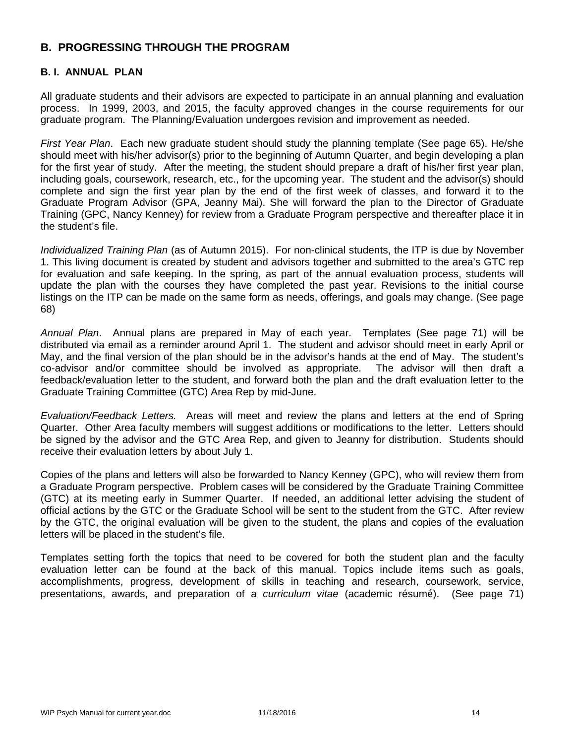## B. PROGRESSING THROUGH THE PROGRAM

### B. I. ANNUAL PLAN

All graduate students and their advisors are expected to participate in an annual planning and evaluation process. In 1999, 2003, and 2015, the faculty approved changes in the course requirements for our graduate program. The Planning/Evaluation undergoes revision and improvement as needed.

*First Year Plan*. Each new graduate student should study the planning template (See page 65). He/she should meet with his/her advisor(s) prior to the beginning of Autumn Quarter, and begin developing a plan for the first year of study. After the meeting, the student should prepare a draft of his/her first year plan, including goals, coursework, research, etc., for the upcoming year. The student and the advisor(s) should complete and sign the first year plan by the end of the first week of classes, and forward it to the Graduate Program Advisor (GPA, Jeanny Mai). She will forward the plan to the Director of Graduate Training (GPC, Nancy Kenney) for review from a Graduate Program perspective and thereafter place it in the student's file.

*Individualized Training Plan* (as of Autumn 2015). For non-clinical students, the ITP is due by November 1. This living document is created by student and advisors together and submitted to the area's GTC rep for evaluation and safe keeping. In the spring, as part of the annual evaluation process, students will update the plan with the courses they have completed the past year. Revisions to the initial course listings on the ITP can be made on the same form as needs, offerings, and goals may change. (See page 68)

*Annual Plan*. Annual plans are prepared in May of each year. Templates (See page 71) will be distributed via email as a reminder around April 1. The student and advisor should meet in early April or May, and the final version of the plan should be in the advisor's hands at the end of May. The student's co-advisor and/or committee should be involved as appropriate. The advisor will then draft a feedback/evaluation letter to the student, and forward both the plan and the draft evaluation letter to the Graduate Training Committee (GTC) Area Rep by mid-June.

*Evaluation/Feedback Letters.* Areas will meet and review the plans and letters at the end of Spring Quarter. Other Area faculty members will suggest additions or modifications to the letter. Letters should be signed by the advisor and the GTC Area Rep, and given to Jeanny for distribution. Students should receive their evaluation letters by about July 1.

Copies of the plans and letters will also be forwarded to Nancy Kenney (GPC), who will review them from a Graduate Program perspective. Problem cases will be considered by the Graduate Training Committee (GTC) at its meeting early in Summer Quarter. If needed, an additional letter advising the student of official actions by the GTC or the Graduate School will be sent to the student from the GTC. After review by the GTC, the original evaluation will be given to the student, the plans and copies of the evaluation letters will be placed in the student's file.

Templates setting forth the topics that need to be covered for both the student plan and the faculty evaluation letter can be found at the back of this manual. Topics include items such as goals, accomplishments, progress, development of skills in teaching and research, coursework, service, presentations, awards, and preparation of a *curriculum vitae* (academic résumé). (See page 71)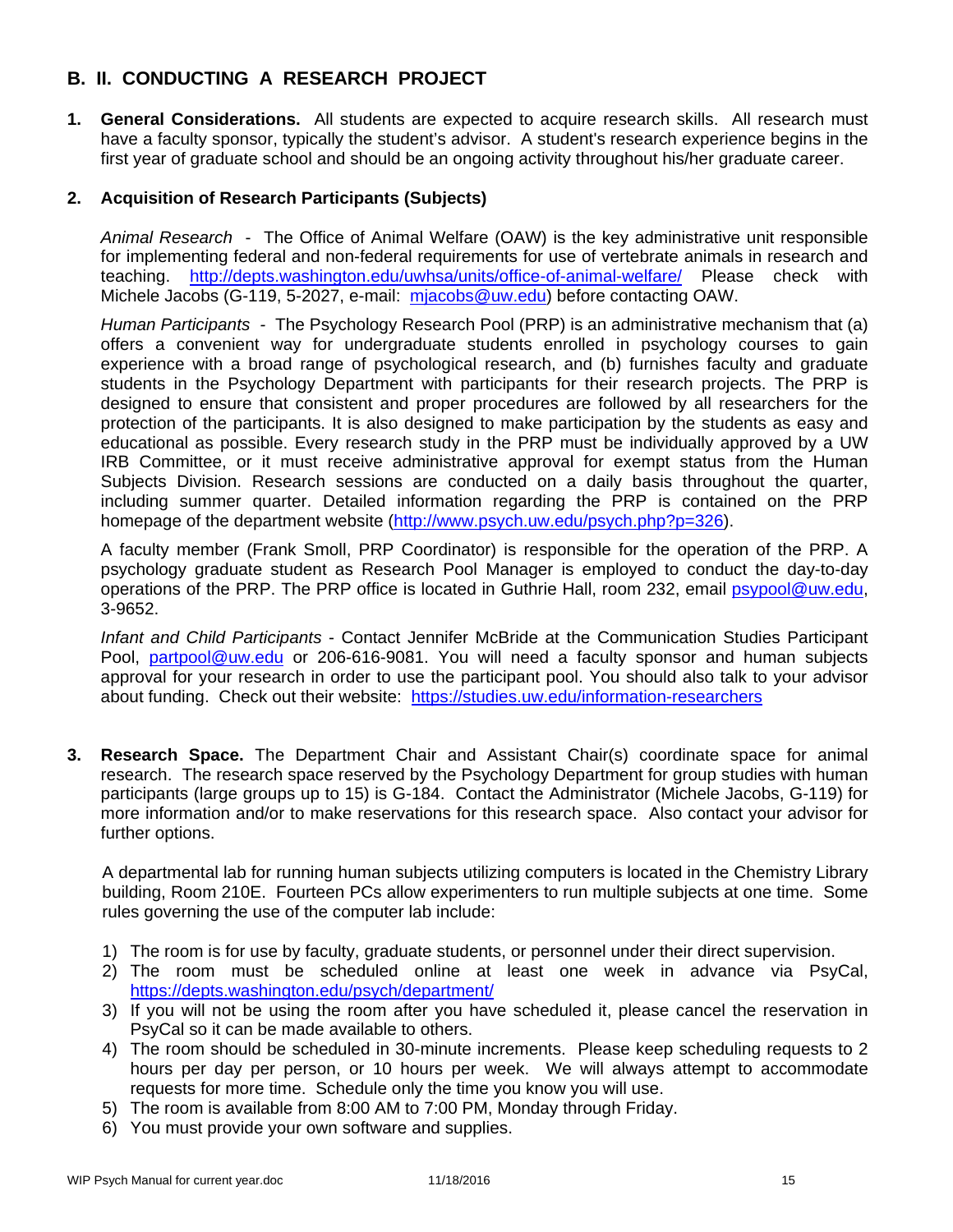## B. II. CONDUCTING A RESEARCH PROJECT

1. **General Considerations.** All students are expected to acquire research skills. All research must have a faculty sponsor, typically the student's advisor. A student's research experience begins in the first year of graduate school and should be an ongoing activity throughout his/her graduate career.

2. **Acquisition of Research Participants (Subjects)**

   *Animal Research* - The Office of Animal Welfare (OAW) is the key administrative unit responsible for implementing federal and non-federal requirements for use of vertebrate animals in research and teaching. http://depts.washington.edu/uwhsa/units/office-of-animal-welfare/ Please check with Michele Jacobs (G-119, 5-2027, e-mail: mjacobs@uw.edu) before contacting OAW.

   *Human Participants* - The Psychology Research Pool (PRP) is an administrative mechanism that (a) offers a convenient way for undergraduate students enrolled in psychology courses to gain experience with a broad range of psychological research, and (b) furnishes faculty and graduate students in the Psychology Department with participants for their research projects. The PRP is designed to ensure that consistent and proper procedures are followed by all researchers for the protection of the participants. It is also designed to make participation by the students as easy and educational as possible. Every research study in the PRP must be individually approved by a UW IRB Committee, or it must receive administrative approval for exempt status from the Human Subjects Division. Research sessions are conducted on a daily basis throughout the quarter, including summer quarter. Detailed information regarding the PRP is contained on the PRP homepage of the department website (http://www.psych.uw.edu/psych.php?p=326).

   A faculty member (Frank Smoll, PRP Coordinator) is responsible for the operation of the PRP. A psychology graduate student as Research Pool Manager is employed to conduct the day-to-day operations of the PRP. The PRP office is located in Guthrie Hall, room 232, email psypool@uw.edu, 3-9652.

   *Infant and Child Participants* - Contact Jennifer McBride at the Communication Studies Participant Pool, partpool@uw.edu or 206-616-9081. You will need a faculty sponsor and human subjects approval for your research in order to use the participant pool. You should also talk to your advisor about funding. Check out their website: https://studies.uw.edu/information-researchers

3. **Research Space.** The Department Chair and Assistant Chair(s) coordinate space for animal research. The research space reserved by the Psychology Department for group studies with human participants (large groups up to 15) is G-184. Contact the Administrator (Michele Jacobs, G-119) for more information and/or to make reservations for this research space. Also contact your advisor for further options.

   A departmental lab for running human subjects utilizing computers is located in the Chemistry Library building, Room 210E. Fourteen PCs allow experimenters to run multiple subjects at one time. Some rules governing the use of the computer lab include:

   1) The room is for use by faculty, graduate students, or personnel under their direct supervision.
   2) The room must be scheduled online at least one week in advance via PsyCal, https://depts.washington.edu/psych/department/
   3) If you will not be using the room after you have scheduled it, please cancel the reservation in PsyCal so it can be made available to others.
   4) The room should be scheduled in 30-minute increments. Please keep scheduling requests to 2 hours per day per person, or 10 hours per week. We will always attempt to accommodate requests for more time. Schedule only the time you know you will use.
   5) The room is available from 8:00 AM to 7:00 PM, Monday through Friday.
   6) You must provide your own software and supplies.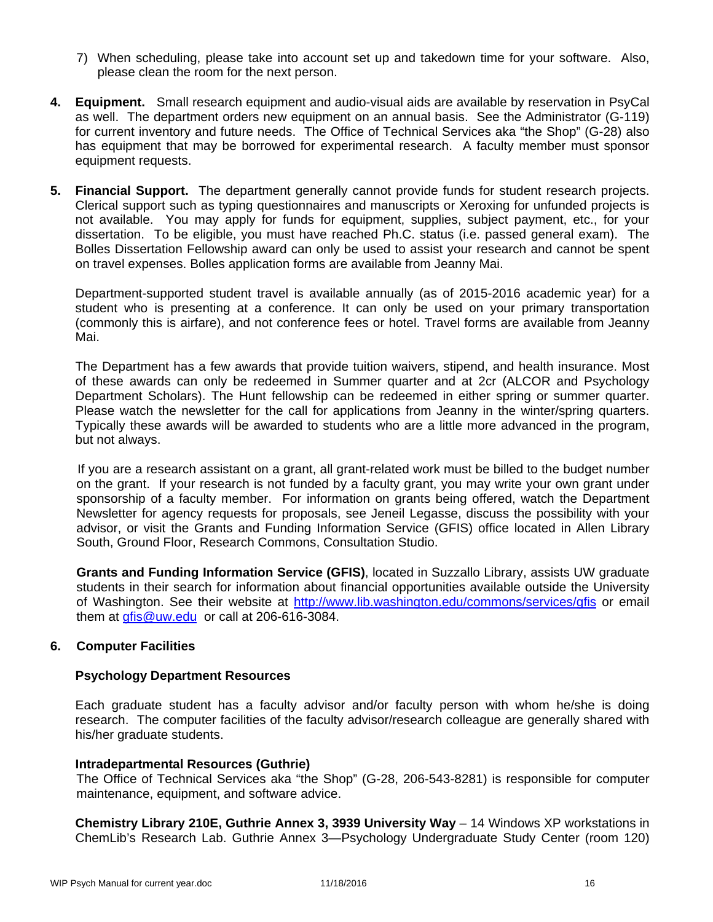7) When scheduling, please take into account set up and takedown time for your software. Also, please clean the room for the next person.

**4. Equipment.** Small research equipment and audio-visual aids are available by reservation in PsyCal as well. The department orders new equipment on an annual basis. See the Administrator (G-119) for current inventory and future needs. The Office of Technical Services aka "the Shop" (G-28) also has equipment that may be borrowed for experimental research. A faculty member must sponsor equipment requests.

**5. Financial Support.** The department generally cannot provide funds for student research projects. Clerical support such as typing questionnaires and manuscripts or Xeroxing for unfunded projects is not available. You may apply for funds for equipment, supplies, subject payment, etc., for your dissertation. To be eligible, you must have reached Ph.C. status (i.e. passed general exam). The Bolles Dissertation Fellowship award can only be used to assist your research and cannot be spent on travel expenses. Bolles application forms are available from Jeanny Mai.

Department-supported student travel is available annually (as of 2015-2016 academic year) for a student who is presenting at a conference. It can only be used on your primary transportation (commonly this is airfare), and not conference fees or hotel. Travel forms are available from Jeanny Mai.

The Department has a few awards that provide tuition waivers, stipend, and health insurance. Most of these awards can only be redeemed in Summer quarter and at 2cr (ALCOR and Psychology Department Scholars). The Hunt fellowship can be redeemed in either spring or summer quarter. Please watch the newsletter for the call for applications from Jeanny in the winter/spring quarters. Typically these awards will be awarded to students who are a little more advanced in the program, but not always.

If you are a research assistant on a grant, all grant-related work must be billed to the budget number on the grant. If your research is not funded by a faculty grant, you may write your own grant under sponsorship of a faculty member. For information on grants being offered, watch the Department Newsletter for agency requests for proposals, see Jeneil Legasse, discuss the possibility with your advisor, or visit the Grants and Funding Information Service (GFIS) office located in Allen Library South, Ground Floor, Research Commons, Consultation Studio.

**Grants and Funding Information Service (GFIS)**, located in Suzzallo Library, assists UW graduate students in their search for information about financial opportunities available outside the University of Washington. See their website at http://www.lib.washington.edu/commons/services/gfis or email them at gfis@uw.edu or call at 206-616-3084.

**6. Computer Facilities**

**Psychology Department Resources**

Each graduate student has a faculty advisor and/or faculty person with whom he/she is doing research. The computer facilities of the faculty advisor/research colleague are generally shared with his/her graduate students.

**Intradepartmental Resources (Guthrie)**

The Office of Technical Services aka "the Shop" (G-28, 206-543-8281) is responsible for computer maintenance, equipment, and software advice.

**Chemistry Library 210E, Guthrie Annex 3, 3939 University Way** – 14 Windows XP workstations in ChemLib's Research Lab. Guthrie Annex 3—Psychology Undergraduate Study Center (room 120)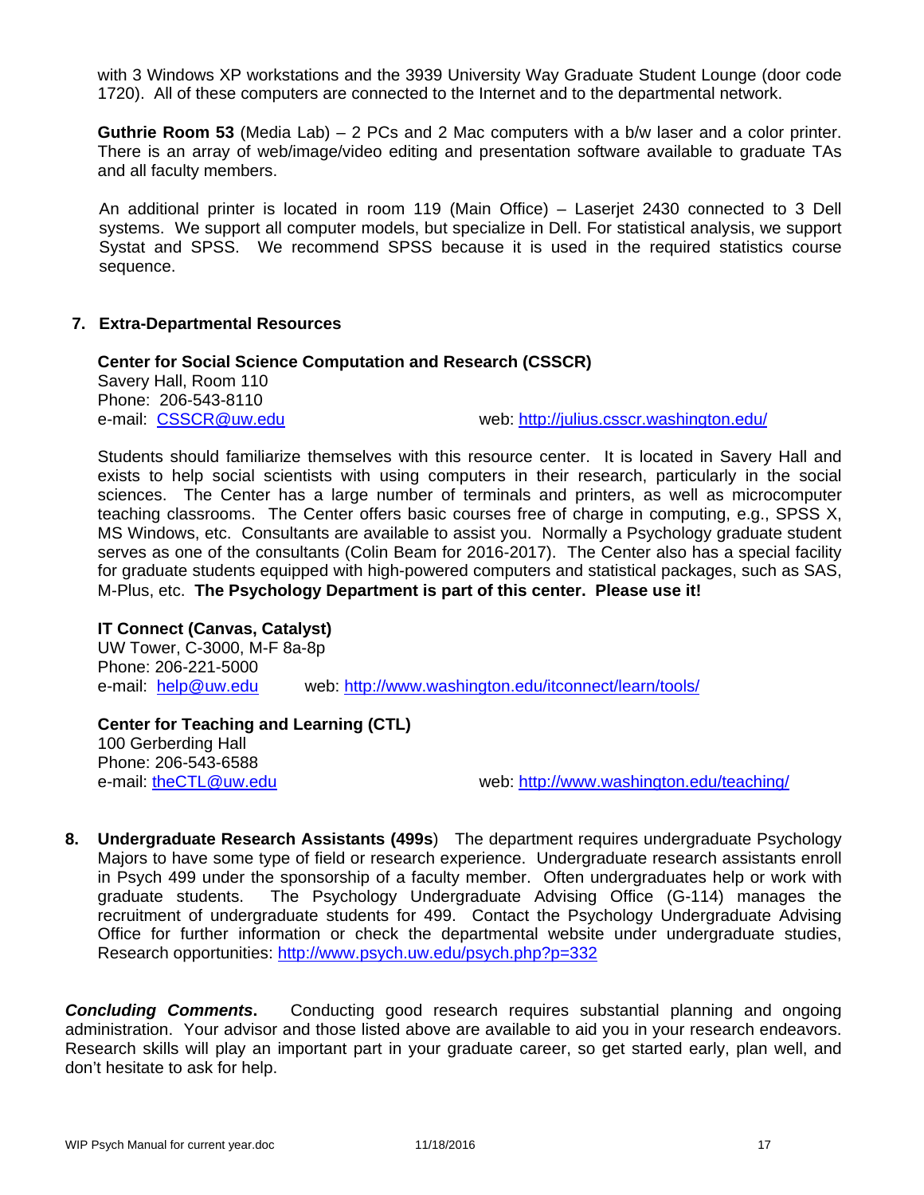with 3 Windows XP workstations and the 3939 University Way Graduate Student Lounge (door code 1720). All of these computers are connected to the Internet and to the departmental network.

**Guthrie Room 53** (Media Lab) – 2 PCs and 2 Mac computers with a b/w laser and a color printer. There is an array of web/image/video editing and presentation software available to graduate TAs and all faculty members.

An additional printer is located in room 119 (Main Office) – Laserjet 2430 connected to 3 Dell systems. We support all computer models, but specialize in Dell. For statistical analysis, we support Systat and SPSS. We recommend SPSS because it is used in the required statistics course sequence.

## 7. Extra-Departmental Resources

**Center for Social Science Computation and Research (CSSCR)**
Savery Hall, Room 110
Phone: 206-543-8110
e-mail: CSSCR@uw.edu    web: http://julius.csscr.washington.edu/

Students should familiarize themselves with this resource center. It is located in Savery Hall and exists to help social scientists with using computers in their research, particularly in the social sciences. The Center has a large number of terminals and printers, as well as microcomputer teaching classrooms. The Center offers basic courses free of charge in computing, e.g., SPSS X, MS Windows, etc. Consultants are available to assist you. Normally a Psychology graduate student serves as one of the consultants (Colin Beam for 2016-2017). The Center also has a special facility for graduate students equipped with high-powered computers and statistical packages, such as SAS, M-Plus, etc. **The Psychology Department is part of this center. Please use it!**

**IT Connect (Canvas, Catalyst)**
UW Tower, C-3000, M-F 8a-8p
Phone: 206-221-5000
e-mail: help@uw.edu    web: http://www.washington.edu/itconnect/learn/tools/

**Center for Teaching and Learning (CTL)**
100 Gerberding Hall
Phone: 206-543-6588
e-mail: theCTL@uw.edu    web: http://www.washington.edu/teaching/

**8. Undergraduate Research Assistants (499s**) The department requires undergraduate Psychology Majors to have some type of field or research experience. Undergraduate research assistants enroll in Psych 499 under the sponsorship of a faculty member. Often undergraduates help or work with graduate students. The Psychology Undergraduate Advising Office (G-114) manages the recruitment of undergraduate students for 499. Contact the Psychology Undergraduate Advising Office for further information or check the departmental website under undergraduate studies, Research opportunities: http://www.psych.uw.edu/psych.php?p=332

***Concluding Comments*.** Conducting good research requires substantial planning and ongoing administration. Your advisor and those listed above are available to aid you in your research endeavors. Research skills will play an important part in your graduate career, so get started early, plan well, and don't hesitate to ask for help.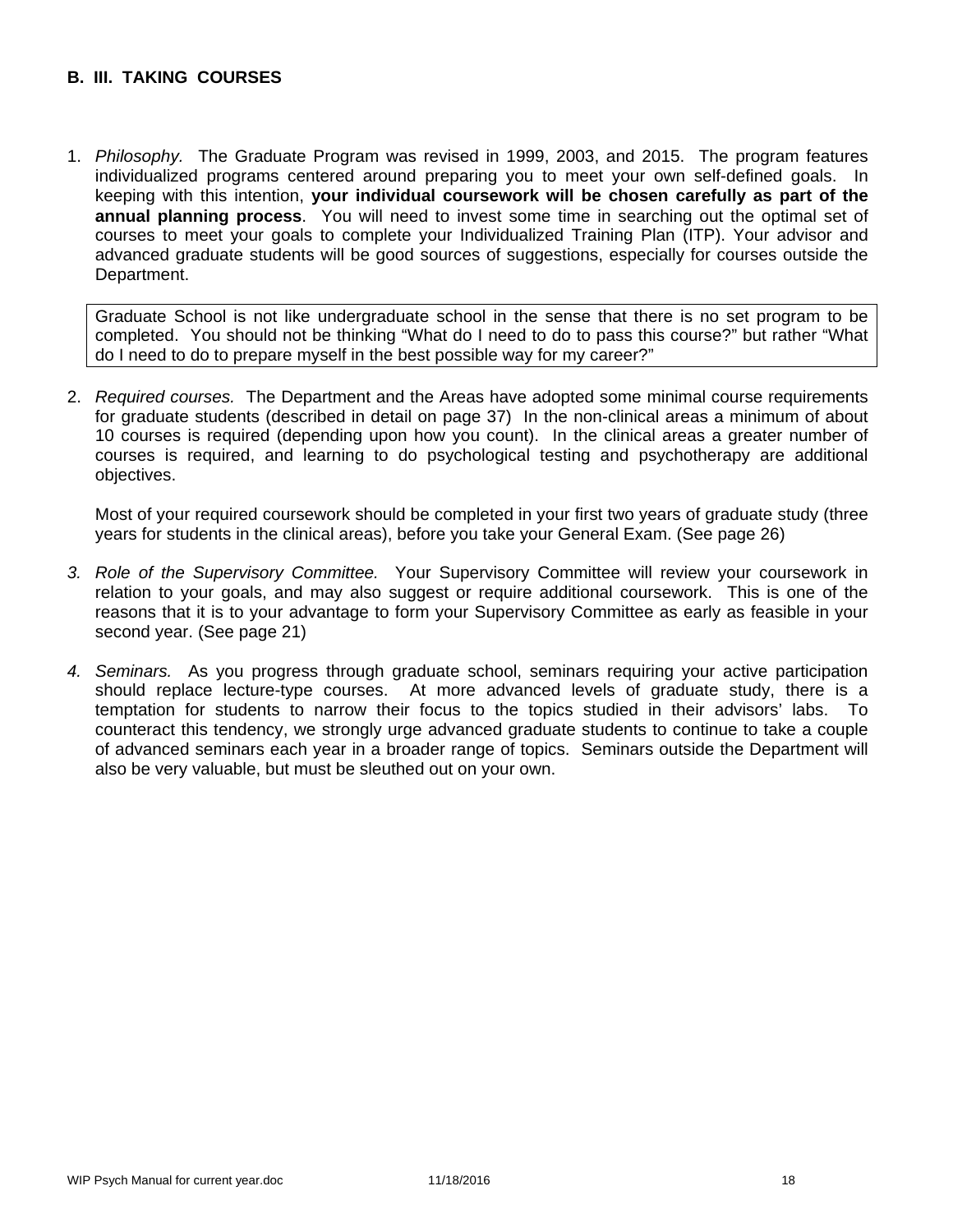## B. III. TAKING COURSES

1. *Philosophy.* The Graduate Program was revised in 1999, 2003, and 2015. The program features individualized programs centered around preparing you to meet your own self-defined goals. In keeping with this intention, **your individual coursework will be chosen carefully as part of the annual planning process**. You will need to invest some time in searching out the optimal set of courses to meet your goals to complete your Individualized Training Plan (ITP). Your advisor and advanced graduate students will be good sources of suggestions, especially for courses outside the Department.

   > Graduate School is not like undergraduate school in the sense that there is no set program to be completed. You should not be thinking "What do I need to do to pass this course?" but rather "What do I need to do to prepare myself in the best possible way for my career?"

2. *Required courses.* The Department and the Areas have adopted some minimal course requirements for graduate students (described in detail on page 37) In the non-clinical areas a minimum of about 10 courses is required (depending upon how you count). In the clinical areas a greater number of courses is required, and learning to do psychological testing and psychotherapy are additional objectives.

   Most of your required coursework should be completed in your first two years of graduate study (three years for students in the clinical areas), before you take your General Exam. (See page 26)

3. *Role of the Supervisory Committee.* Your Supervisory Committee will review your coursework in relation to your goals, and may also suggest or require additional coursework. This is one of the reasons that it is to your advantage to form your Supervisory Committee as early as feasible in your second year. (See page 21)

4. *Seminars.* As you progress through graduate school, seminars requiring your active participation should replace lecture-type courses. At more advanced levels of graduate study, there is a temptation for students to narrow their focus to the topics studied in their advisors' labs. To counteract this tendency, we strongly urge advanced graduate students to continue to take a couple of advanced seminars each year in a broader range of topics. Seminars outside the Department will also be very valuable, but must be sleuthed out on your own.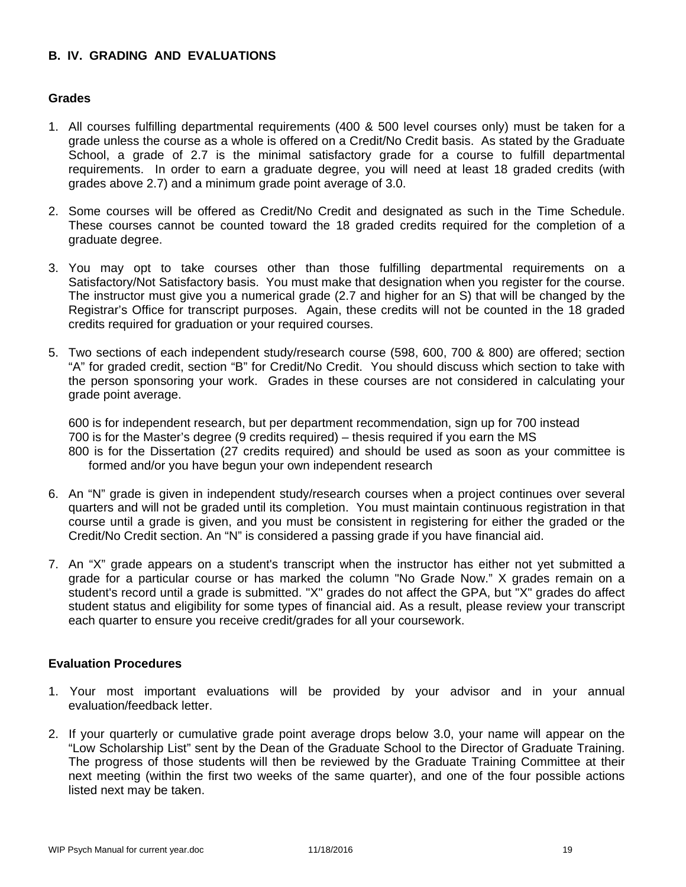## B. IV. GRADING AND EVALUATIONS

### Grades

1. All courses fulfilling departmental requirements (400 & 500 level courses only) must be taken for a grade unless the course as a whole is offered on a Credit/No Credit basis. As stated by the Graduate School, a grade of 2.7 is the minimal satisfactory grade for a course to fulfill departmental requirements. In order to earn a graduate degree, you will need at least 18 graded credits (with grades above 2.7) and a minimum grade point average of 3.0.

2. Some courses will be offered as Credit/No Credit and designated as such in the Time Schedule. These courses cannot be counted toward the 18 graded credits required for the completion of a graduate degree.

3. You may opt to take courses other than those fulfilling departmental requirements on a Satisfactory/Not Satisfactory basis. You must make that designation when you register for the course. The instructor must give you a numerical grade (2.7 and higher for an S) that will be changed by the Registrar's Office for transcript purposes. Again, these credits will not be counted in the 18 graded credits required for graduation or your required courses.

5. Two sections of each independent study/research course (598, 600, 700 & 800) are offered; section "A" for graded credit, section "B" for Credit/No Credit. You should discuss which section to take with the person sponsoring your work. Grades in these courses are not considered in calculating your grade point average.

   600 is for independent research, but per department recommendation, sign up for 700 instead
   700 is for the Master's degree (9 credits required) – thesis required if you earn the MS
   800 is for the Dissertation (27 credits required) and should be used as soon as your committee is formed and/or you have begun your own independent research

6. An "N" grade is given in independent study/research courses when a project continues over several quarters and will not be graded until its completion. You must maintain continuous registration in that course until a grade is given, and you must be consistent in registering for either the graded or the Credit/No Credit section. An "N" is considered a passing grade if you have financial aid.

7. An "X" grade appears on a student's transcript when the instructor has either not yet submitted a grade for a particular course or has marked the column "No Grade Now." X grades remain on a student's record until a grade is submitted. "X" grades do not affect the GPA, but "X" grades do affect student status and eligibility for some types of financial aid. As a result, please review your transcript each quarter to ensure you receive credit/grades for all your coursework.

### Evaluation Procedures

1. Your most important evaluations will be provided by your advisor and in your annual evaluation/feedback letter.

2. If your quarterly or cumulative grade point average drops below 3.0, your name will appear on the "Low Scholarship List" sent by the Dean of the Graduate School to the Director of Graduate Training. The progress of those students will then be reviewed by the Graduate Training Committee at their next meeting (within the first two weeks of the same quarter), and one of the four possible actions listed next may be taken.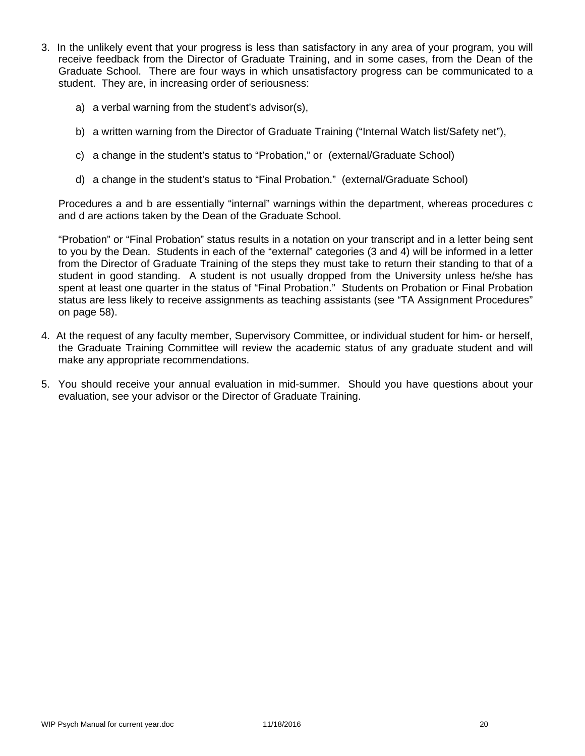3. In the unlikely event that your progress is less than satisfactory in any area of your program, you will receive feedback from the Director of Graduate Training, and in some cases, from the Dean of the Graduate School. There are four ways in which unsatisfactory progress can be communicated to a student. They are, in increasing order of seriousness:

   a) a verbal warning from the student's advisor(s),

   b) a written warning from the Director of Graduate Training ("Internal Watch list/Safety net"),

   c) a change in the student's status to "Probation," or (external/Graduate School)

   d) a change in the student's status to "Final Probation." (external/Graduate School)

   Procedures a and b are essentially "internal" warnings within the department, whereas procedures c and d are actions taken by the Dean of the Graduate School.

   "Probation" or "Final Probation" status results in a notation on your transcript and in a letter being sent to you by the Dean. Students in each of the "external" categories (3 and 4) will be informed in a letter from the Director of Graduate Training of the steps they must take to return their standing to that of a student in good standing. A student is not usually dropped from the University unless he/she has spent at least one quarter in the status of "Final Probation." Students on Probation or Final Probation status are less likely to receive assignments as teaching assistants (see "TA Assignment Procedures" on page 58).

4. At the request of any faculty member, Supervisory Committee, or individual student for him- or herself, the Graduate Training Committee will review the academic status of any graduate student and will make any appropriate recommendations.

5. You should receive your annual evaluation in mid-summer. Should you have questions about your evaluation, see your advisor or the Director of Graduate Training.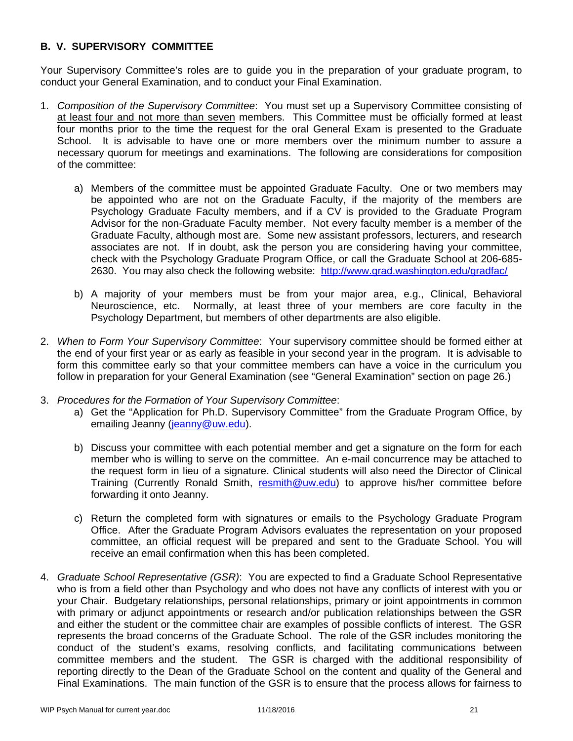## B. V. SUPERVISORY COMMITTEE

Your Supervisory Committee's roles are to guide you in the preparation of your graduate program, to conduct your General Examination, and to conduct your Final Examination.

1. *Composition of the Supervisory Committee*: You must set up a Supervisory Committee consisting of at least four and not more than seven members. This Committee must be officially formed at least four months prior to the time the request for the oral General Exam is presented to the Graduate School. It is advisable to have one or more members over the minimum number to assure a necessary quorum for meetings and examinations. The following are considerations for composition of the committee:

    a) Members of the committee must be appointed Graduate Faculty. One or two members may be appointed who are not on the Graduate Faculty, if the majority of the members are Psychology Graduate Faculty members, and if a CV is provided to the Graduate Program Advisor for the non-Graduate Faculty member. Not every faculty member is a member of the Graduate Faculty, although most are. Some new assistant professors, lecturers, and research associates are not. If in doubt, ask the person you are considering having your committee, check with the Psychology Graduate Program Office, or call the Graduate School at 206-685-2630. You may also check the following website: http://www.grad.washington.edu/gradfac/

    b) A majority of your members must be from your major area, e.g., Clinical, Behavioral Neuroscience, etc. Normally, at least three of your members are core faculty in the Psychology Department, but members of other departments are also eligible.

2. *When to Form Your Supervisory Committee*: Your supervisory committee should be formed either at the end of your first year or as early as feasible in your second year in the program. It is advisable to form this committee early so that your committee members can have a voice in the curriculum you follow in preparation for your General Examination (see "General Examination" section on page 26.)

3. *Procedures for the Formation of Your Supervisory Committee*:

    a) Get the "Application for Ph.D. Supervisory Committee" from the Graduate Program Office, by emailing Jeanny (jeanny@uw.edu).

    b) Discuss your committee with each potential member and get a signature on the form for each member who is willing to serve on the committee. An e-mail concurrence may be attached to the request form in lieu of a signature. Clinical students will also need the Director of Clinical Training (Currently Ronald Smith, resmith@uw.edu) to approve his/her committee before forwarding it onto Jeanny.

    c) Return the completed form with signatures or emails to the Psychology Graduate Program Office. After the Graduate Program Advisors evaluates the representation on your proposed committee, an official request will be prepared and sent to the Graduate School. You will receive an email confirmation when this has been completed.

4. *Graduate School Representative (GSR)*: You are expected to find a Graduate School Representative who is from a field other than Psychology and who does not have any conflicts of interest with you or your Chair. Budgetary relationships, personal relationships, primary or joint appointments in common with primary or adjunct appointments or research and/or publication relationships between the GSR and either the student or the committee chair are examples of possible conflicts of interest. The GSR represents the broad concerns of the Graduate School. The role of the GSR includes monitoring the conduct of the student's exams, resolving conflicts, and facilitating communications between committee members and the student. The GSR is charged with the additional responsibility of reporting directly to the Dean of the Graduate School on the content and quality of the General and Final Examinations. The main function of the GSR is to ensure that the process allows for fairness to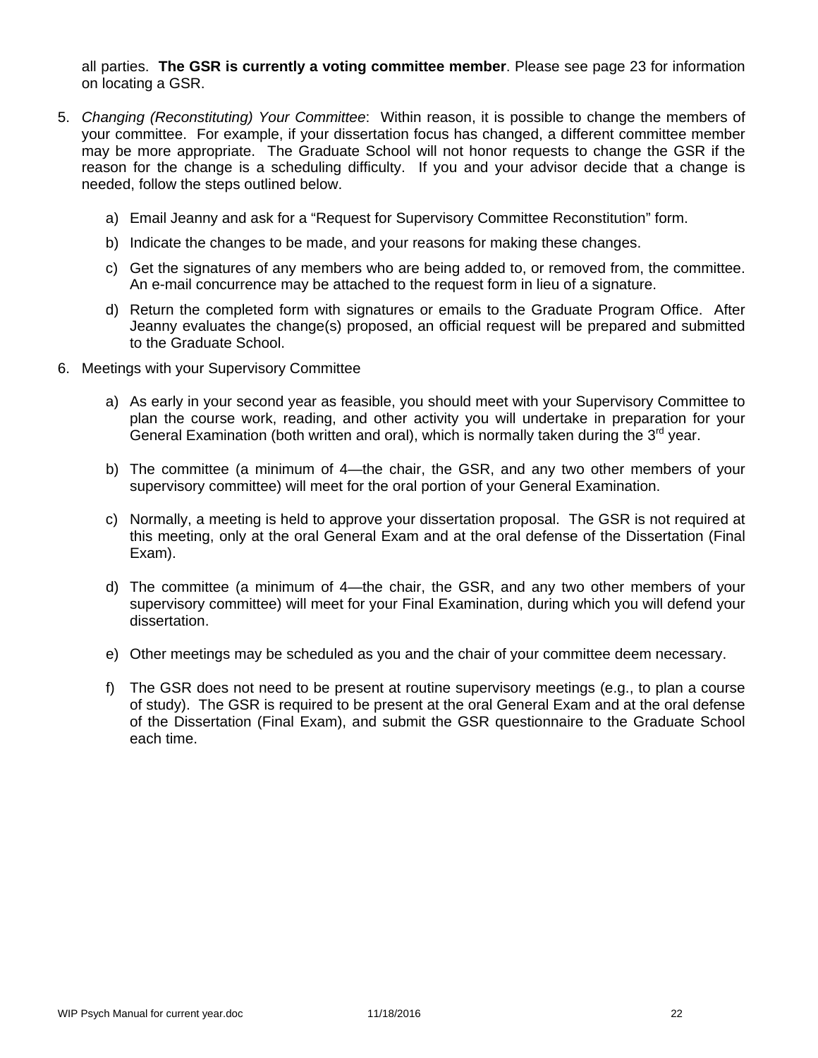all parties. **The GSR is currently a voting committee member**. Please see page 23 for information on locating a GSR.

5. *Changing (Reconstituting) Your Committee*: Within reason, it is possible to change the members of your committee. For example, if your dissertation focus has changed, a different committee member may be more appropriate. The Graduate School will not honor requests to change the GSR if the reason for the change is a scheduling difficulty. If you and your advisor decide that a change is needed, follow the steps outlined below.

   a) Email Jeanny and ask for a "Request for Supervisory Committee Reconstitution" form.

   b) Indicate the changes to be made, and your reasons for making these changes.

   c) Get the signatures of any members who are being added to, or removed from, the committee. An e-mail concurrence may be attached to the request form in lieu of a signature.

   d) Return the completed form with signatures or emails to the Graduate Program Office. After Jeanny evaluates the change(s) proposed, an official request will be prepared and submitted to the Graduate School.

6. Meetings with your Supervisory Committee

   a) As early in your second year as feasible, you should meet with your Supervisory Committee to plan the course work, reading, and other activity you will undertake in preparation for your General Examination (both written and oral), which is normally taken during the 3rd year.

   b) The committee (a minimum of 4—the chair, the GSR, and any two other members of your supervisory committee) will meet for the oral portion of your General Examination.

   c) Normally, a meeting is held to approve your dissertation proposal. The GSR is not required at this meeting, only at the oral General Exam and at the oral defense of the Dissertation (Final Exam).

   d) The committee (a minimum of 4—the chair, the GSR, and any two other members of your supervisory committee) will meet for your Final Examination, during which you will defend your dissertation.

   e) Other meetings may be scheduled as you and the chair of your committee deem necessary.

   f) The GSR does not need to be present at routine supervisory meetings (e.g., to plan a course of study). The GSR is required to be present at the oral General Exam and at the oral defense of the Dissertation (Final Exam), and submit the GSR questionnaire to the Graduate School each time.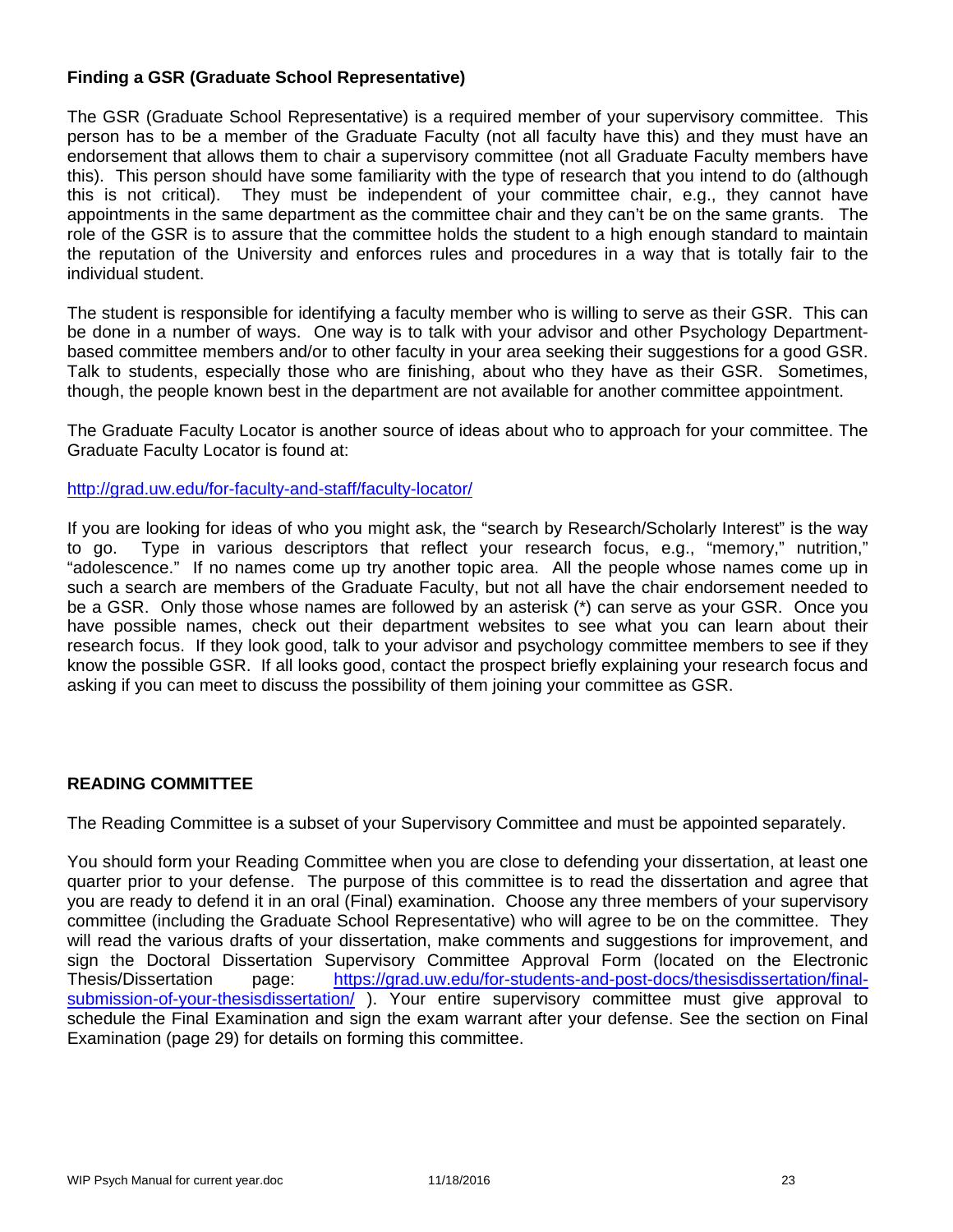### Finding a GSR (Graduate School Representative)

The GSR (Graduate School Representative) is a required member of your supervisory committee. This person has to be a member of the Graduate Faculty (not all faculty have this) and they must have an endorsement that allows them to chair a supervisory committee (not all Graduate Faculty members have this). This person should have some familiarity with the type of research that you intend to do (although this is not critical). They must be independent of your committee chair, e.g., they cannot have appointments in the same department as the committee chair and they can't be on the same grants. The role of the GSR is to assure that the committee holds the student to a high enough standard to maintain the reputation of the University and enforces rules and procedures in a way that is totally fair to the individual student.

The student is responsible for identifying a faculty member who is willing to serve as their GSR. This can be done in a number of ways. One way is to talk with your advisor and other Psychology Department-based committee members and/or to other faculty in your area seeking their suggestions for a good GSR. Talk to students, especially those who are finishing, about who they have as their GSR. Sometimes, though, the people known best in the department are not available for another committee appointment.

The Graduate Faculty Locator is another source of ideas about who to approach for your committee. The Graduate Faculty Locator is found at:

http://grad.uw.edu/for-faculty-and-staff/faculty-locator/

If you are looking for ideas of who you might ask, the "search by Research/Scholarly Interest" is the way to go. Type in various descriptors that reflect your research focus, e.g., "memory," nutrition," "adolescence." If no names come up try another topic area. All the people whose names come up in such a search are members of the Graduate Faculty, but not all have the chair endorsement needed to be a GSR. Only those whose names are followed by an asterisk (*) can serve as your GSR. Once you have possible names, check out their department websites to see what you can learn about their research focus. If they look good, talk to your advisor and psychology committee members to see if they know the possible GSR. If all looks good, contact the prospect briefly explaining your research focus and asking if you can meet to discuss the possibility of them joining your committee as GSR.

## READING COMMITTEE

The Reading Committee is a subset of your Supervisory Committee and must be appointed separately.

You should form your Reading Committee when you are close to defending your dissertation, at least one quarter prior to your defense. The purpose of this committee is to read the dissertation and agree that you are ready to defend it in an oral (Final) examination. Choose any three members of your supervisory committee (including the Graduate School Representative) who will agree to be on the committee. They will read the various drafts of your dissertation, make comments and suggestions for improvement, and sign the Doctoral Dissertation Supervisory Committee Approval Form (located on the Electronic Thesis/Dissertation page: https://grad.uw.edu/for-students-and-post-docs/thesisdissertation/final-submission-of-your-thesisdissertation/ ). Your entire supervisory committee must give approval to schedule the Final Examination and sign the exam warrant after your defense. See the section on Final Examination (page 29) for details on forming this committee.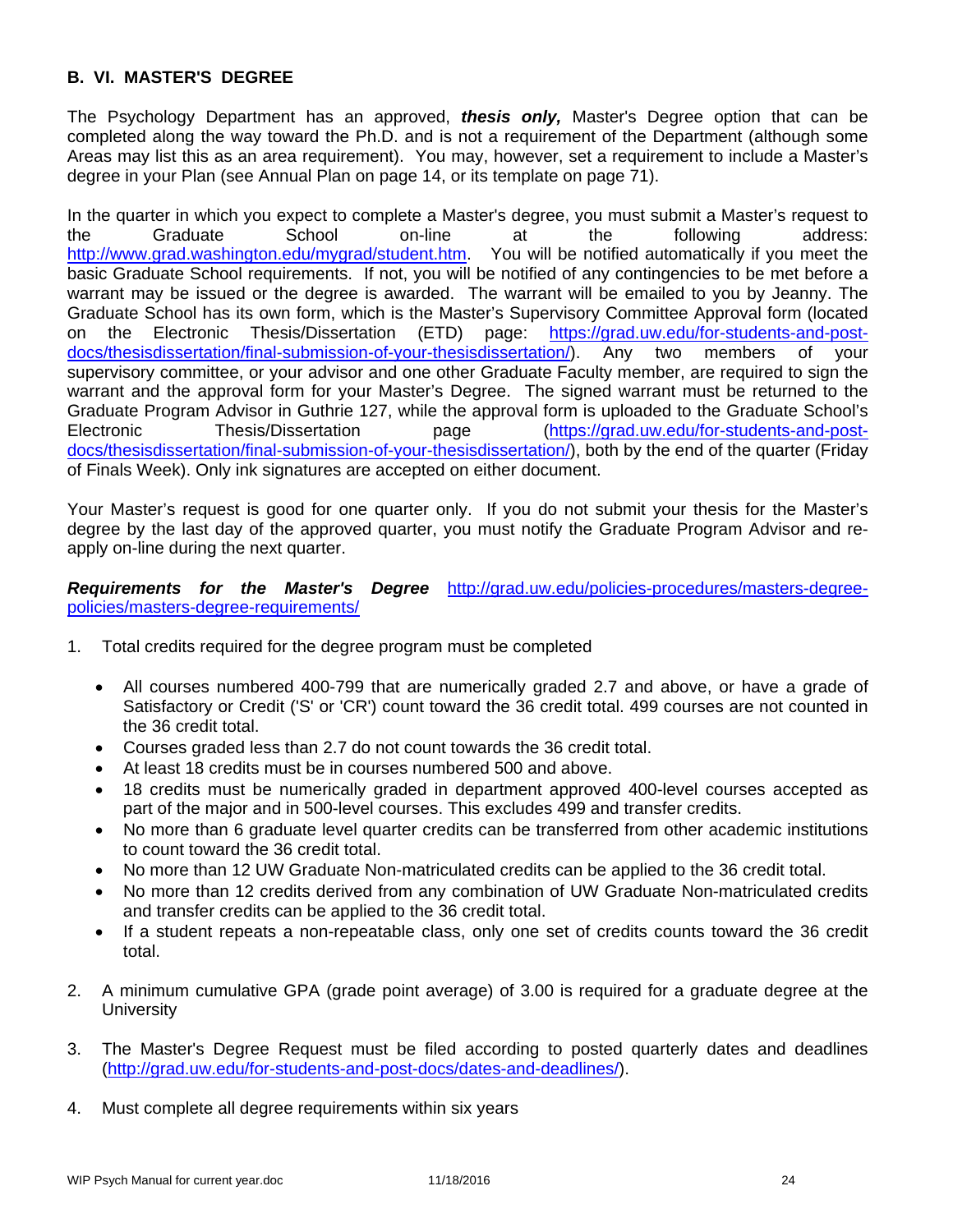## B. VI. MASTER'S DEGREE

The Psychology Department has an approved, ***thesis only,*** Master's Degree option that can be completed along the way toward the Ph.D. and is not a requirement of the Department (although some Areas may list this as an area requirement). You may, however, set a requirement to include a Master's degree in your Plan (see Annual Plan on page 14, or its template on page 71).

In the quarter in which you expect to complete a Master's degree, you must submit a Master's request to the Graduate School on-line at the following address: http://www.grad.washington.edu/mygrad/student.htm. You will be notified automatically if you meet the basic Graduate School requirements. If not, you will be notified of any contingencies to be met before a warrant may be issued or the degree is awarded. The warrant will be emailed to you by Jeanny. The Graduate School has its own form, which is the Master's Supervisory Committee Approval form (located on the Electronic Thesis/Dissertation (ETD) page: https://grad.uw.edu/for-students-and-post-docs/thesisdissertation/final-submission-of-your-thesisdissertation/). Any two members of your supervisory committee, or your advisor and one other Graduate Faculty member, are required to sign the warrant and the approval form for your Master's Degree. The signed warrant must be returned to the Graduate Program Advisor in Guthrie 127, while the approval form is uploaded to the Graduate School's Electronic Thesis/Dissertation page (https://grad.uw.edu/for-students-and-post-docs/thesisdissertation/final-submission-of-your-thesisdissertation/), both by the end of the quarter (Friday of Finals Week). Only ink signatures are accepted on either document.

Your Master's request is good for one quarter only. If you do not submit your thesis for the Master's degree by the last day of the approved quarter, you must notify the Graduate Program Advisor and re-apply on-line during the next quarter.

***Requirements for the Master's Degree*** http://grad.uw.edu/policies-procedures/masters-degree-policies/masters-degree-requirements/

1. Total credits required for the degree program must be completed
   - All courses numbered 400-799 that are numerically graded 2.7 and above, or have a grade of Satisfactory or Credit ('S' or 'CR') count toward the 36 credit total. 499 courses are not counted in the 36 credit total.
   - Courses graded less than 2.7 do not count towards the 36 credit total.
   - At least 18 credits must be in courses numbered 500 and above.
   - 18 credits must be numerically graded in department approved 400-level courses accepted as part of the major and in 500-level courses. This excludes 499 and transfer credits.
   - No more than 6 graduate level quarter credits can be transferred from other academic institutions to count toward the 36 credit total.
   - No more than 12 UW Graduate Non-matriculated credits can be applied to the 36 credit total.
   - No more than 12 credits derived from any combination of UW Graduate Non-matriculated credits and transfer credits can be applied to the 36 credit total.
   - If a student repeats a non-repeatable class, only one set of credits counts toward the 36 credit total.

2. A minimum cumulative GPA (grade point average) of 3.00 is required for a graduate degree at the University

3. The Master's Degree Request must be filed according to posted quarterly dates and deadlines (http://grad.uw.edu/for-students-and-post-docs/dates-and-deadlines/).

4. Must complete all degree requirements within six years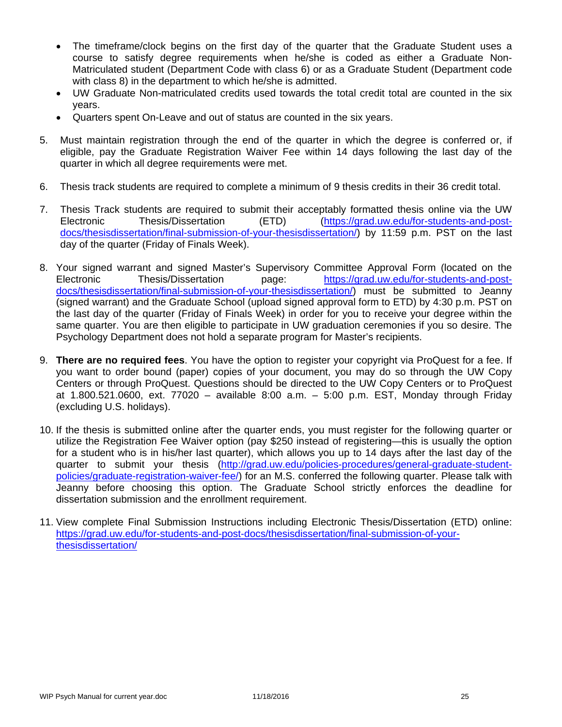- The timeframe/clock begins on the first day of the quarter that the Graduate Student uses a course to satisfy degree requirements when he/she is coded as either a Graduate Non-Matriculated student (Department Code with class 6) or as a Graduate Student (Department code with class 8) in the department to which he/she is admitted.
- UW Graduate Non-matriculated credits used towards the total credit total are counted in the six years.
- Quarters spent On-Leave and out of status are counted in the six years.

5. Must maintain registration through the end of the quarter in which the degree is conferred or, if eligible, pay the Graduate Registration Waiver Fee within 14 days following the last day of the quarter in which all degree requirements were met.

6. Thesis track students are required to complete a minimum of 9 thesis credits in their 36 credit total.

7. Thesis Track students are required to submit their acceptably formatted thesis online via the UW Electronic Thesis/Dissertation (ETD) (https://grad.uw.edu/for-students-and-post-docs/thesisdissertation/final-submission-of-your-thesisdissertation/) by 11:59 p.m. PST on the last day of the quarter (Friday of Finals Week).

8. Your signed warrant and signed Master's Supervisory Committee Approval Form (located on the Electronic Thesis/Dissertation page: https://grad.uw.edu/for-students-and-post-docs/thesisdissertation/final-submission-of-your-thesisdissertation/) must be submitted to Jeanny (signed warrant) and the Graduate School (upload signed approval form to ETD) by 4:30 p.m. PST on the last day of the quarter (Friday of Finals Week) in order for you to receive your degree within the same quarter. You are then eligible to participate in UW graduation ceremonies if you so desire. The Psychology Department does not hold a separate program for Master's recipients.

9. **There are no required fees**. You have the option to register your copyright via ProQuest for a fee. If you want to order bound (paper) copies of your document, you may do so through the UW Copy Centers or through ProQuest. Questions should be directed to the UW Copy Centers or to ProQuest at 1.800.521.0600, ext. 77020 – available 8:00 a.m. – 5:00 p.m. EST, Monday through Friday (excluding U.S. holidays).

10. If the thesis is submitted online after the quarter ends, you must register for the following quarter or utilize the Registration Fee Waiver option (pay $250 instead of registering—this is usually the option for a student who is in his/her last quarter), which allows you up to 14 days after the last day of the quarter to submit your thesis (http://grad.uw.edu/policies-procedures/general-graduate-student-policies/graduate-registration-waiver-fee/) for an M.S. conferred the following quarter. Please talk with Jeanny before choosing this option. The Graduate School strictly enforces the deadline for dissertation submission and the enrollment requirement.

11. View complete Final Submission Instructions including Electronic Thesis/Dissertation (ETD) online: https://grad.uw.edu/for-students-and-post-docs/thesisdissertation/final-submission-of-your-thesisdissertation/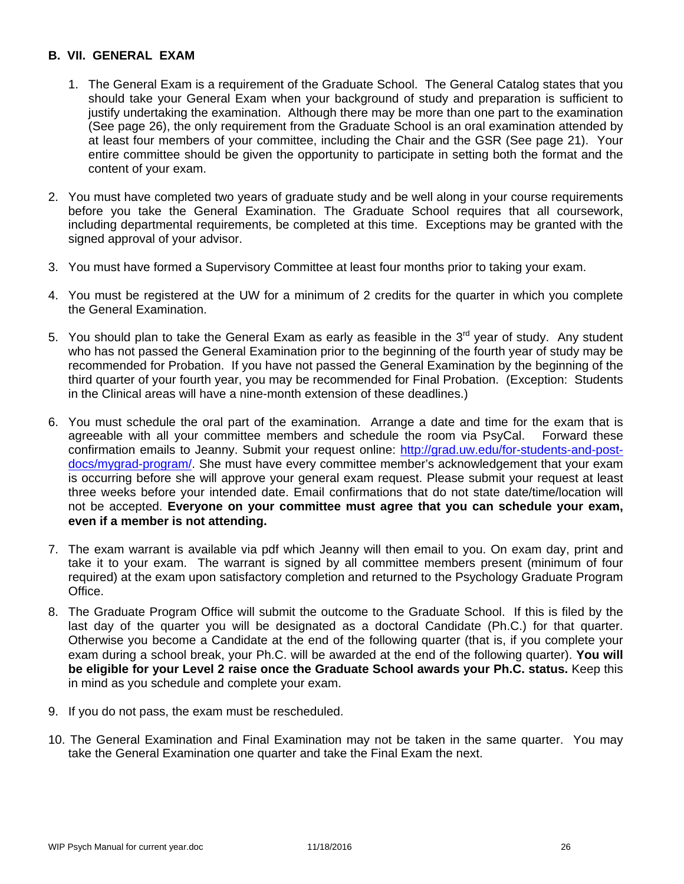### B. VII. GENERAL EXAM

1. The General Exam is a requirement of the Graduate School. The General Catalog states that you should take your General Exam when your background of study and preparation is sufficient to justify undertaking the examination. Although there may be more than one part to the examination (See page 26), the only requirement from the Graduate School is an oral examination attended by at least four members of your committee, including the Chair and the GSR (See page 21). Your entire committee should be given the opportunity to participate in setting both the format and the content of your exam.

2. You must have completed two years of graduate study and be well along in your course requirements before you take the General Examination. The Graduate School requires that all coursework, including departmental requirements, be completed at this time. Exceptions may be granted with the signed approval of your advisor.

3. You must have formed a Supervisory Committee at least four months prior to taking your exam.

4. You must be registered at the UW for a minimum of 2 credits for the quarter in which you complete the General Examination.

5. You should plan to take the General Exam as early as feasible in the 3rd year of study. Any student who has not passed the General Examination prior to the beginning of the fourth year of study may be recommended for Probation. If you have not passed the General Examination by the beginning of the third quarter of your fourth year, you may be recommended for Final Probation. (Exception: Students in the Clinical areas will have a nine-month extension of these deadlines.)

6. You must schedule the oral part of the examination. Arrange a date and time for the exam that is agreeable with all your committee members and schedule the room via PsyCal. Forward these confirmation emails to Jeanny. Submit your request online: [http://grad.uw.edu/for-students-and-post-docs/mygrad-program/](http://grad.uw.edu/for-students-and-post-docs/mygrad-program/). She must have every committee member's acknowledgement that your exam is occurring before she will approve your general exam request. Please submit your request at least three weeks before your intended date. Email confirmations that do not state date/time/location will not be accepted. **Everyone on your committee must agree that you can schedule your exam, even if a member is not attending.**

7. The exam warrant is available via pdf which Jeanny will then email to you. On exam day, print and take it to your exam. The warrant is signed by all committee members present (minimum of four required) at the exam upon satisfactory completion and returned to the Psychology Graduate Program Office.

8. The Graduate Program Office will submit the outcome to the Graduate School. If this is filed by the last day of the quarter you will be designated as a doctoral Candidate (Ph.C.) for that quarter. Otherwise you become a Candidate at the end of the following quarter (that is, if you complete your exam during a school break, your Ph.C. will be awarded at the end of the following quarter). **You will be eligible for your Level 2 raise once the Graduate School awards your Ph.C. status.** Keep this in mind as you schedule and complete your exam.

9. If you do not pass, the exam must be rescheduled.

10. The General Examination and Final Examination may not be taken in the same quarter. You may take the General Examination one quarter and take the Final Exam the next.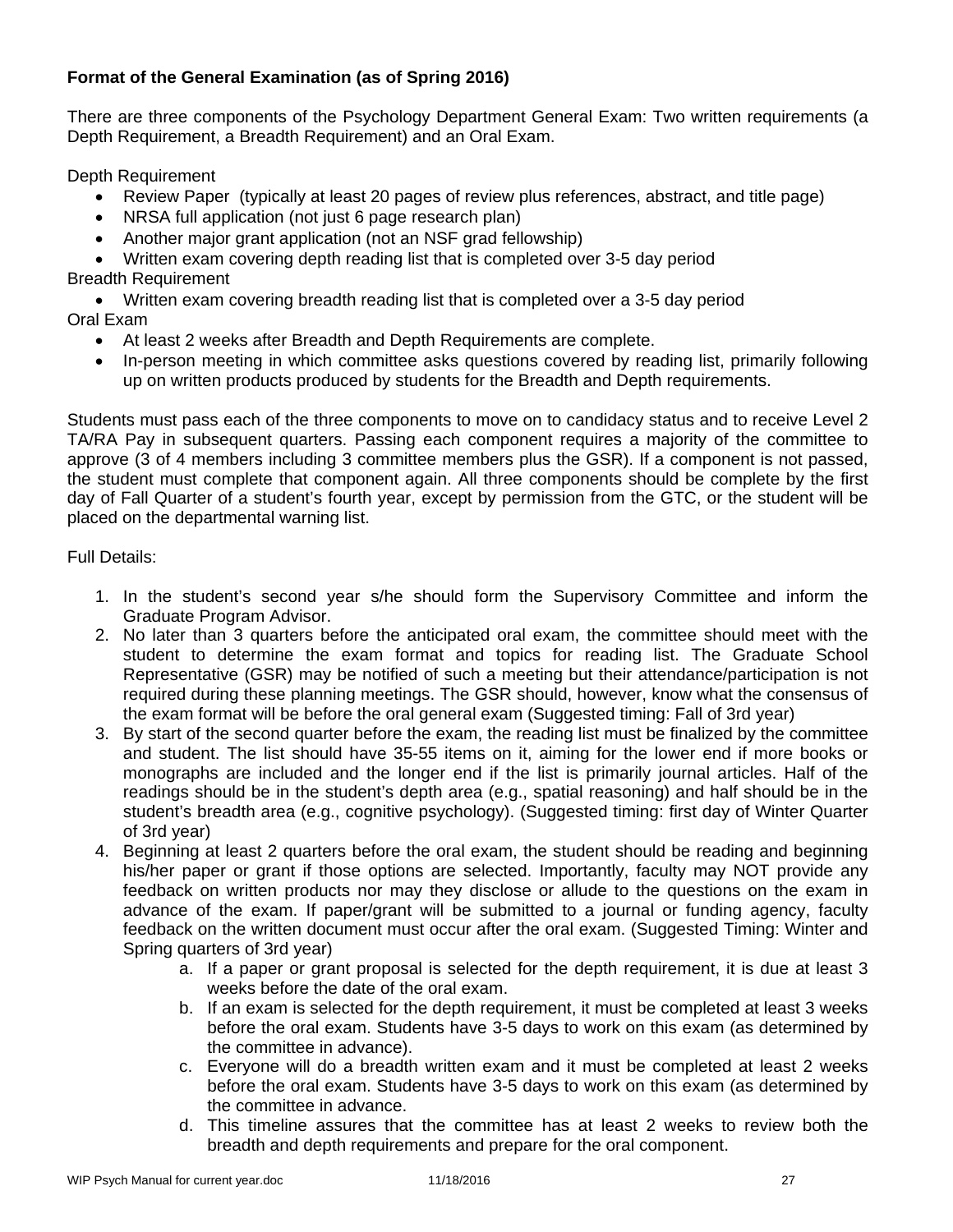**Format of the General Examination (as of Spring 2016)**

There are three components of the Psychology Department General Exam: Two written requirements (a Depth Requirement, a Breadth Requirement) and an Oral Exam.

Depth Requirement

- Review Paper (typically at least 20 pages of review plus references, abstract, and title page)
- NRSA full application (not just 6 page research plan)
- Another major grant application (not an NSF grad fellowship)
- Written exam covering depth reading list that is completed over 3-5 day period

Breadth Requirement

- Written exam covering breadth reading list that is completed over a 3-5 day period

Oral Exam

- At least 2 weeks after Breadth and Depth Requirements are complete.
- In-person meeting in which committee asks questions covered by reading list, primarily following up on written products produced by students for the Breadth and Depth requirements.

Students must pass each of the three components to move on to candidacy status and to receive Level 2 TA/RA Pay in subsequent quarters. Passing each component requires a majority of the committee to approve (3 of 4 members including 3 committee members plus the GSR). If a component is not passed, the student must complete that component again. All three components should be complete by the first day of Fall Quarter of a student's fourth year, except by permission from the GTC, or the student will be placed on the departmental warning list.

Full Details:

1. In the student's second year s/he should form the Supervisory Committee and inform the Graduate Program Advisor.
2. No later than 3 quarters before the anticipated oral exam, the committee should meet with the student to determine the exam format and topics for reading list. The Graduate School Representative (GSR) may be notified of such a meeting but their attendance/participation is not required during these planning meetings. The GSR should, however, know what the consensus of the exam format will be before the oral general exam (Suggested timing: Fall of 3rd year)
3. By start of the second quarter before the exam, the reading list must be finalized by the committee and student. The list should have 35-55 items on it, aiming for the lower end if more books or monographs are included and the longer end if the list is primarily journal articles. Half of the readings should be in the student's depth area (e.g., spatial reasoning) and half should be in the student's breadth area (e.g., cognitive psychology). (Suggested timing: first day of Winter Quarter of 3rd year)
4. Beginning at least 2 quarters before the oral exam, the student should be reading and beginning his/her paper or grant if those options are selected. Importantly, faculty may NOT provide any feedback on written products nor may they disclose or allude to the questions on the exam in advance of the exam. If paper/grant will be submitted to a journal or funding agency, faculty feedback on the written document must occur after the oral exam. (Suggested Timing: Winter and Spring quarters of 3rd year)
    a. If a paper or grant proposal is selected for the depth requirement, it is due at least 3 weeks before the date of the oral exam.
    b. If an exam is selected for the depth requirement, it must be completed at least 3 weeks before the oral exam. Students have 3-5 days to work on this exam (as determined by the committee in advance).
    c. Everyone will do a breadth written exam and it must be completed at least 2 weeks before the oral exam. Students have 3-5 days to work on this exam (as determined by the committee in advance.
    d. This timeline assures that the committee has at least 2 weeks to review both the breadth and depth requirements and prepare for the oral component.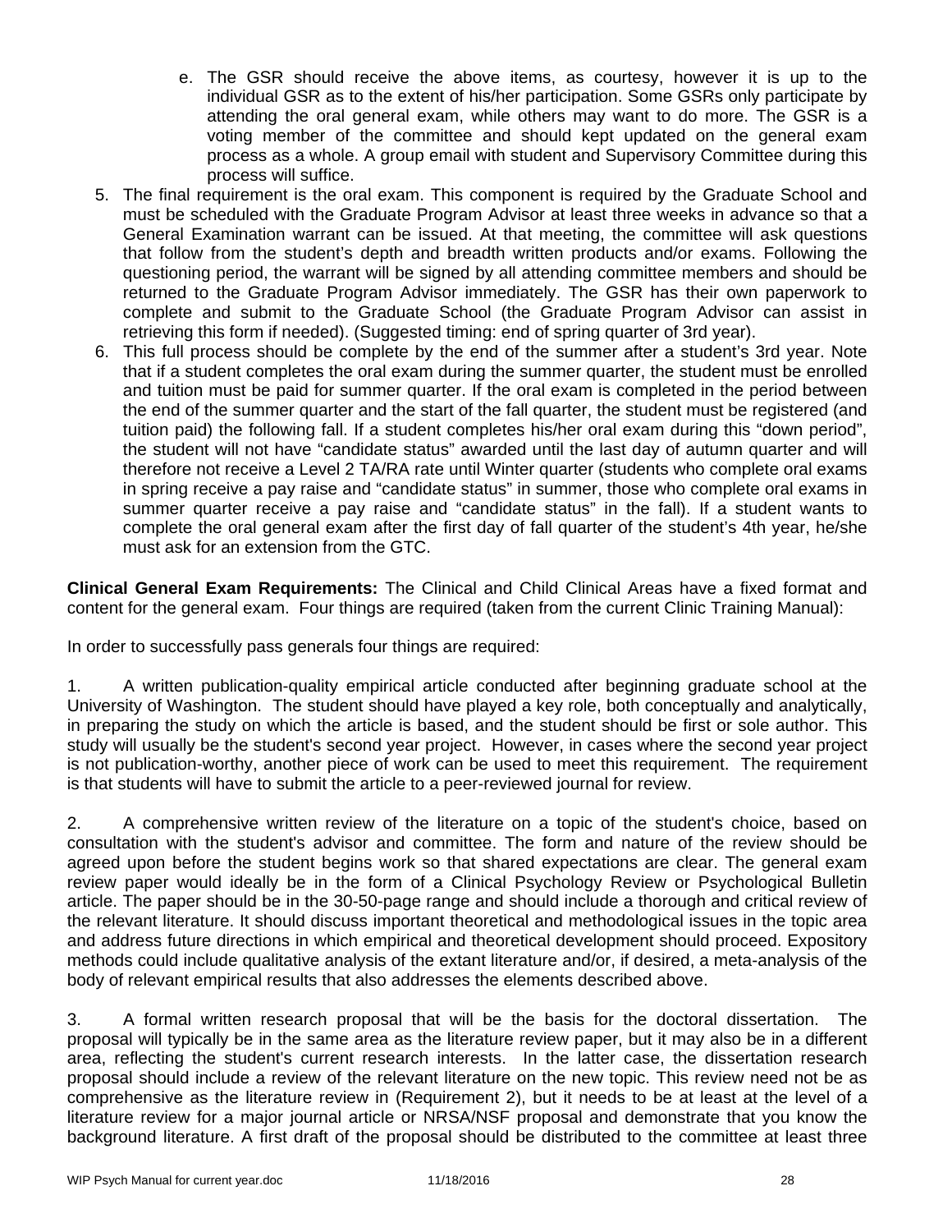e. The GSR should receive the above items, as courtesy, however it is up to the individual GSR as to the extent of his/her participation. Some GSRs only participate by attending the oral general exam, while others may want to do more. The GSR is a voting member of the committee and should kept updated on the general exam process as a whole. A group email with student and Supervisory Committee during this process will suffice.

5. The final requirement is the oral exam. This component is required by the Graduate School and must be scheduled with the Graduate Program Advisor at least three weeks in advance so that a General Examination warrant can be issued. At that meeting, the committee will ask questions that follow from the student's depth and breadth written products and/or exams. Following the questioning period, the warrant will be signed by all attending committee members and should be returned to the Graduate Program Advisor immediately. The GSR has their own paperwork to complete and submit to the Graduate School (the Graduate Program Advisor can assist in retrieving this form if needed). (Suggested timing: end of spring quarter of 3rd year).
6. This full process should be complete by the end of the summer after a student's 3rd year. Note that if a student completes the oral exam during the summer quarter, the student must be enrolled and tuition must be paid for summer quarter. If the oral exam is completed in the period between the end of the summer quarter and the start of the fall quarter, the student must be registered (and tuition paid) the following fall. If a student completes his/her oral exam during this "down period", the student will not have "candidate status" awarded until the last day of autumn quarter and will therefore not receive a Level 2 TA/RA rate until Winter quarter (students who complete oral exams in spring receive a pay raise and "candidate status" in summer, those who complete oral exams in summer quarter receive a pay raise and "candidate status" in the fall). If a student wants to complete the oral general exam after the first day of fall quarter of the student's 4th year, he/she must ask for an extension from the GTC.

**Clinical General Exam Requirements:** The Clinical and Child Clinical Areas have a fixed format and content for the general exam. Four things are required (taken from the current Clinic Training Manual):

In order to successfully pass generals four things are required:

1. A written publication-quality empirical article conducted after beginning graduate school at the University of Washington. The student should have played a key role, both conceptually and analytically, in preparing the study on which the article is based, and the student should be first or sole author. This study will usually be the student's second year project. However, in cases where the second year project is not publication-worthy, another piece of work can be used to meet this requirement. The requirement is that students will have to submit the article to a peer-reviewed journal for review.

2. A comprehensive written review of the literature on a topic of the student's choice, based on consultation with the student's advisor and committee. The form and nature of the review should be agreed upon before the student begins work so that shared expectations are clear. The general exam review paper would ideally be in the form of a Clinical Psychology Review or Psychological Bulletin article. The paper should be in the 30-50-page range and should include a thorough and critical review of the relevant literature. It should discuss important theoretical and methodological issues in the topic area and address future directions in which empirical and theoretical development should proceed. Expository methods could include qualitative analysis of the extant literature and/or, if desired, a meta-analysis of the body of relevant empirical results that also addresses the elements described above.

3. A formal written research proposal that will be the basis for the doctoral dissertation. The proposal will typically be in the same area as the literature review paper, but it may also be in a different area, reflecting the student's current research interests. In the latter case, the dissertation research proposal should include a review of the relevant literature on the new topic. This review need not be as comprehensive as the literature review in (Requirement 2), but it needs to be at least at the level of a literature review for a major journal article or NRSA/NSF proposal and demonstrate that you know the background literature. A first draft of the proposal should be distributed to the committee at least three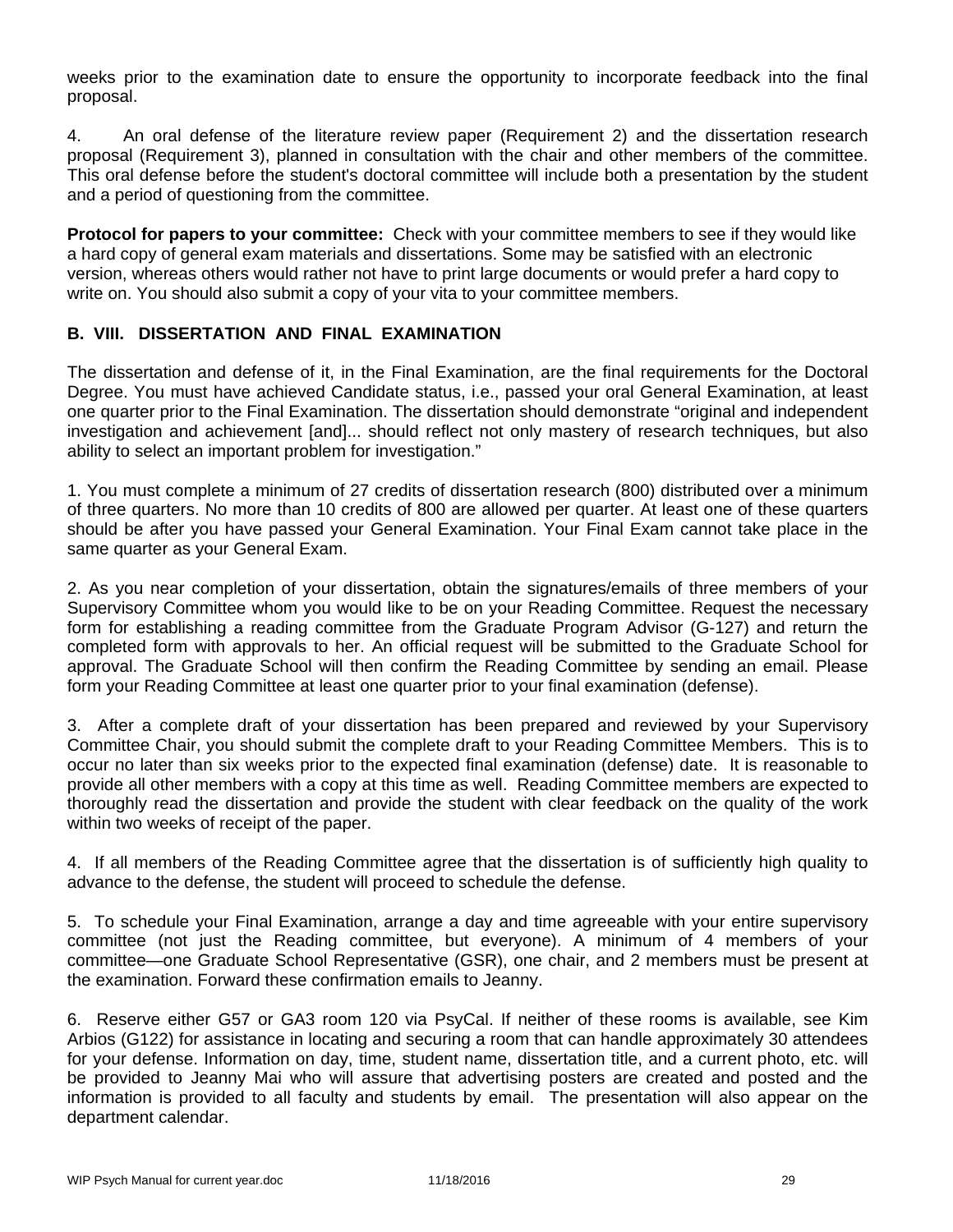weeks prior to the examination date to ensure the opportunity to incorporate feedback into the final proposal.

4. An oral defense of the literature review paper (Requirement 2) and the dissertation research proposal (Requirement 3), planned in consultation with the chair and other members of the committee. This oral defense before the student's doctoral committee will include both a presentation by the student and a period of questioning from the committee.

**Protocol for papers to your committee:** Check with your committee members to see if they would like a hard copy of general exam materials and dissertations. Some may be satisfied with an electronic version, whereas others would rather not have to print large documents or would prefer a hard copy to write on. You should also submit a copy of your vita to your committee members.

### B. VIII. DISSERTATION AND FINAL EXAMINATION

The dissertation and defense of it, in the Final Examination, are the final requirements for the Doctoral Degree. You must have achieved Candidate status, i.e., passed your oral General Examination, at least one quarter prior to the Final Examination. The dissertation should demonstrate “original and independent investigation and achievement [and]... should reflect not only mastery of research techniques, but also ability to select an important problem for investigation.”

1. You must complete a minimum of 27 credits of dissertation research (800) distributed over a minimum of three quarters. No more than 10 credits of 800 are allowed per quarter. At least one of these quarters should be after you have passed your General Examination. Your Final Exam cannot take place in the same quarter as your General Exam.

2. As you near completion of your dissertation, obtain the signatures/emails of three members of your Supervisory Committee whom you would like to be on your Reading Committee. Request the necessary form for establishing a reading committee from the Graduate Program Advisor (G-127) and return the completed form with approvals to her. An official request will be submitted to the Graduate School for approval. The Graduate School will then confirm the Reading Committee by sending an email. Please form your Reading Committee at least one quarter prior to your final examination (defense).

3. After a complete draft of your dissertation has been prepared and reviewed by your Supervisory Committee Chair, you should submit the complete draft to your Reading Committee Members. This is to occur no later than six weeks prior to the expected final examination (defense) date. It is reasonable to provide all other members with a copy at this time as well. Reading Committee members are expected to thoroughly read the dissertation and provide the student with clear feedback on the quality of the work within two weeks of receipt of the paper.

4. If all members of the Reading Committee agree that the dissertation is of sufficiently high quality to advance to the defense, the student will proceed to schedule the defense.

5. To schedule your Final Examination, arrange a day and time agreeable with your entire supervisory committee (not just the Reading committee, but everyone). A minimum of 4 members of your committee—one Graduate School Representative (GSR), one chair, and 2 members must be present at the examination. Forward these confirmation emails to Jeanny.

6. Reserve either G57 or GA3 room 120 via PsyCal. If neither of these rooms is available, see Kim Arbios (G122) for assistance in locating and securing a room that can handle approximately 30 attendees for your defense. Information on day, time, student name, dissertation title, and a current photo, etc. will be provided to Jeanny Mai who will assure that advertising posters are created and posted and the information is provided to all faculty and students by email. The presentation will also appear on the department calendar.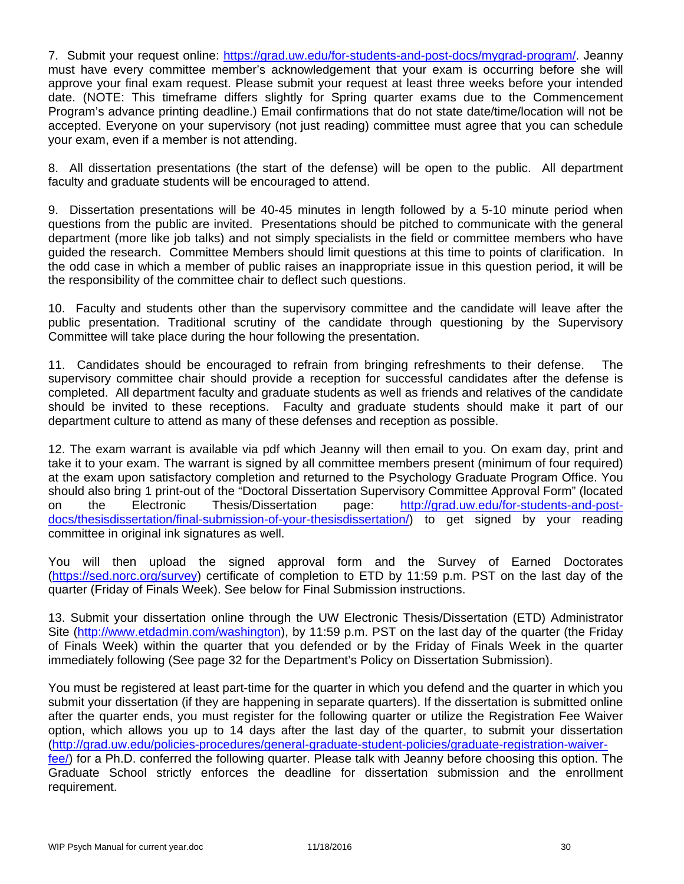7. Submit your request online: https://grad.uw.edu/for-students-and-post-docs/mygrad-program/. Jeanny must have every committee member's acknowledgement that your exam is occurring before she will approve your final exam request. Please submit your request at least three weeks before your intended date. (NOTE: This timeframe differs slightly for Spring quarter exams due to the Commencement Program's advance printing deadline.) Email confirmations that do not state date/time/location will not be accepted. Everyone on your supervisory (not just reading) committee must agree that you can schedule your exam, even if a member is not attending.

8. All dissertation presentations (the start of the defense) will be open to the public. All department faculty and graduate students will be encouraged to attend.

9. Dissertation presentations will be 40-45 minutes in length followed by a 5-10 minute period when questions from the public are invited. Presentations should be pitched to communicate with the general department (more like job talks) and not simply specialists in the field or committee members who have guided the research. Committee Members should limit questions at this time to points of clarification. In the odd case in which a member of public raises an inappropriate issue in this question period, it will be the responsibility of the committee chair to deflect such questions.

10. Faculty and students other than the supervisory committee and the candidate will leave after the public presentation. Traditional scrutiny of the candidate through questioning by the Supervisory Committee will take place during the hour following the presentation.

11. Candidates should be encouraged to refrain from bringing refreshments to their defense. The supervisory committee chair should provide a reception for successful candidates after the defense is completed. All department faculty and graduate students as well as friends and relatives of the candidate should be invited to these receptions. Faculty and graduate students should make it part of our department culture to attend as many of these defenses and reception as possible.

12. The exam warrant is available via pdf which Jeanny will then email to you. On exam day, print and take it to your exam. The warrant is signed by all committee members present (minimum of four required) at the exam upon satisfactory completion and returned to the Psychology Graduate Program Office. You should also bring 1 print-out of the "Doctoral Dissertation Supervisory Committee Approval Form" (located on the Electronic Thesis/Dissertation page: http://grad.uw.edu/for-students-and-post-docs/thesisdissertation/final-submission-of-your-thesisdissertation/) to get signed by your reading committee in original ink signatures as well.

You will then upload the signed approval form and the Survey of Earned Doctorates (https://sed.norc.org/survey) certificate of completion to ETD by 11:59 p.m. PST on the last day of the quarter (Friday of Finals Week). See below for Final Submission instructions.

13. Submit your dissertation online through the UW Electronic Thesis/Dissertation (ETD) Administrator Site (http://www.etdadmin.com/washington), by 11:59 p.m. PST on the last day of the quarter (the Friday of Finals Week) within the quarter that you defended or by the Friday of Finals Week in the quarter immediately following (See page 32 for the Department's Policy on Dissertation Submission).

You must be registered at least part-time for the quarter in which you defend and the quarter in which you submit your dissertation (if they are happening in separate quarters). If the dissertation is submitted online after the quarter ends, you must register for the following quarter or utilize the Registration Fee Waiver option, which allows you up to 14 days after the last day of the quarter, to submit your dissertation (http://grad.uw.edu/policies-procedures/general-graduate-student-policies/graduate-registration-waiver-fee/) for a Ph.D. conferred the following quarter. Please talk with Jeanny before choosing this option. The Graduate School strictly enforces the deadline for dissertation submission and the enrollment requirement.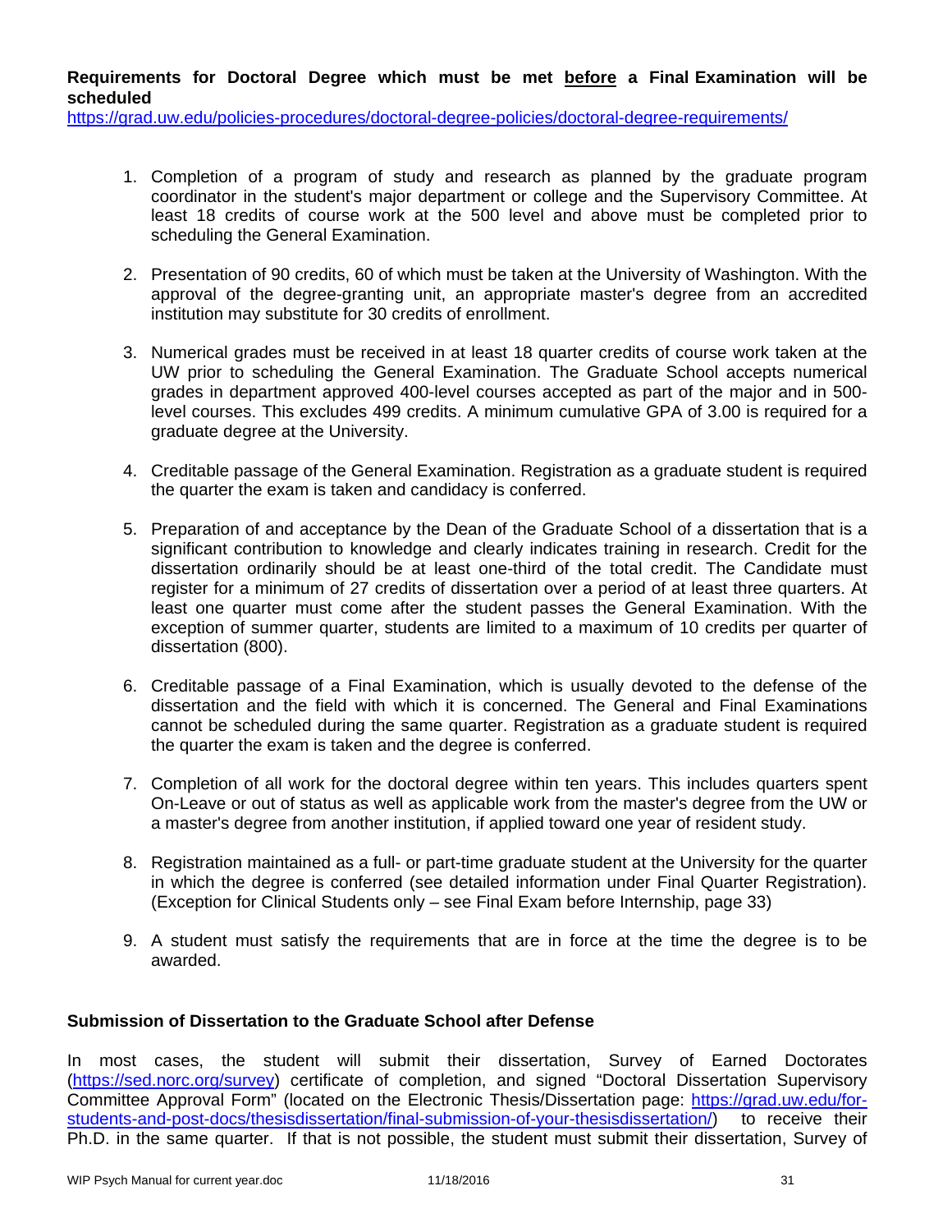**Requirements for Doctoral Degree which must be met before a Final Examination will be scheduled**

https://grad.uw.edu/policies-procedures/doctoral-degree-policies/doctoral-degree-requirements/

1. Completion of a program of study and research as planned by the graduate program coordinator in the student's major department or college and the Supervisory Committee. At least 18 credits of course work at the 500 level and above must be completed prior to scheduling the General Examination.

2. Presentation of 90 credits, 60 of which must be taken at the University of Washington. With the approval of the degree-granting unit, an appropriate master's degree from an accredited institution may substitute for 30 credits of enrollment.

3. Numerical grades must be received in at least 18 quarter credits of course work taken at the UW prior to scheduling the General Examination. The Graduate School accepts numerical grades in department approved 400-level courses accepted as part of the major and in 500-level courses. This excludes 499 credits. A minimum cumulative GPA of 3.00 is required for a graduate degree at the University.

4. Creditable passage of the General Examination. Registration as a graduate student is required the quarter the exam is taken and candidacy is conferred.

5. Preparation of and acceptance by the Dean of the Graduate School of a dissertation that is a significant contribution to knowledge and clearly indicates training in research. Credit for the dissertation ordinarily should be at least one-third of the total credit. The Candidate must register for a minimum of 27 credits of dissertation over a period of at least three quarters. At least one quarter must come after the student passes the General Examination. With the exception of summer quarter, students are limited to a maximum of 10 credits per quarter of dissertation (800).

6. Creditable passage of a Final Examination, which is usually devoted to the defense of the dissertation and the field with which it is concerned. The General and Final Examinations cannot be scheduled during the same quarter. Registration as a graduate student is required the quarter the exam is taken and the degree is conferred.

7. Completion of all work for the doctoral degree within ten years. This includes quarters spent On-Leave or out of status as well as applicable work from the master's degree from the UW or a master's degree from another institution, if applied toward one year of resident study.

8. Registration maintained as a full- or part-time graduate student at the University for the quarter in which the degree is conferred (see detailed information under Final Quarter Registration). (Exception for Clinical Students only – see Final Exam before Internship, page 33)

9. A student must satisfy the requirements that are in force at the time the degree is to be awarded.

**Submission of Dissertation to the Graduate School after Defense**

In most cases, the student will submit their dissertation, Survey of Earned Doctorates (https://sed.norc.org/survey) certificate of completion, and signed "Doctoral Dissertation Supervisory Committee Approval Form" (located on the Electronic Thesis/Dissertation page: https://grad.uw.edu/for-students-and-post-docs/thesisdissertation/final-submission-of-your-thesisdissertation/) to receive their Ph.D. in the same quarter. If that is not possible, the student must submit their dissertation, Survey of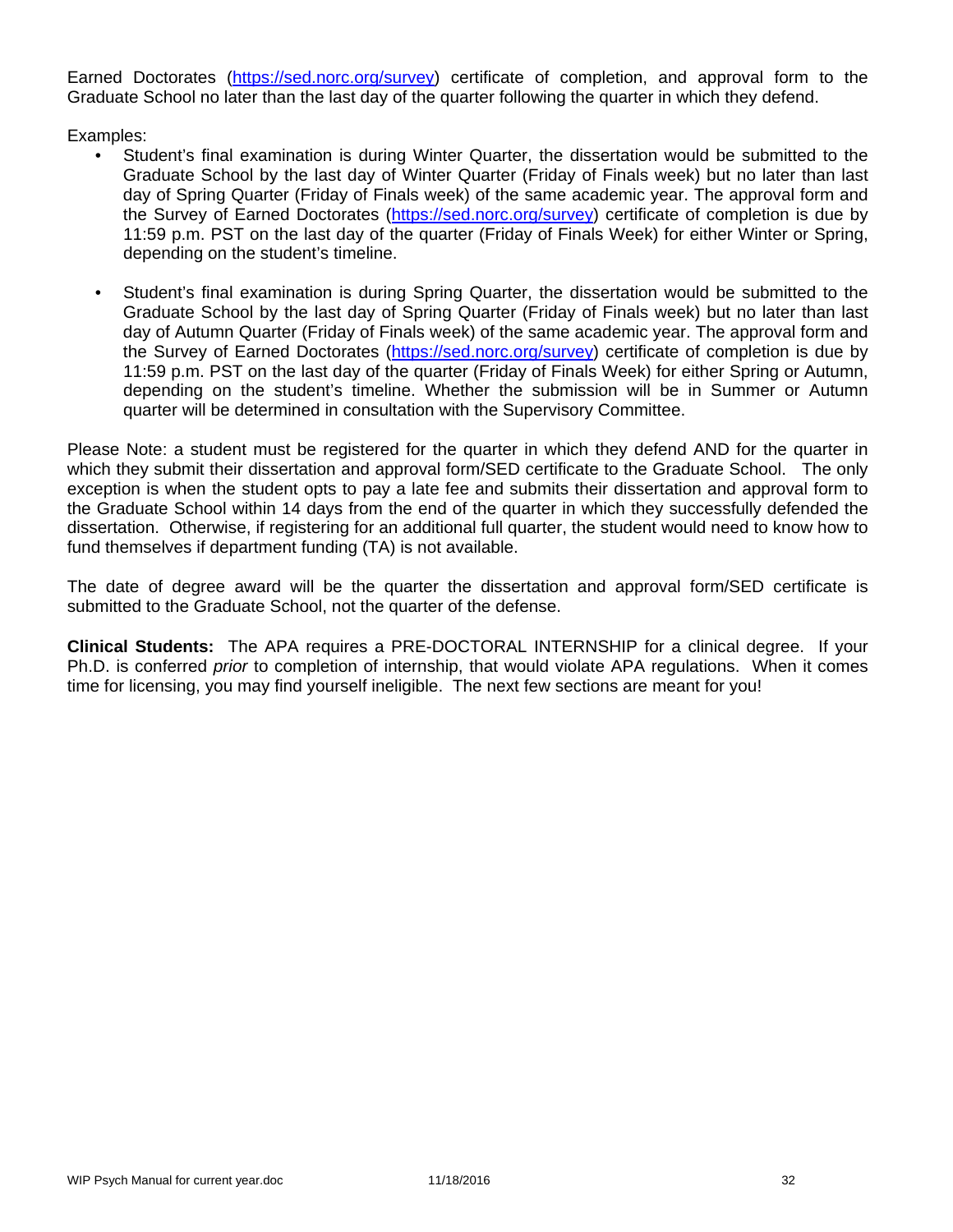Earned Doctorates (https://sed.norc.org/survey) certificate of completion, and approval form to the Graduate School no later than the last day of the quarter following the quarter in which they defend.

Examples:

- Student's final examination is during Winter Quarter, the dissertation would be submitted to the Graduate School by the last day of Winter Quarter (Friday of Finals week) but no later than last day of Spring Quarter (Friday of Finals week) of the same academic year. The approval form and the Survey of Earned Doctorates (https://sed.norc.org/survey) certificate of completion is due by 11:59 p.m. PST on the last day of the quarter (Friday of Finals Week) for either Winter or Spring, depending on the student's timeline.

- Student's final examination is during Spring Quarter, the dissertation would be submitted to the Graduate School by the last day of Spring Quarter (Friday of Finals week) but no later than last day of Autumn Quarter (Friday of Finals week) of the same academic year. The approval form and the Survey of Earned Doctorates (https://sed.norc.org/survey) certificate of completion is due by 11:59 p.m. PST on the last day of the quarter (Friday of Finals Week) for either Spring or Autumn, depending on the student's timeline. Whether the submission will be in Summer or Autumn quarter will be determined in consultation with the Supervisory Committee.

Please Note: a student must be registered for the quarter in which they defend AND for the quarter in which they submit their dissertation and approval form/SED certificate to the Graduate School. The only exception is when the student opts to pay a late fee and submits their dissertation and approval form to the Graduate School within 14 days from the end of the quarter in which they successfully defended the dissertation. Otherwise, if registering for an additional full quarter, the student would need to know how to fund themselves if department funding (TA) is not available.

The date of degree award will be the quarter the dissertation and approval form/SED certificate is submitted to the Graduate School, not the quarter of the defense.

**Clinical Students:** The APA requires a PRE-DOCTORAL INTERNSHIP for a clinical degree. If your Ph.D. is conferred *prior* to completion of internship, that would violate APA regulations. When it comes time for licensing, you may find yourself ineligible. The next few sections are meant for you!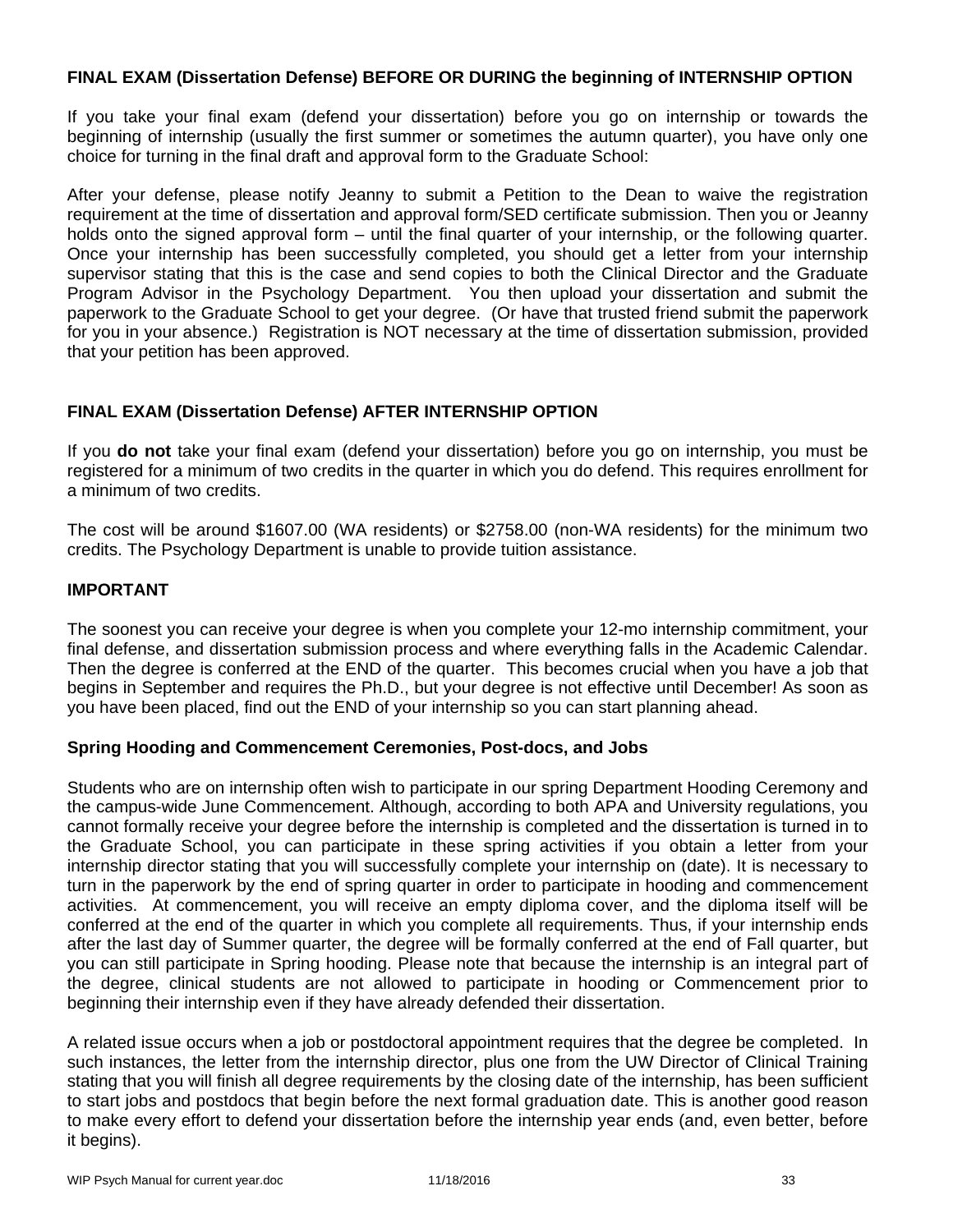### FINAL EXAM (Dissertation Defense) BEFORE OR DURING the beginning of INTERNSHIP OPTION

If you take your final exam (defend your dissertation) before you go on internship or towards the beginning of internship (usually the first summer or sometimes the autumn quarter), you have only one choice for turning in the final draft and approval form to the Graduate School:

After your defense, please notify Jeanny to submit a Petition to the Dean to waive the registration requirement at the time of dissertation and approval form/SED certificate submission. Then you or Jeanny holds onto the signed approval form – until the final quarter of your internship, or the following quarter. Once your internship has been successfully completed, you should get a letter from your internship supervisor stating that this is the case and send copies to both the Clinical Director and the Graduate Program Advisor in the Psychology Department. You then upload your dissertation and submit the paperwork to the Graduate School to get your degree. (Or have that trusted friend submit the paperwork for you in your absence.) Registration is NOT necessary at the time of dissertation submission, provided that your petition has been approved.

### FINAL EXAM (Dissertation Defense) AFTER INTERNSHIP OPTION

If you **do not** take your final exam (defend your dissertation) before you go on internship, you must be registered for a minimum of two credits in the quarter in which you do defend. This requires enrollment for a minimum of two credits.

The cost will be around $1607.00 (WA residents) or $2758.00 (non-WA residents) for the minimum two credits. The Psychology Department is unable to provide tuition assistance.

### IMPORTANT

The soonest you can receive your degree is when you complete your 12-mo internship commitment, your final defense, and dissertation submission process and where everything falls in the Academic Calendar. Then the degree is conferred at the END of the quarter. This becomes crucial when you have a job that begins in September and requires the Ph.D., but your degree is not effective until December! As soon as you have been placed, find out the END of your internship so you can start planning ahead.

### Spring Hooding and Commencement Ceremonies, Post-docs, and Jobs

Students who are on internship often wish to participate in our spring Department Hooding Ceremony and the campus-wide June Commencement. Although, according to both APA and University regulations, you cannot formally receive your degree before the internship is completed and the dissertation is turned in to the Graduate School, you can participate in these spring activities if you obtain a letter from your internship director stating that you will successfully complete your internship on (date). It is necessary to turn in the paperwork by the end of spring quarter in order to participate in hooding and commencement activities. At commencement, you will receive an empty diploma cover, and the diploma itself will be conferred at the end of the quarter in which you complete all requirements. Thus, if your internship ends after the last day of Summer quarter, the degree will be formally conferred at the end of Fall quarter, but you can still participate in Spring hooding. Please note that because the internship is an integral part of the degree, clinical students are not allowed to participate in hooding or Commencement prior to beginning their internship even if they have already defended their dissertation.

A related issue occurs when a job or postdoctoral appointment requires that the degree be completed. In such instances, the letter from the internship director, plus one from the UW Director of Clinical Training stating that you will finish all degree requirements by the closing date of the internship, has been sufficient to start jobs and postdocs that begin before the next formal graduation date. This is another good reason to make every effort to defend your dissertation before the internship year ends (and, even better, before it begins).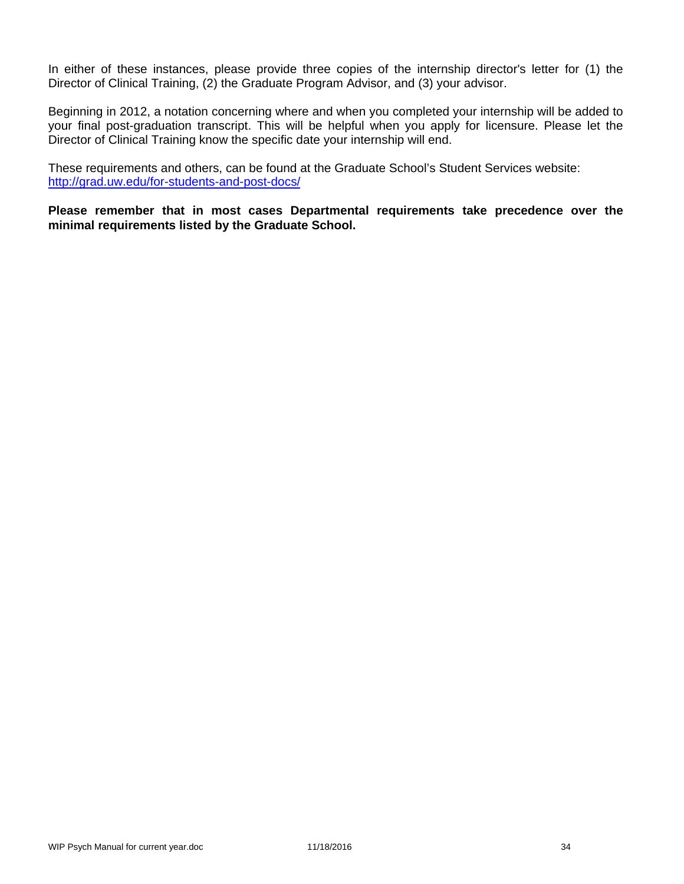In either of these instances, please provide three copies of the internship director's letter for (1) the Director of Clinical Training, (2) the Graduate Program Advisor, and (3) your advisor.

Beginning in 2012, a notation concerning where and when you completed your internship will be added to your final post-graduation transcript. This will be helpful when you apply for licensure. Please let the Director of Clinical Training know the specific date your internship will end.

These requirements and others, can be found at the Graduate School's Student Services website: [http://grad.uw.edu/for-students-and-post-docs/](http://grad.uw.edu/for-students-and-post-docs/)

**Please remember that in most cases Departmental requirements take precedence over the minimal requirements listed by the Graduate School.**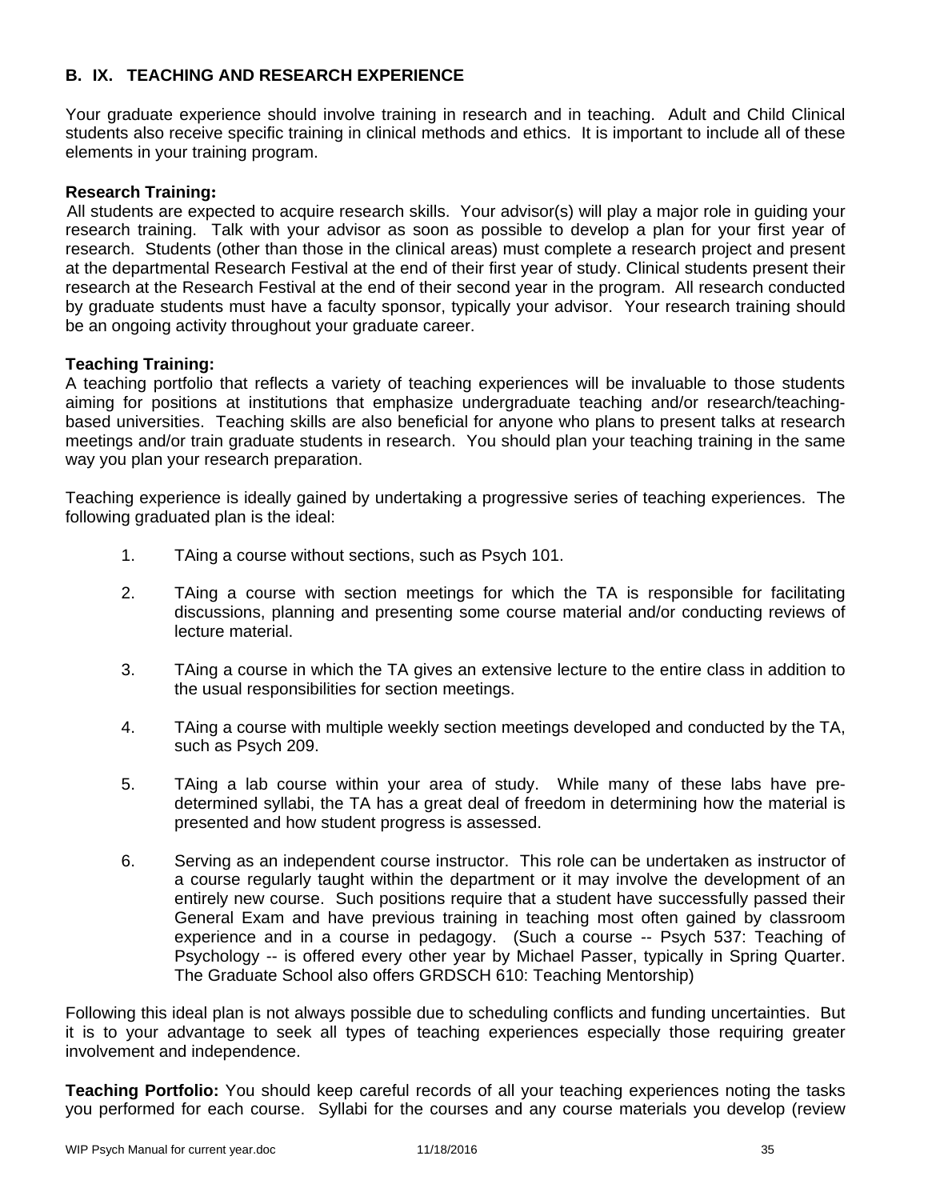## B. IX. TEACHING AND RESEARCH EXPERIENCE

Your graduate experience should involve training in research and in teaching. Adult and Child Clinical students also receive specific training in clinical methods and ethics. It is important to include all of these elements in your training program.

**Research Training:**
All students are expected to acquire research skills. Your advisor(s) will play a major role in guiding your research training. Talk with your advisor as soon as possible to develop a plan for your first year of research. Students (other than those in the clinical areas) must complete a research project and present at the departmental Research Festival at the end of their first year of study. Clinical students present their research at the Research Festival at the end of their second year in the program. All research conducted by graduate students must have a faculty sponsor, typically your advisor. Your research training should be an ongoing activity throughout your graduate career.

**Teaching Training:**
A teaching portfolio that reflects a variety of teaching experiences will be invaluable to those students aiming for positions at institutions that emphasize undergraduate teaching and/or research/teaching-based universities. Teaching skills are also beneficial for anyone who plans to present talks at research meetings and/or train graduate students in research. You should plan your teaching training in the same way you plan your research preparation.

Teaching experience is ideally gained by undertaking a progressive series of teaching experiences. The following graduated plan is the ideal:

1. TAing a course without sections, such as Psych 101.

2. TAing a course with section meetings for which the TA is responsible for facilitating discussions, planning and presenting some course material and/or conducting reviews of lecture material.

3. TAing a course in which the TA gives an extensive lecture to the entire class in addition to the usual responsibilities for section meetings.

4. TAing a course with multiple weekly section meetings developed and conducted by the TA, such as Psych 209.

5. TAing a lab course within your area of study. While many of these labs have pre-determined syllabi, the TA has a great deal of freedom in determining how the material is presented and how student progress is assessed.

6. Serving as an independent course instructor. This role can be undertaken as instructor of a course regularly taught within the department or it may involve the development of an entirely new course. Such positions require that a student have successfully passed their General Exam and have previous training in teaching most often gained by classroom experience and in a course in pedagogy. (Such a course -- Psych 537: Teaching of Psychology -- is offered every other year by Michael Passer, typically in Spring Quarter. The Graduate School also offers GRDSCH 610: Teaching Mentorship)

Following this ideal plan is not always possible due to scheduling conflicts and funding uncertainties. But it is to your advantage to seek all types of teaching experiences especially those requiring greater involvement and independence.

**Teaching Portfolio:** You should keep careful records of all your teaching experiences noting the tasks you performed for each course. Syllabi for the courses and any course materials you develop (review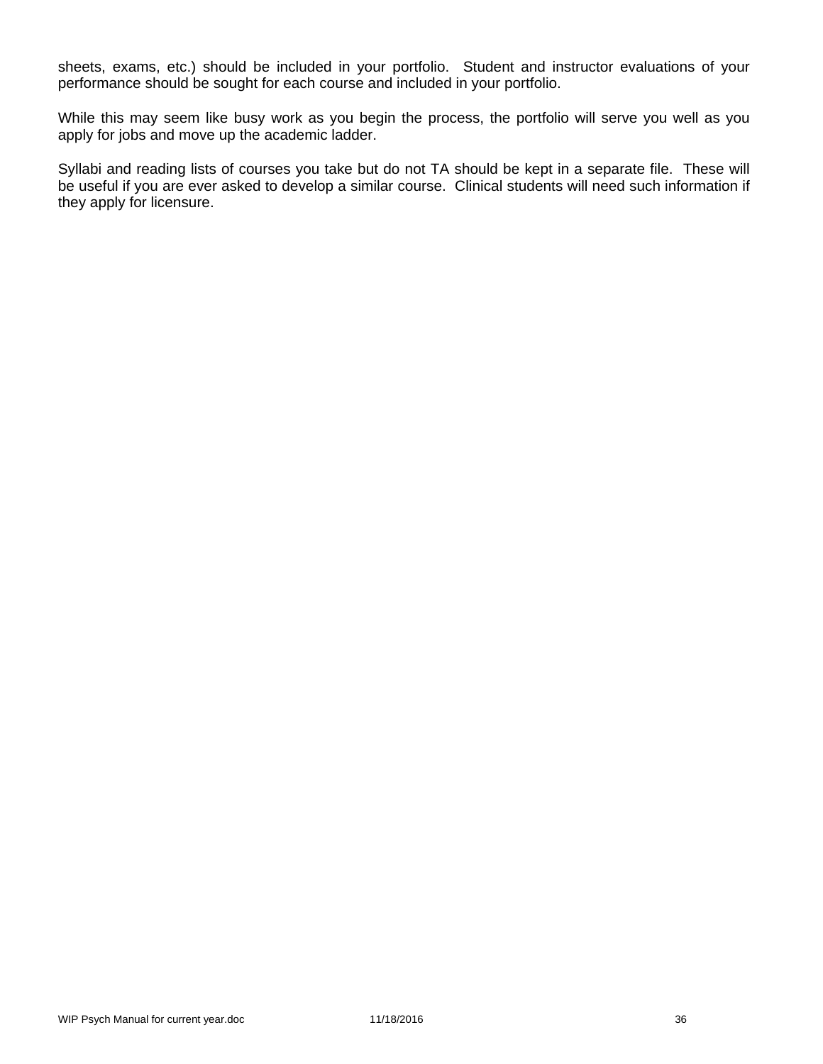sheets, exams, etc.) should be included in your portfolio. Student and instructor evaluations of your performance should be sought for each course and included in your portfolio.

While this may seem like busy work as you begin the process, the portfolio will serve you well as you apply for jobs and move up the academic ladder.

Syllabi and reading lists of courses you take but do not TA should be kept in a separate file. These will be useful if you are ever asked to develop a similar course. Clinical students will need such information if they apply for licensure.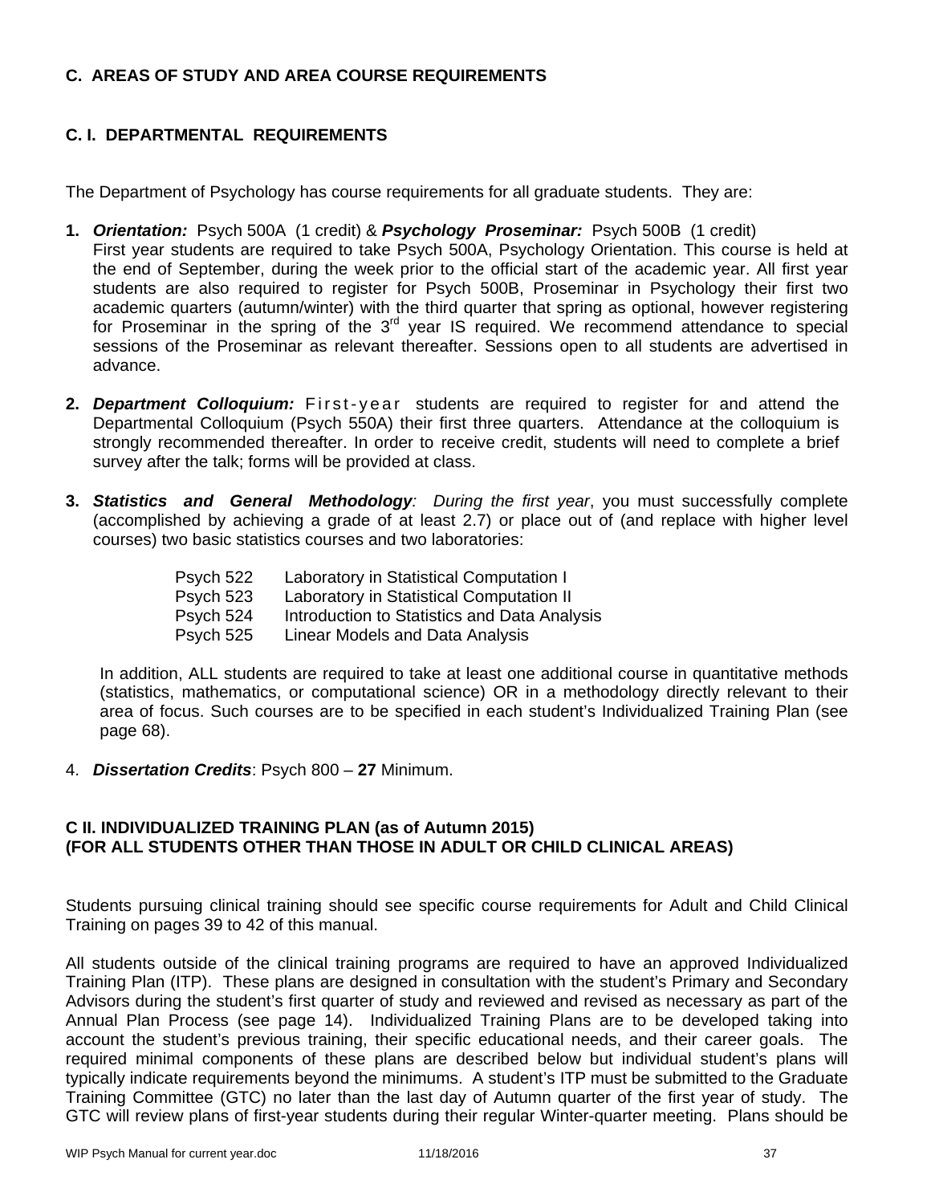## C. AREAS OF STUDY AND AREA COURSE REQUIREMENTS

### C. I. DEPARTMENTAL REQUIREMENTS

The Department of Psychology has course requirements for all graduate students. They are:

1. ***Orientation:*** Psych 500A (1 credit) & ***Psychology Proseminar:*** Psych 500B (1 credit)
   First year students are required to take Psych 500A, Psychology Orientation. This course is held at the end of September, during the week prior to the official start of the academic year. All first year students are also required to register for Psych 500B, Proseminar in Psychology their first two academic quarters (autumn/winter) with the third quarter that spring as optional, however registering for Proseminar in the spring of the 3rd year IS required. We recommend attendance to special sessions of the Proseminar as relevant thereafter. Sessions open to all students are advertised in advance.

2. ***Department Colloquium:*** First-year students are required to register for and attend the Departmental Colloquium (Psych 550A) their first three quarters. Attendance at the colloquium is strongly recommended thereafter. In order to receive credit, students will need to complete a brief survey after the talk; forms will be provided at class.

3. ***Statistics and General Methodology**:* *During the first year*, you must successfully complete (accomplished by achieving a grade of at least 2.7) or place out of (and replace with higher level courses) two basic statistics courses and two laboratories:

   | | |
   |---|---|
   | Psych 522 | Laboratory in Statistical Computation I |
   | Psych 523 | Laboratory in Statistical Computation II |
   | Psych 524 | Introduction to Statistics and Data Analysis |
   | Psych 525 | Linear Models and Data Analysis |

   In addition, ALL students are required to take at least one additional course in quantitative methods (statistics, mathematics, or computational science) OR in a methodology directly relevant to their area of focus. Such courses are to be specified in each student's Individualized Training Plan (see page 68).

4. ***Dissertation Credits***: Psych 800 – **27** Minimum.

### C II. INDIVIDUALIZED TRAINING PLAN (as of Autumn 2015)
### (FOR ALL STUDENTS OTHER THAN THOSE IN ADULT OR CHILD CLINICAL AREAS)

Students pursuing clinical training should see specific course requirements for Adult and Child Clinical Training on pages 39 to 42 of this manual.

All students outside of the clinical training programs are required to have an approved Individualized Training Plan (ITP). These plans are designed in consultation with the student's Primary and Secondary Advisors during the student's first quarter of study and reviewed and revised as necessary as part of the Annual Plan Process (see page 14). Individualized Training Plans are to be developed taking into account the student's previous training, their specific educational needs, and their career goals. The required minimal components of these plans are described below but individual student's plans will typically indicate requirements beyond the minimums. A student's ITP must be submitted to the Graduate Training Committee (GTC) no later than the last day of Autumn quarter of the first year of study. The GTC will review plans of first-year students during their regular Winter-quarter meeting. Plans should be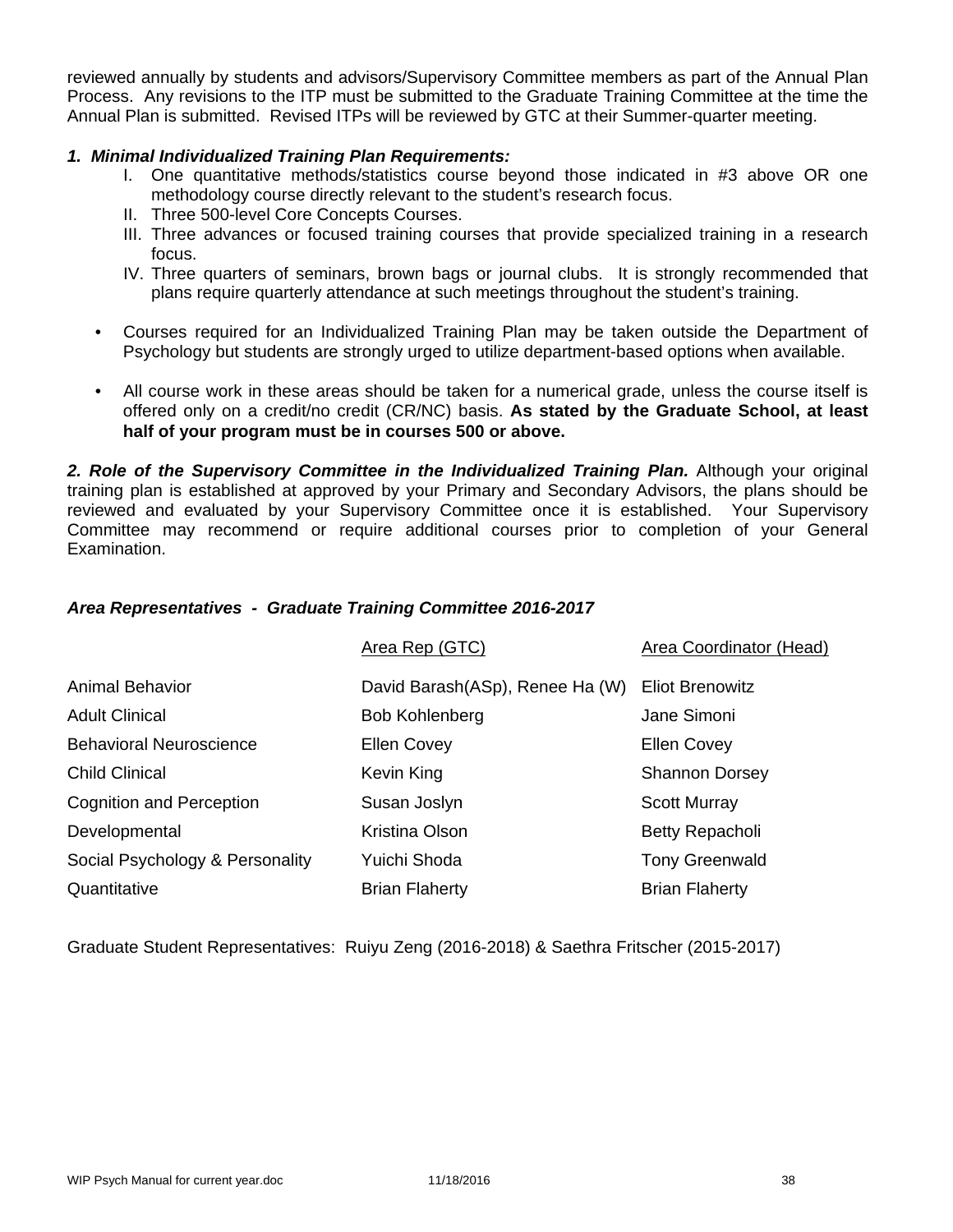reviewed annually by students and advisors/Supervisory Committee members as part of the Annual Plan Process. Any revisions to the ITP must be submitted to the Graduate Training Committee at the time the Annual Plan is submitted. Revised ITPs will be reviewed by GTC at their Summer-quarter meeting.

***1. Minimal Individualized Training Plan Requirements:***

- I. One quantitative methods/statistics course beyond those indicated in #3 above OR one methodology course directly relevant to the student's research focus.
- II. Three 500-level Core Concepts Courses.
- III. Three advances or focused training courses that provide specialized training in a research focus.
- IV. Three quarters of seminars, brown bags or journal clubs. It is strongly recommended that plans require quarterly attendance at such meetings throughout the student's training.

- Courses required for an Individualized Training Plan may be taken outside the Department of Psychology but students are strongly urged to utilize department-based options when available.

- All course work in these areas should be taken for a numerical grade, unless the course itself is offered only on a credit/no credit (CR/NC) basis. **As stated by the Graduate School, at least half of your program must be in courses 500 or above.**

***2. Role of the Supervisory Committee in the Individualized Training Plan.*** Although your original training plan is established at approved by your Primary and Secondary Advisors, the plans should be reviewed and evaluated by your Supervisory Committee once it is established. Your Supervisory Committee may recommend or require additional courses prior to completion of your General Examination.

***Area Representatives - Graduate Training Committee 2016-2017***

| | Area Rep (GTC) | Area Coordinator (Head) |
|---|---|---|
| Animal Behavior | David Barash(ASp), Renee Ha (W) | Eliot Brenowitz |
| Adult Clinical | Bob Kohlenberg | Jane Simoni |
| Behavioral Neuroscience | Ellen Covey | Ellen Covey |
| Child Clinical | Kevin King | Shannon Dorsey |
| Cognition and Perception | Susan Joslyn | Scott Murray |
| Developmental | Kristina Olson | Betty Repacholi |
| Social Psychology & Personality | Yuichi Shoda | Tony Greenwald |
| Quantitative | Brian Flaherty | Brian Flaherty |

Graduate Student Representatives: Ruiyu Zeng (2016-2018) & Saethra Fritscher (2015-2017)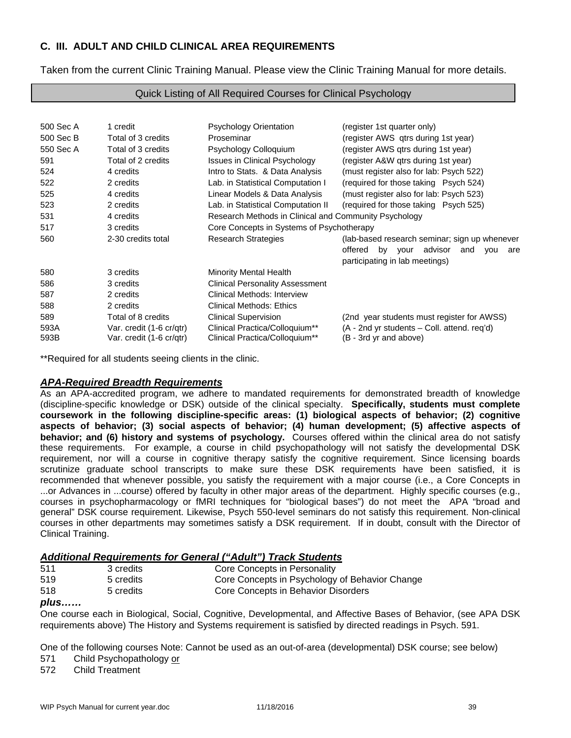## C. III. ADULT AND CHILD CLINICAL AREA REQUIREMENTS

Taken from the current Clinic Training Manual. Please view the Clinic Training Manual for more details.

### Quick Listing of All Required Courses for Clinical Psychology

| | | | |
|---|---|---|---|
| 500 Sec A | 1 credit | Psychology Orientation | (register 1st quarter only) |
| 500 Sec B | Total of 3 credits | Proseminar | (register AWS qtrs during 1st year) |
| 550 Sec A | Total of 3 credits | Psychology Colloquium | (register AWS qtrs during 1st year) |
| 591 | Total of 2 credits | Issues in Clinical Psychology | (register A&W qtrs during 1st year) |
| 524 | 4 credits | Intro to Stats. & Data Analysis | (must register also for lab: Psych 522) |
| 522 | 2 credits | Lab. in Statistical Computation I | (required for those taking Psych 524) |
| 525 | 4 credits | Linear Models & Data Analysis | (must register also for lab: Psych 523) |
| 523 | 2 credits | Lab. in Statistical Computation II | (required for those taking Psych 525) |
| 531 | 4 credits | Research Methods in Clinical and Community Psychology | |
| 517 | 3 credits | Core Concepts in Systems of Psychotherapy | |
| 560 | 2-30 credits total | Research Strategies | (lab-based research seminar; sign up whenever offered by your advisor and you are participating in lab meetings) |
| 580 | 3 credits | Minority Mental Health | |
| 586 | 3 credits | Clinical Personality Assessment | |
| 587 | 2 credits | Clinical Methods: Interview | |
| 588 | 2 credits | Clinical Methods: Ethics | |
| 589 | Total of 8 credits | Clinical Supervision | (2nd year students must register for AWSS) |
| 593A | Var. credit (1-6 cr/qtr) | Clinical Practica/Colloquium** | (A - 2nd yr students – Coll. attend. req'd) |
| 593B | Var. credit (1-6 cr/qtr) | Clinical Practica/Colloquium** | (B - 3rd yr and above) |

**Required for all students seeing clients in the clinic.

### *APA-Required Breadth Requirements*

As an APA-accredited program, we adhere to mandated requirements for demonstrated breadth of knowledge (discipline-specific knowledge or DSK) outside of the clinical specialty. **Specifically, students must complete coursework in the following discipline-specific areas: (1) biological aspects of behavior; (2) cognitive aspects of behavior; (3) social aspects of behavior; (4) human development; (5) affective aspects of behavior; and (6) history and systems of psychology.** Courses offered within the clinical area do not satisfy these requirements. For example, a course in child psychopathology will not satisfy the developmental DSK requirement, nor will a course in cognitive therapy satisfy the cognitive requirement. Since licensing boards scrutinize graduate school transcripts to make sure these DSK requirements have been satisfied, it is recommended that whenever possible, you satisfy the requirement with a major course (i.e., a Core Concepts in ...or Advances in ...course) offered by faculty in other major areas of the department. Highly specific courses (e.g., courses in psychopharmacology or fMRI techniques for "biological bases") do not meet the APA "broad and general" DSK course requirement. Likewise, Psych 550-level seminars do not satisfy this requirement. Non-clinical courses in other departments may sometimes satisfy a DSK requirement. If in doubt, consult with the Director of Clinical Training.

### *Additional Requirements for General ("Adult") Track Students*

| | | |
|---|---|---|
| 511 | 3 credits | Core Concepts in Personality |
| 519 | 5 credits | Core Concepts in Psychology of Behavior Change |
| 518 | 5 credits | Core Concepts in Behavior Disorders |

***plus……***

One course each in Biological, Social, Cognitive, Developmental, and Affective Bases of Behavior, (see APA DSK requirements above) The History and Systems requirement is satisfied by directed readings in Psych. 591.

One of the following courses Note: Cannot be used as an out-of-area (developmental) DSK course; see below)

571 Child Psychopathology <u>or</u>
572 Child Treatment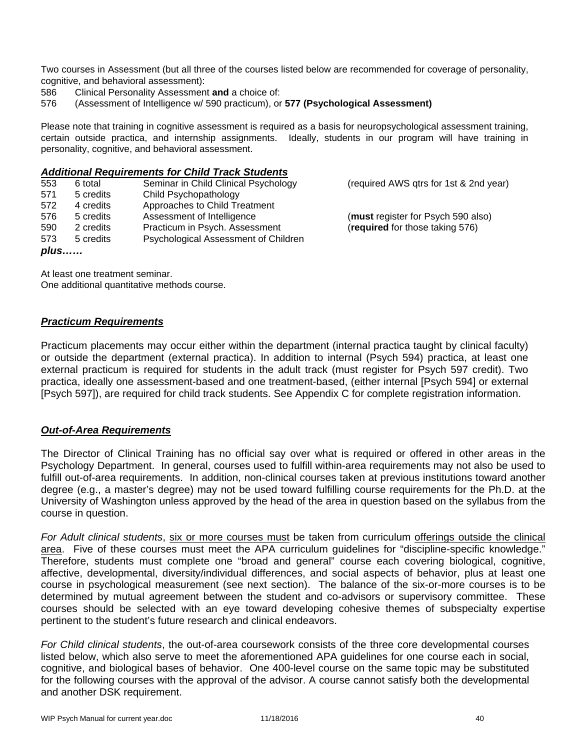Two courses in Assessment (but all three of the courses listed below are recommended for coverage of personality, cognitive, and behavioral assessment):

586 Clinical Personality Assessment **and** a choice of:
576 (Assessment of Intelligence w/ 590 practicum), or **577 (Psychological Assessment)**

Please note that training in cognitive assessment is required as a basis for neuropsychological assessment training, certain outside practica, and internship assignments. Ideally, students in our program will have training in personality, cognitive, and behavioral assessment.

***Additional Requirements for Child Track Students***

| | | | |
|---|---|---|---|
| 553 | 6 total | Seminar in Child Clinical Psychology | (required AWS qtrs for 1st & 2nd year) |
| 571 | 5 credits | Child Psychopathology | |
| 572 | 4 credits | Approaches to Child Treatment | |
| 576 | 5 credits | Assessment of Intelligence | (**must** register for Psych 590 also) |
| 590 | 2 credits | Practicum in Psych. Assessment | (**required** for those taking 576) |
| 573 | 5 credits | Psychological Assessment of Children | |

***plus……***

At least one treatment seminar.
One additional quantitative methods course.

***Practicum Requirements***

Practicum placements may occur either within the department (internal practica taught by clinical faculty) or outside the department (external practica). In addition to internal (Psych 594) practica, at least one external practicum is required for students in the adult track (must register for Psych 597 credit). Two practica, ideally one assessment-based and one treatment-based, (either internal [Psych 594] or external [Psych 597]), are required for child track students. See Appendix C for complete registration information.

***Out-of-Area Requirements***

The Director of Clinical Training has no official say over what is required or offered in other areas in the Psychology Department. In general, courses used to fulfill within-area requirements may not also be used to fulfill out-of-area requirements. In addition, non-clinical courses taken at previous institutions toward another degree (e.g., a master's degree) may not be used toward fulfilling course requirements for the Ph.D. at the University of Washington unless approved by the head of the area in question based on the syllabus from the course in question.

*For Adult clinical students*, <u>six or more courses must</u> be taken from curriculum <u>offerings outside the clinical area</u>. Five of these courses must meet the APA curriculum guidelines for "discipline-specific knowledge." Therefore, students must complete one "broad and general" course each covering biological, cognitive, affective, developmental, diversity/individual differences, and social aspects of behavior, plus at least one course in psychological measurement (see next section). The balance of the six-or-more courses is to be determined by mutual agreement between the student and co-advisors or supervisory committee. These courses should be selected with an eye toward developing cohesive themes of subspecialty expertise pertinent to the student's future research and clinical endeavors.

*For Child clinical students*, the out-of-area coursework consists of the three core developmental courses listed below, which also serve to meet the aforementioned APA guidelines for one course each in social, cognitive, and biological bases of behavior. One 400-level course on the same topic may be substituted for the following courses with the approval of the advisor. A course cannot satisfy both the developmental and another DSK requirement.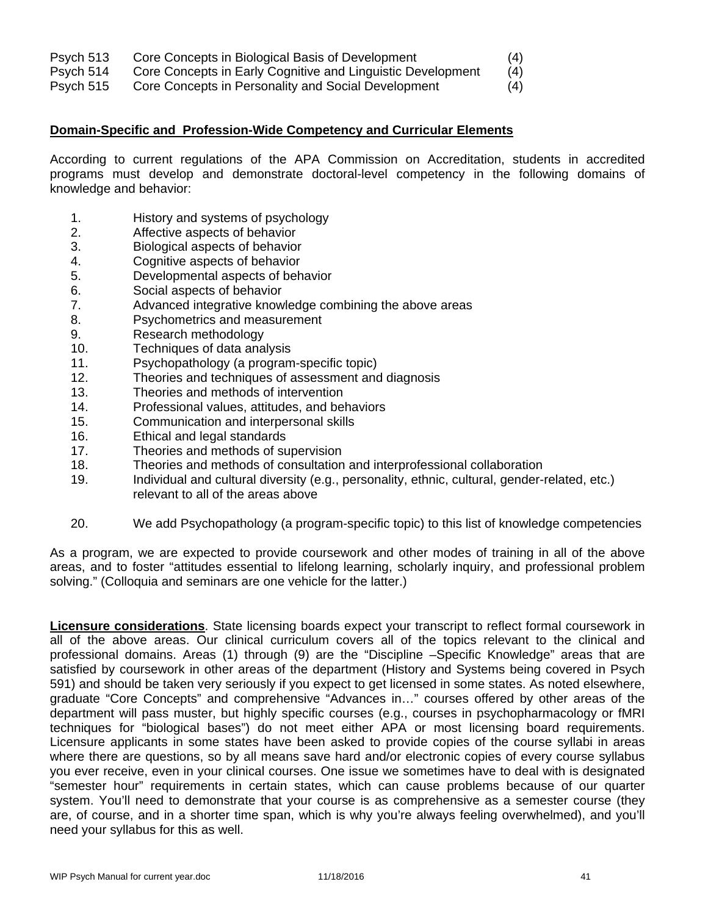| | | |
|---|---|---|
| Psych 513 | Core Concepts in Biological Basis of Development | (4) |
| Psych 514 | Core Concepts in Early Cognitive and Linguistic Development | (4) |
| Psych 515 | Core Concepts in Personality and Social Development | (4) |

**Domain-Specific and Profession-Wide Competency and Curricular Elements**

According to current regulations of the APA Commission on Accreditation, students in accredited programs must develop and demonstrate doctoral-level competency in the following domains of knowledge and behavior:

1. History and systems of psychology
2. Affective aspects of behavior
3. Biological aspects of behavior
4. Cognitive aspects of behavior
5. Developmental aspects of behavior
6. Social aspects of behavior
7. Advanced integrative knowledge combining the above areas
8. Psychometrics and measurement
9. Research methodology
10. Techniques of data analysis
11. Psychopathology (a program-specific topic)
12. Theories and techniques of assessment and diagnosis
13. Theories and methods of intervention
14. Professional values, attitudes, and behaviors
15. Communication and interpersonal skills
16. Ethical and legal standards
17. Theories and methods of supervision
18. Theories and methods of consultation and interprofessional collaboration
19. Individual and cultural diversity (e.g., personality, ethnic, cultural, gender-related, etc.) relevant to all of the areas above

20. We add Psychopathology (a program-specific topic) to this list of knowledge competencies

As a program, we are expected to provide coursework and other modes of training in all of the above areas, and to foster "attitudes essential to lifelong learning, scholarly inquiry, and professional problem solving." (Colloquia and seminars are one vehicle for the latter.)

**Licensure considerations**. State licensing boards expect your transcript to reflect formal coursework in all of the above areas. Our clinical curriculum covers all of the topics relevant to the clinical and professional domains. Areas (1) through (9) are the "Discipline –Specific Knowledge" areas that are satisfied by coursework in other areas of the department (History and Systems being covered in Psych 591) and should be taken very seriously if you expect to get licensed in some states. As noted elsewhere, graduate "Core Concepts" and comprehensive "Advances in…" courses offered by other areas of the department will pass muster, but highly specific courses (e.g., courses in psychopharmacology or fMRI techniques for "biological bases") do not meet either APA or most licensing board requirements. Licensure applicants in some states have been asked to provide copies of the course syllabi in areas where there are questions, so by all means save hard and/or electronic copies of every course syllabus you ever receive, even in your clinical courses. One issue we sometimes have to deal with is designated "semester hour" requirements in certain states, which can cause problems because of our quarter system. You'll need to demonstrate that your course is as comprehensive as a semester course (they are, of course, and in a shorter time span, which is why you're always feeling overwhelmed), and you'll need your syllabus for this as well.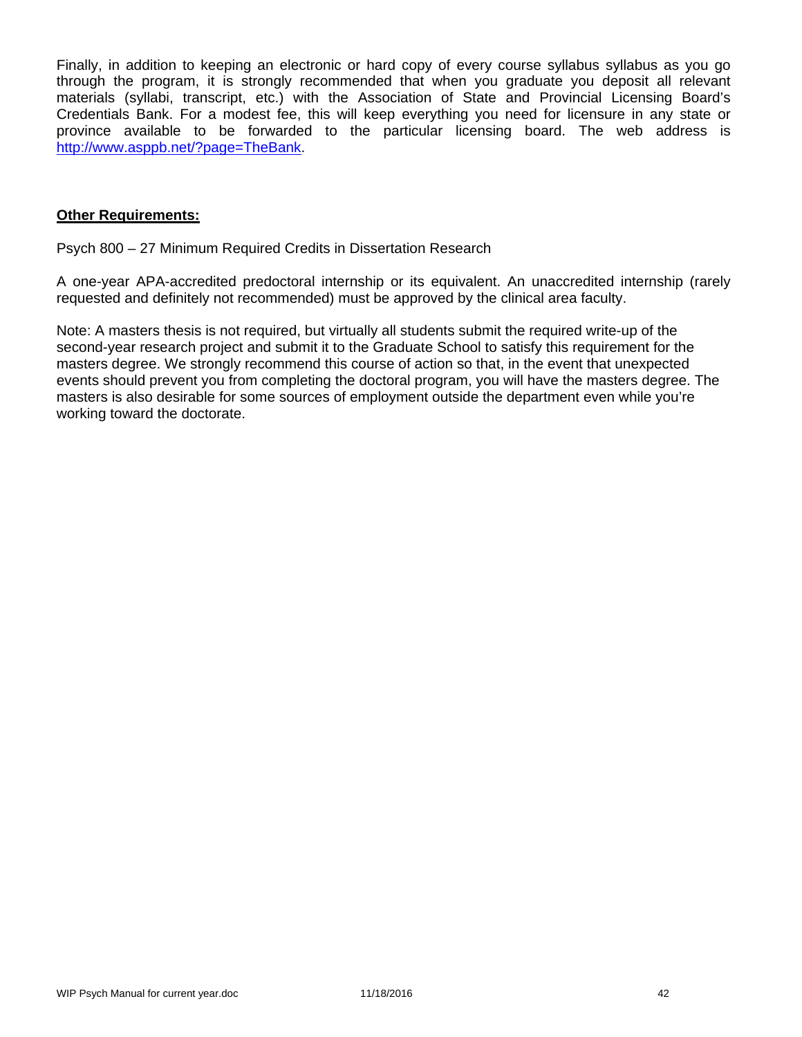Finally, in addition to keeping an electronic or hard copy of every course syllabus syllabus as you go through the program, it is strongly recommended that when you graduate you deposit all relevant materials (syllabi, transcript, etc.) with the Association of State and Provincial Licensing Board's Credentials Bank. For a modest fee, this will keep everything you need for licensure in any state or province available to be forwarded to the particular licensing board. The web address is [http://www.asppb.net/?page=TheBank](http://www.asppb.net/?page=TheBank).

**Other Requirements:**

Psych 800 – 27 Minimum Required Credits in Dissertation Research

A one-year APA-accredited predoctoral internship or its equivalent. An unaccredited internship (rarely requested and definitely not recommended) must be approved by the clinical area faculty.

Note: A masters thesis is not required, but virtually all students submit the required write-up of the second-year research project and submit it to the Graduate School to satisfy this requirement for the masters degree. We strongly recommend this course of action so that, in the event that unexpected events should prevent you from completing the doctoral program, you will have the masters degree. The masters is also desirable for some sources of employment outside the department even while you're working toward the doctorate.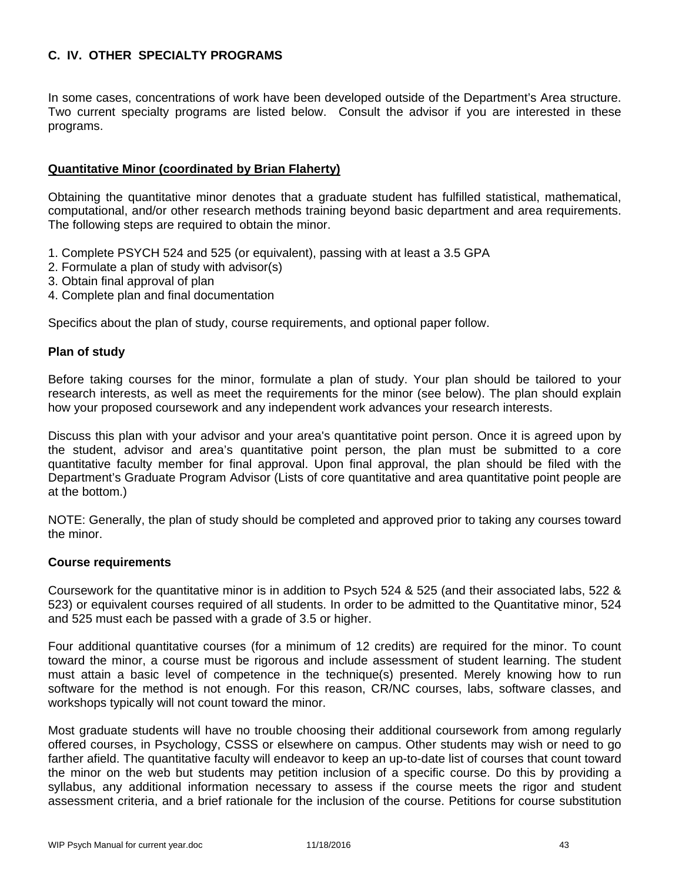## C. IV. OTHER SPECIALTY PROGRAMS

In some cases, concentrations of work have been developed outside of the Department's Area structure. Two current specialty programs are listed below. Consult the advisor if you are interested in these programs.

### Quantitative Minor (coordinated by Brian Flaherty)

Obtaining the quantitative minor denotes that a graduate student has fulfilled statistical, mathematical, computational, and/or other research methods training beyond basic department and area requirements. The following steps are required to obtain the minor.

1. Complete PSYCH 524 and 525 (or equivalent), passing with at least a 3.5 GPA
2. Formulate a plan of study with advisor(s)
3. Obtain final approval of plan
4. Complete plan and final documentation

Specifics about the plan of study, course requirements, and optional paper follow.

**Plan of study**

Before taking courses for the minor, formulate a plan of study. Your plan should be tailored to your research interests, as well as meet the requirements for the minor (see below). The plan should explain how your proposed coursework and any independent work advances your research interests.

Discuss this plan with your advisor and your area's quantitative point person. Once it is agreed upon by the student, advisor and area's quantitative point person, the plan must be submitted to a core quantitative faculty member for final approval. Upon final approval, the plan should be filed with the Department's Graduate Program Advisor (Lists of core quantitative and area quantitative point people are at the bottom.)

NOTE: Generally, the plan of study should be completed and approved prior to taking any courses toward the minor.

**Course requirements**

Coursework for the quantitative minor is in addition to Psych 524 & 525 (and their associated labs, 522 & 523) or equivalent courses required of all students. In order to be admitted to the Quantitative minor, 524 and 525 must each be passed with a grade of 3.5 or higher.

Four additional quantitative courses (for a minimum of 12 credits) are required for the minor. To count toward the minor, a course must be rigorous and include assessment of student learning. The student must attain a basic level of competence in the technique(s) presented. Merely knowing how to run software for the method is not enough. For this reason, CR/NC courses, labs, software classes, and workshops typically will not count toward the minor.

Most graduate students will have no trouble choosing their additional coursework from among regularly offered courses, in Psychology, CSSS or elsewhere on campus. Other students may wish or need to go farther afield. The quantitative faculty will endeavor to keep an up-to-date list of courses that count toward the minor on the web but students may petition inclusion of a specific course. Do this by providing a syllabus, any additional information necessary to assess if the course meets the rigor and student assessment criteria, and a brief rationale for the inclusion of the course. Petitions for course substitution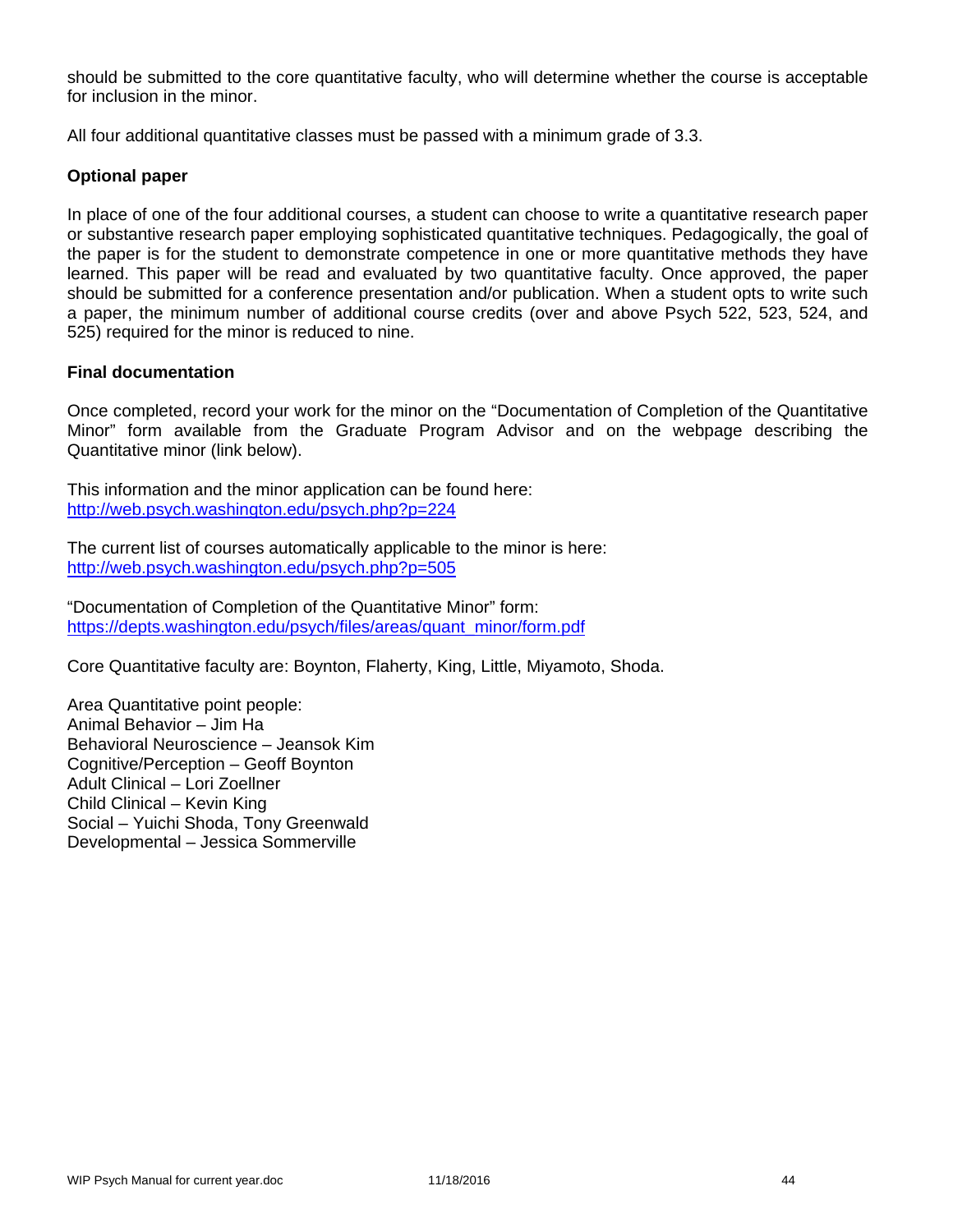should be submitted to the core quantitative faculty, who will determine whether the course is acceptable for inclusion in the minor.

All four additional quantitative classes must be passed with a minimum grade of 3.3.

**Optional paper**

In place of one of the four additional courses, a student can choose to write a quantitative research paper or substantive research paper employing sophisticated quantitative techniques. Pedagogically, the goal of the paper is for the student to demonstrate competence in one or more quantitative methods they have learned. This paper will be read and evaluated by two quantitative faculty. Once approved, the paper should be submitted for a conference presentation and/or publication. When a student opts to write such a paper, the minimum number of additional course credits (over and above Psych 522, 523, 524, and 525) required for the minor is reduced to nine.

**Final documentation**

Once completed, record your work for the minor on the "Documentation of Completion of the Quantitative Minor" form available from the Graduate Program Advisor and on the webpage describing the Quantitative minor (link below).

This information and the minor application can be found here:
http://web.psych.washington.edu/psych.php?p=224

The current list of courses automatically applicable to the minor is here:
http://web.psych.washington.edu/psych.php?p=505

"Documentation of Completion of the Quantitative Minor" form:
https://depts.washington.edu/psych/files/areas/quant_minor/form.pdf

Core Quantitative faculty are: Boynton, Flaherty, King, Little, Miyamoto, Shoda.

Area Quantitative point people:
Animal Behavior – Jim Ha
Behavioral Neuroscience – Jeansok Kim
Cognitive/Perception – Geoff Boynton
Adult Clinical – Lori Zoellner
Child Clinical – Kevin King
Social – Yuichi Shoda, Tony Greenwald
Developmental – Jessica Sommerville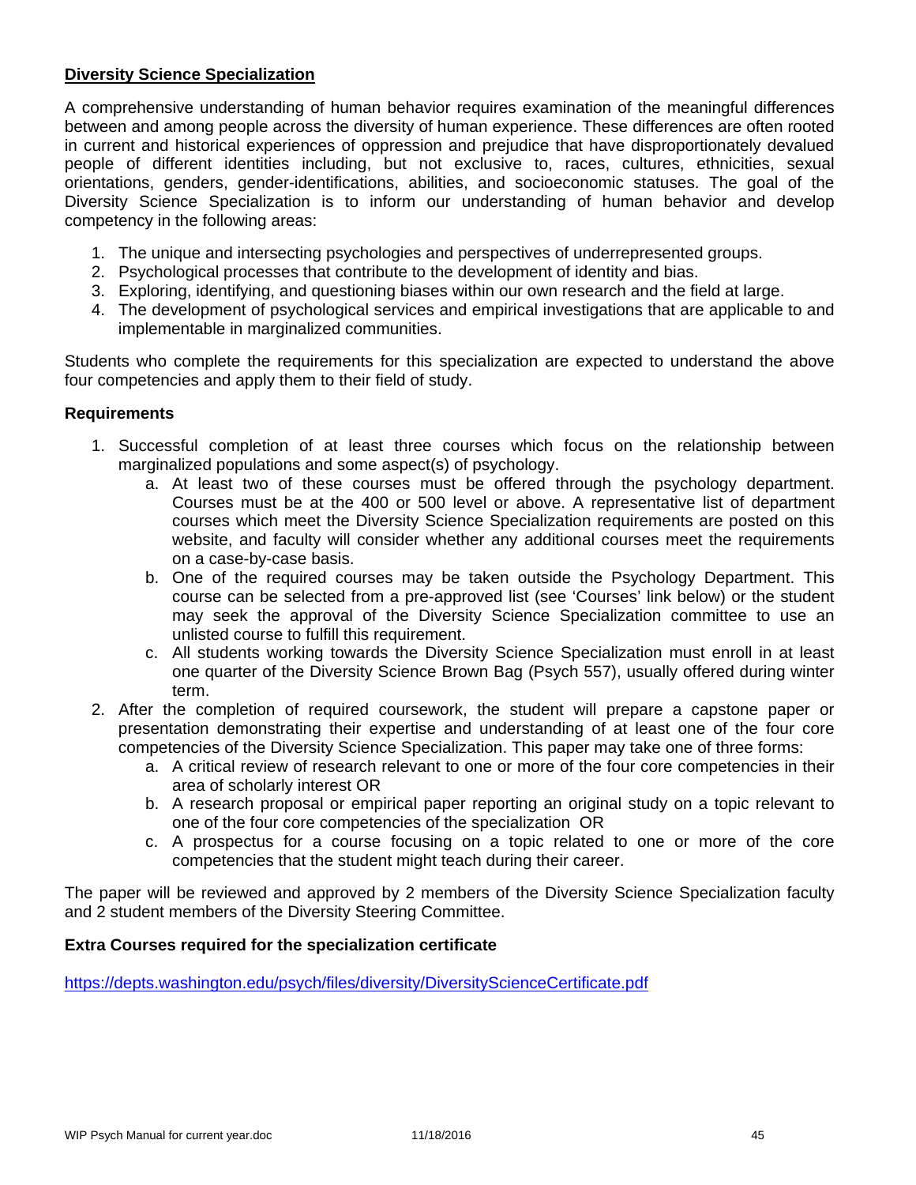## Diversity Science Specialization

A comprehensive understanding of human behavior requires examination of the meaningful differences between and among people across the diversity of human experience. These differences are often rooted in current and historical experiences of oppression and prejudice that have disproportionately devalued people of different identities including, but not exclusive to, races, cultures, ethnicities, sexual orientations, genders, gender-identifications, abilities, and socioeconomic statuses. The goal of the Diversity Science Specialization is to inform our understanding of human behavior and develop competency in the following areas:

1. The unique and intersecting psychologies and perspectives of underrepresented groups.
2. Psychological processes that contribute to the development of identity and bias.
3. Exploring, identifying, and questioning biases within our own research and the field at large.
4. The development of psychological services and empirical investigations that are applicable to and implementable in marginalized communities.

Students who complete the requirements for this specialization are expected to understand the above four competencies and apply them to their field of study.

### Requirements

1. Successful completion of at least three courses which focus on the relationship between marginalized populations and some aspect(s) of psychology.
   a. At least two of these courses must be offered through the psychology department. Courses must be at the 400 or 500 level or above. A representative list of department courses which meet the Diversity Science Specialization requirements are posted on this website, and faculty will consider whether any additional courses meet the requirements on a case-by-case basis.
   b. One of the required courses may be taken outside the Psychology Department. This course can be selected from a pre-approved list (see 'Courses' link below) or the student may seek the approval of the Diversity Science Specialization committee to use an unlisted course to fulfill this requirement.
   c. All students working towards the Diversity Science Specialization must enroll in at least one quarter of the Diversity Science Brown Bag (Psych 557), usually offered during winter term.
2. After the completion of required coursework, the student will prepare a capstone paper or presentation demonstrating their expertise and understanding of at least one of the four core competencies of the Diversity Science Specialization. This paper may take one of three forms:
   a. A critical review of research relevant to one or more of the four core competencies in their area of scholarly interest OR
   b. A research proposal or empirical paper reporting an original study on a topic relevant to one of the four core competencies of the specialization OR
   c. A prospectus for a course focusing on a topic related to one or more of the core competencies that the student might teach during their career.

The paper will be reviewed and approved by 2 members of the Diversity Science Specialization faculty and 2 student members of the Diversity Steering Committee.

### Extra Courses required for the specialization certificate

https://depts.washington.edu/psych/files/diversity/DiversityScienceCertificate.pdf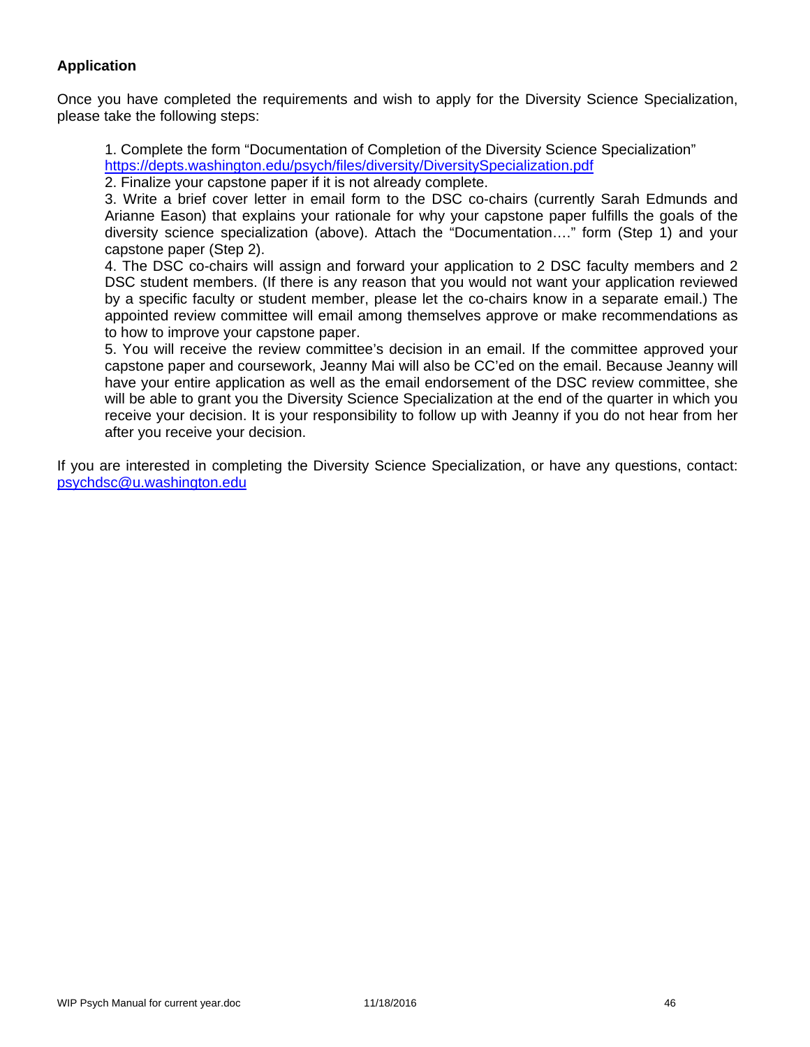**Application**

Once you have completed the requirements and wish to apply for the Diversity Science Specialization, please take the following steps:

1. Complete the form "Documentation of Completion of the Diversity Science Specialization" https://depts.washington.edu/psych/files/diversity/DiversitySpecialization.pdf
2. Finalize your capstone paper if it is not already complete.
3. Write a brief cover letter in email form to the DSC co-chairs (currently Sarah Edmunds and Arianne Eason) that explains your rationale for why your capstone paper fulfills the goals of the diversity science specialization (above). Attach the "Documentation…." form (Step 1) and your capstone paper (Step 2).
4. The DSC co-chairs will assign and forward your application to 2 DSC faculty members and 2 DSC student members. (If there is any reason that you would not want your application reviewed by a specific faculty or student member, please let the co-chairs know in a separate email.) The appointed review committee will email among themselves approve or make recommendations as to how to improve your capstone paper.
5. You will receive the review committee's decision in an email. If the committee approved your capstone paper and coursework, Jeanny Mai will also be CC'ed on the email. Because Jeanny will have your entire application as well as the email endorsement of the DSC review committee, she will be able to grant you the Diversity Science Specialization at the end of the quarter in which you receive your decision. It is your responsibility to follow up with Jeanny if you do not hear from her after you receive your decision.

If you are interested in completing the Diversity Science Specialization, or have any questions, contact: psychdsc@u.washington.edu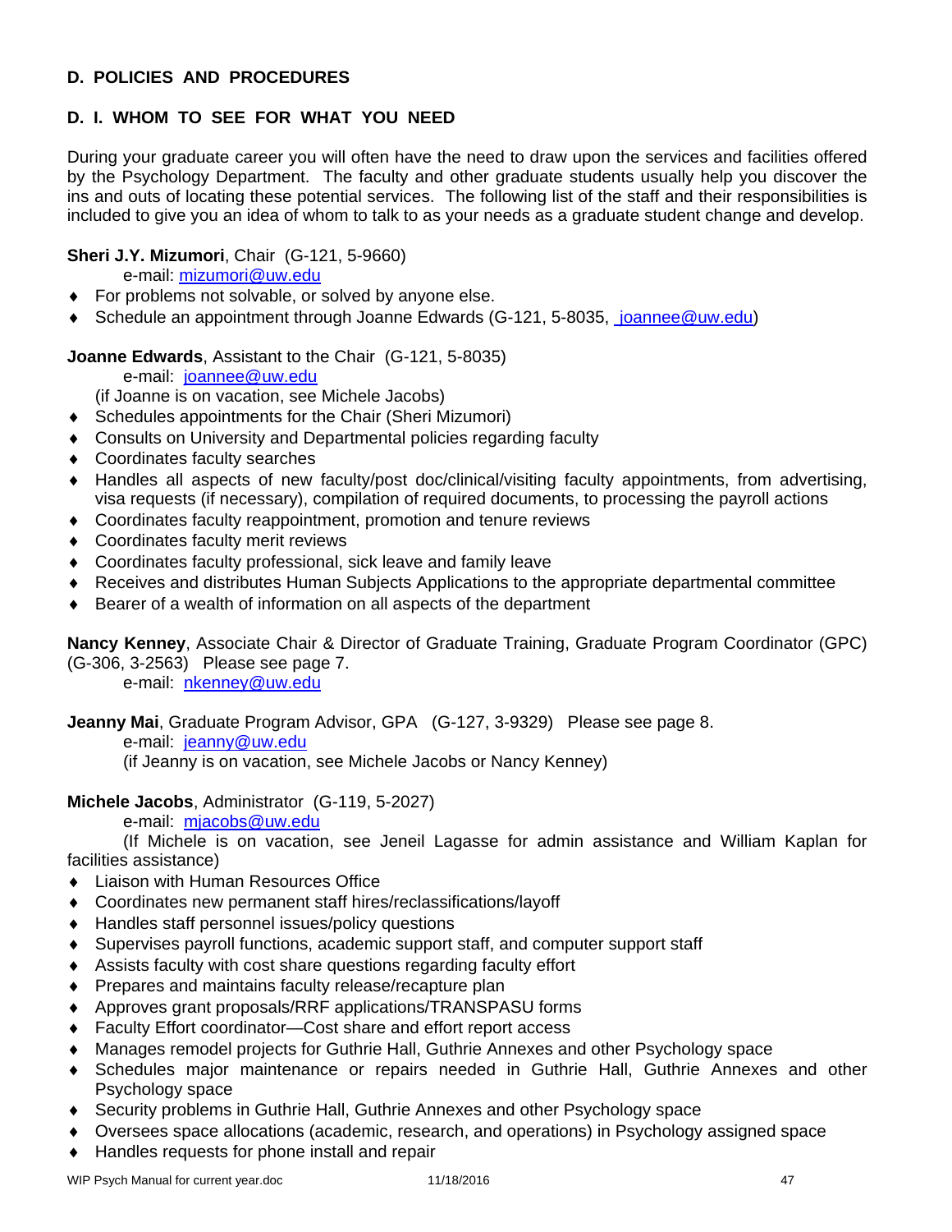## D. POLICIES AND PROCEDURES

### D. I. WHOM TO SEE FOR WHAT YOU NEED

During your graduate career you will often have the need to draw upon the services and facilities offered by the Psychology Department. The faculty and other graduate students usually help you discover the ins and outs of locating these potential services. The following list of the staff and their responsibilities is included to give you an idea of whom to talk to as your needs as a graduate student change and develop.

**Sheri J.Y. Mizumori**, Chair (G-121, 5-9660)

e-mail: mizumori@uw.edu

- For problems not solvable, or solved by anyone else.
- Schedule an appointment through Joanne Edwards (G-121, 5-8035, joannee@uw.edu)

**Joanne Edwards**, Assistant to the Chair (G-121, 5-8035)

e-mail: joannee@uw.edu

(if Joanne is on vacation, see Michele Jacobs)

- Schedules appointments for the Chair (Sheri Mizumori)
- Consults on University and Departmental policies regarding faculty
- Coordinates faculty searches
- Handles all aspects of new faculty/post doc/clinical/visiting faculty appointments, from advertising, visa requests (if necessary), compilation of required documents, to processing the payroll actions
- Coordinates faculty reappointment, promotion and tenure reviews
- Coordinates faculty merit reviews
- Coordinates faculty professional, sick leave and family leave
- Receives and distributes Human Subjects Applications to the appropriate departmental committee
- Bearer of a wealth of information on all aspects of the department

**Nancy Kenney**, Associate Chair & Director of Graduate Training, Graduate Program Coordinator (GPC) (G-306, 3-2563) Please see page 7.

e-mail: nkenney@uw.edu

**Jeanny Mai**, Graduate Program Advisor, GPA (G-127, 3-9329) Please see page 8.

e-mail: jeanny@uw.edu

(if Jeanny is on vacation, see Michele Jacobs or Nancy Kenney)

**Michele Jacobs**, Administrator (G-119, 5-2027)

e-mail: mjacobs@uw.edu

(If Michele is on vacation, see Jeneil Lagasse for admin assistance and William Kaplan for facilities assistance)

- Liaison with Human Resources Office
- Coordinates new permanent staff hires/reclassifications/layoff
- Handles staff personnel issues/policy questions
- Supervises payroll functions, academic support staff, and computer support staff
- Assists faculty with cost share questions regarding faculty effort
- Prepares and maintains faculty release/recapture plan
- Approves grant proposals/RRF applications/TRANSPASU forms
- Faculty Effort coordinator—Cost share and effort report access
- Manages remodel projects for Guthrie Hall, Guthrie Annexes and other Psychology space
- Schedules major maintenance or repairs needed in Guthrie Hall, Guthrie Annexes and other Psychology space
- Security problems in Guthrie Hall, Guthrie Annexes and other Psychology space
- Oversees space allocations (academic, research, and operations) in Psychology assigned space
- Handles requests for phone install and repair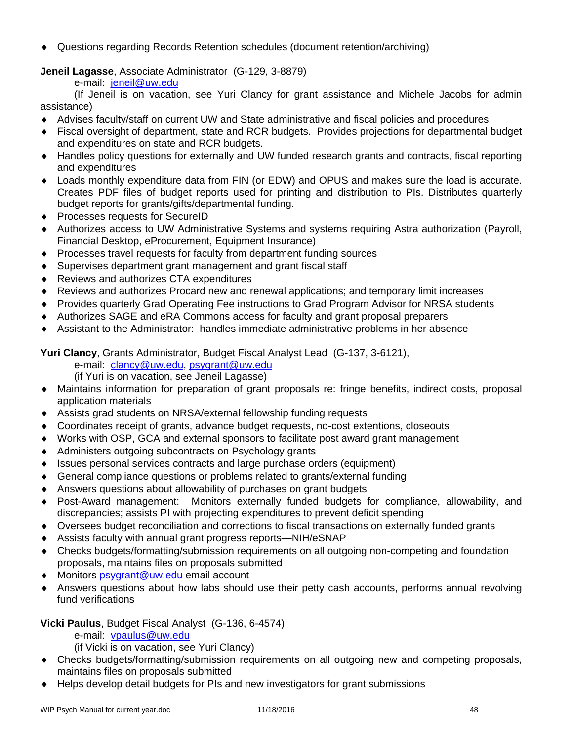- Questions regarding Records Retention schedules (document retention/archiving)

**Jeneil Lagasse**, Associate Administrator (G-129, 3-8879)
e-mail: jeneil@uw.edu
(If Jeneil is on vacation, see Yuri Clancy for grant assistance and Michele Jacobs for admin assistance)

- Advises faculty/staff on current UW and State administrative and fiscal policies and procedures
- Fiscal oversight of department, state and RCR budgets. Provides projections for departmental budget and expenditures on state and RCR budgets.
- Handles policy questions for externally and UW funded research grants and contracts, fiscal reporting and expenditures
- Loads monthly expenditure data from FIN (or EDW) and OPUS and makes sure the load is accurate. Creates PDF files of budget reports used for printing and distribution to PIs. Distributes quarterly budget reports for grants/gifts/departmental funding.
- Processes requests for SecureID
- Authorizes access to UW Administrative Systems and systems requiring Astra authorization (Payroll, Financial Desktop, eProcurement, Equipment Insurance)
- Processes travel requests for faculty from department funding sources
- Supervises department grant management and grant fiscal staff
- Reviews and authorizes CTA expenditures
- Reviews and authorizes Procard new and renewal applications; and temporary limit increases
- Provides quarterly Grad Operating Fee instructions to Grad Program Advisor for NRSA students
- Authorizes SAGE and eRA Commons access for faculty and grant proposal preparers
- Assistant to the Administrator: handles immediate administrative problems in her absence

**Yuri Clancy**, Grants Administrator, Budget Fiscal Analyst Lead (G-137, 3-6121),
e-mail: clancy@uw.edu, psygrant@uw.edu
(if Yuri is on vacation, see Jeneil Lagasse)

- Maintains information for preparation of grant proposals re: fringe benefits, indirect costs, proposal application materials
- Assists grad students on NRSA/external fellowship funding requests
- Coordinates receipt of grants, advance budget requests, no-cost extentions, closeouts
- Works with OSP, GCA and external sponsors to facilitate post award grant management
- Administers outgoing subcontracts on Psychology grants
- Issues personal services contracts and large purchase orders (equipment)
- General compliance questions or problems related to grants/external funding
- Answers questions about allowability of purchases on grant budgets
- Post-Award management: Monitors externally funded budgets for compliance, allowability, and discrepancies; assists PI with projecting expenditures to prevent deficit spending
- Oversees budget reconciliation and corrections to fiscal transactions on externally funded grants
- Assists faculty with annual grant progress reports—NIH/eSNAP
- Checks budgets/formatting/submission requirements on all outgoing non-competing and foundation proposals, maintains files on proposals submitted
- Monitors psygrant@uw.edu email account
- Answers questions about how labs should use their petty cash accounts, performs annual revolving fund verifications

**Vicki Paulus**, Budget Fiscal Analyst (G-136, 6-4574)
e-mail: vpaulus@uw.edu
(if Vicki is on vacation, see Yuri Clancy)

- Checks budgets/formatting/submission requirements on all outgoing new and competing proposals, maintains files on proposals submitted
- Helps develop detail budgets for PIs and new investigators for grant submissions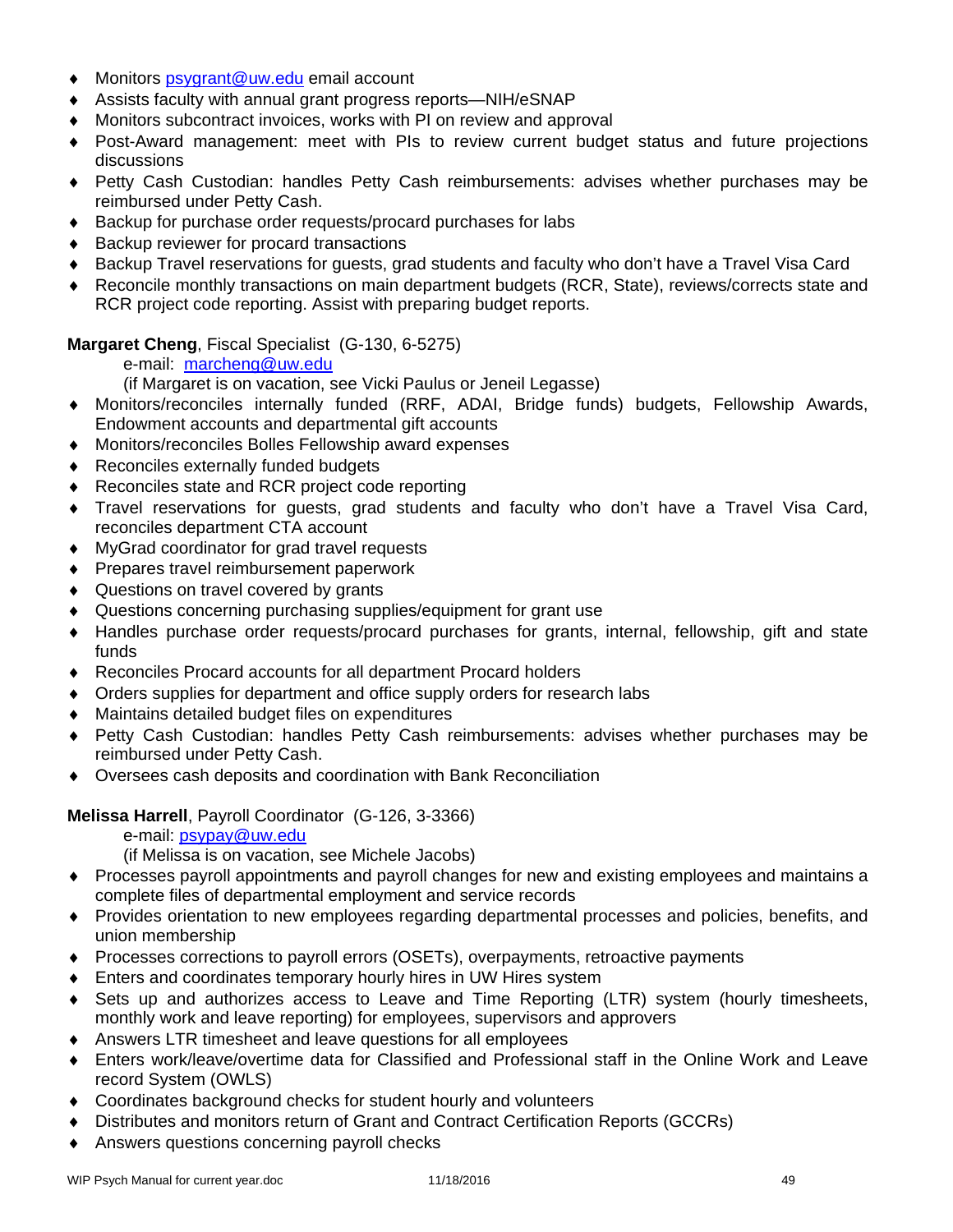- Monitors psygrant@uw.edu email account
- Assists faculty with annual grant progress reports—NIH/eSNAP
- Monitors subcontract invoices, works with PI on review and approval
- Post-Award management: meet with PIs to review current budget status and future projections discussions
- Petty Cash Custodian: handles Petty Cash reimbursements: advises whether purchases may be reimbursed under Petty Cash.
- Backup for purchase order requests/procard purchases for labs
- Backup reviewer for procard transactions
- Backup Travel reservations for guests, grad students and faculty who don't have a Travel Visa Card
- Reconcile monthly transactions on main department budgets (RCR, State), reviews/corrects state and RCR project code reporting. Assist with preparing budget reports.

**Margaret Cheng**, Fiscal Specialist (G-130, 6-5275)

e-mail: marcheng@uw.edu

(if Margaret is on vacation, see Vicki Paulus or Jeneil Legasse)

- Monitors/reconciles internally funded (RRF, ADAI, Bridge funds) budgets, Fellowship Awards, Endowment accounts and departmental gift accounts
- Monitors/reconciles Bolles Fellowship award expenses
- Reconciles externally funded budgets
- Reconciles state and RCR project code reporting
- Travel reservations for guests, grad students and faculty who don't have a Travel Visa Card, reconciles department CTA account
- MyGrad coordinator for grad travel requests
- Prepares travel reimbursement paperwork
- Questions on travel covered by grants
- Questions concerning purchasing supplies/equipment for grant use
- Handles purchase order requests/procard purchases for grants, internal, fellowship, gift and state funds
- Reconciles Procard accounts for all department Procard holders
- Orders supplies for department and office supply orders for research labs
- Maintains detailed budget files on expenditures
- Petty Cash Custodian: handles Petty Cash reimbursements: advises whether purchases may be reimbursed under Petty Cash.
- Oversees cash deposits and coordination with Bank Reconciliation

**Melissa Harrell**, Payroll Coordinator (G-126, 3-3366)

e-mail: psypay@uw.edu

(if Melissa is on vacation, see Michele Jacobs)

- Processes payroll appointments and payroll changes for new and existing employees and maintains a complete files of departmental employment and service records
- Provides orientation to new employees regarding departmental processes and policies, benefits, and union membership
- Processes corrections to payroll errors (OSETs), overpayments, retroactive payments
- Enters and coordinates temporary hourly hires in UW Hires system
- Sets up and authorizes access to Leave and Time Reporting (LTR) system (hourly timesheets, monthly work and leave reporting) for employees, supervisors and approvers
- Answers LTR timesheet and leave questions for all employees
- Enters work/leave/overtime data for Classified and Professional staff in the Online Work and Leave record System (OWLS)
- Coordinates background checks for student hourly and volunteers
- Distributes and monitors return of Grant and Contract Certification Reports (GCCRs)
- Answers questions concerning payroll checks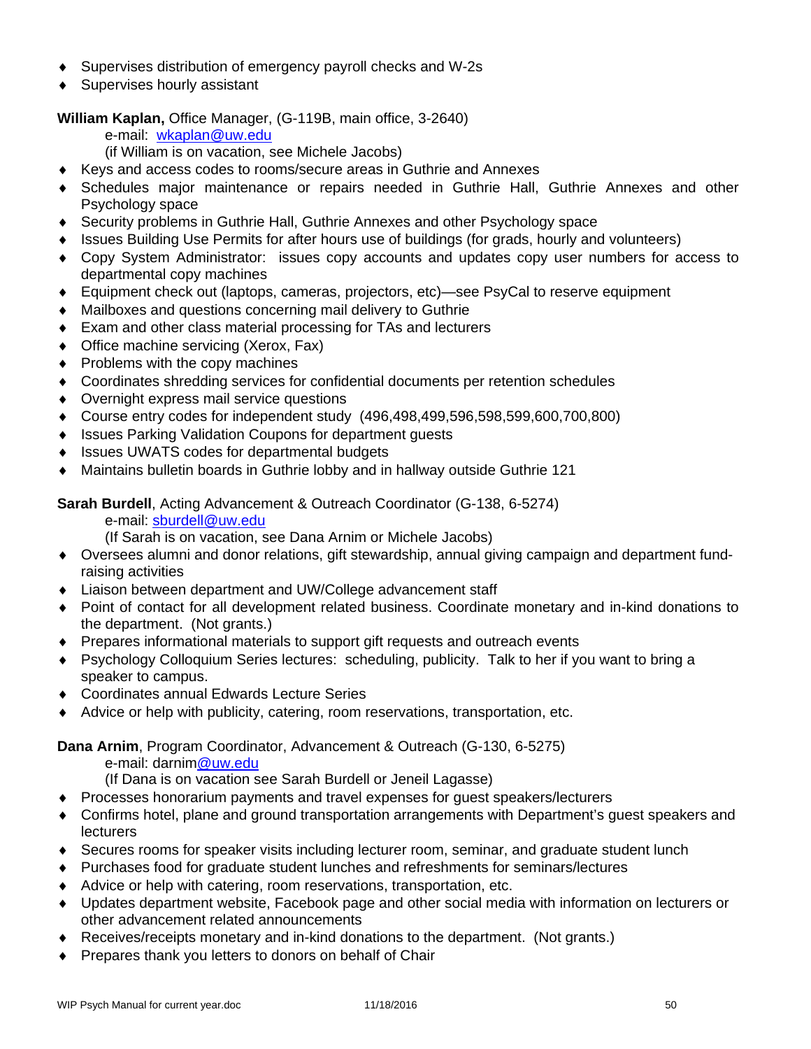- Supervises distribution of emergency payroll checks and W-2s
- Supervises hourly assistant

**William Kaplan,** Office Manager, (G-119B, main office, 3-2640)
e-mail: wkaplan@uw.edu
(if William is on vacation, see Michele Jacobs)

- Keys and access codes to rooms/secure areas in Guthrie and Annexes
- Schedules major maintenance or repairs needed in Guthrie Hall, Guthrie Annexes and other Psychology space
- Security problems in Guthrie Hall, Guthrie Annexes and other Psychology space
- Issues Building Use Permits for after hours use of buildings (for grads, hourly and volunteers)
- Copy System Administrator: issues copy accounts and updates copy user numbers for access to departmental copy machines
- Equipment check out (laptops, cameras, projectors, etc)—see PsyCal to reserve equipment
- Mailboxes and questions concerning mail delivery to Guthrie
- Exam and other class material processing for TAs and lecturers
- Office machine servicing (Xerox, Fax)
- Problems with the copy machines
- Coordinates shredding services for confidential documents per retention schedules
- Overnight express mail service questions
- Course entry codes for independent study (496,498,499,596,598,599,600,700,800)
- Issues Parking Validation Coupons for department guests
- Issues UWATS codes for departmental budgets
- Maintains bulletin boards in Guthrie lobby and in hallway outside Guthrie 121

**Sarah Burdell**, Acting Advancement & Outreach Coordinator (G-138, 6-5274)
e-mail: sburdell@uw.edu
(If Sarah is on vacation, see Dana Arnim or Michele Jacobs)

- Oversees alumni and donor relations, gift stewardship, annual giving campaign and department fund-raising activities
- Liaison between department and UW/College advancement staff
- Point of contact for all development related business. Coordinate monetary and in-kind donations to the department. (Not grants.)
- Prepares informational materials to support gift requests and outreach events
- Psychology Colloquium Series lectures: scheduling, publicity. Talk to her if you want to bring a speaker to campus.
- Coordinates annual Edwards Lecture Series
- Advice or help with publicity, catering, room reservations, transportation, etc.

**Dana Arnim**, Program Coordinator, Advancement & Outreach (G-130, 6-5275)
e-mail: darnim@uw.edu
(If Dana is on vacation see Sarah Burdell or Jeneil Lagasse)

- Processes honorarium payments and travel expenses for guest speakers/lecturers
- Confirms hotel, plane and ground transportation arrangements with Department's guest speakers and lecturers
- Secures rooms for speaker visits including lecturer room, seminar, and graduate student lunch
- Purchases food for graduate student lunches and refreshments for seminars/lectures
- Advice or help with catering, room reservations, transportation, etc.
- Updates department website, Facebook page and other social media with information on lecturers or other advancement related announcements
- Receives/receipts monetary and in-kind donations to the department. (Not grants.)
- Prepares thank you letters to donors on behalf of Chair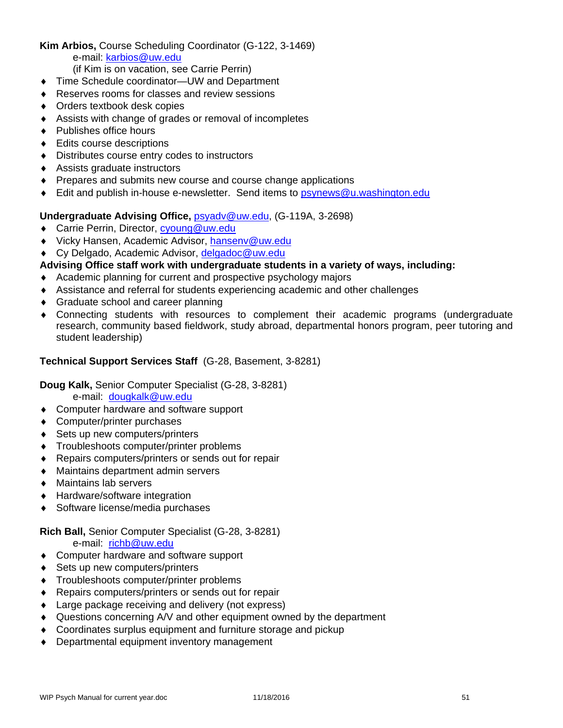**Kim Arbios,** Course Scheduling Coordinator (G-122, 3-1469)
e-mail: karbios@uw.edu
(if Kim is on vacation, see Carrie Perrin)

- Time Schedule coordinator—UW and Department
- Reserves rooms for classes and review sessions
- Orders textbook desk copies
- Assists with change of grades or removal of incompletes
- Publishes office hours
- Edits course descriptions
- Distributes course entry codes to instructors
- Assists graduate instructors
- Prepares and submits new course and course change applications
- Edit and publish in-house e-newsletter. Send items to psynews@u.washington.edu

**Undergraduate Advising Office,** psyadv@uw.edu, (G-119A, 3-2698)

- Carrie Perrin, Director, cyoung@uw.edu
- Vicky Hansen, Academic Advisor, hansenv@uw.edu
- Cy Delgado, Academic Advisor, delgadoc@uw.edu

**Advising Office staff work with undergraduate students in a variety of ways, including:**

- Academic planning for current and prospective psychology majors
- Assistance and referral for students experiencing academic and other challenges
- Graduate school and career planning
- Connecting students with resources to complement their academic programs (undergraduate research, community based fieldwork, study abroad, departmental honors program, peer tutoring and student leadership)

**Technical Support Services Staff** (G-28, Basement, 3-8281)

**Doug Kalk,** Senior Computer Specialist (G-28, 3-8281)
e-mail: dougkalk@uw.edu

- Computer hardware and software support
- Computer/printer purchases
- Sets up new computers/printers
- Troubleshoots computer/printer problems
- Repairs computers/printers or sends out for repair
- Maintains department admin servers
- Maintains lab servers
- Hardware/software integration
- Software license/media purchases

**Rich Ball,** Senior Computer Specialist (G-28, 3-8281)
e-mail: richb@uw.edu

- Computer hardware and software support
- Sets up new computers/printers
- Troubleshoots computer/printer problems
- Repairs computers/printers or sends out for repair
- Large package receiving and delivery (not express)
- Questions concerning A/V and other equipment owned by the department
- Coordinates surplus equipment and furniture storage and pickup
- Departmental equipment inventory management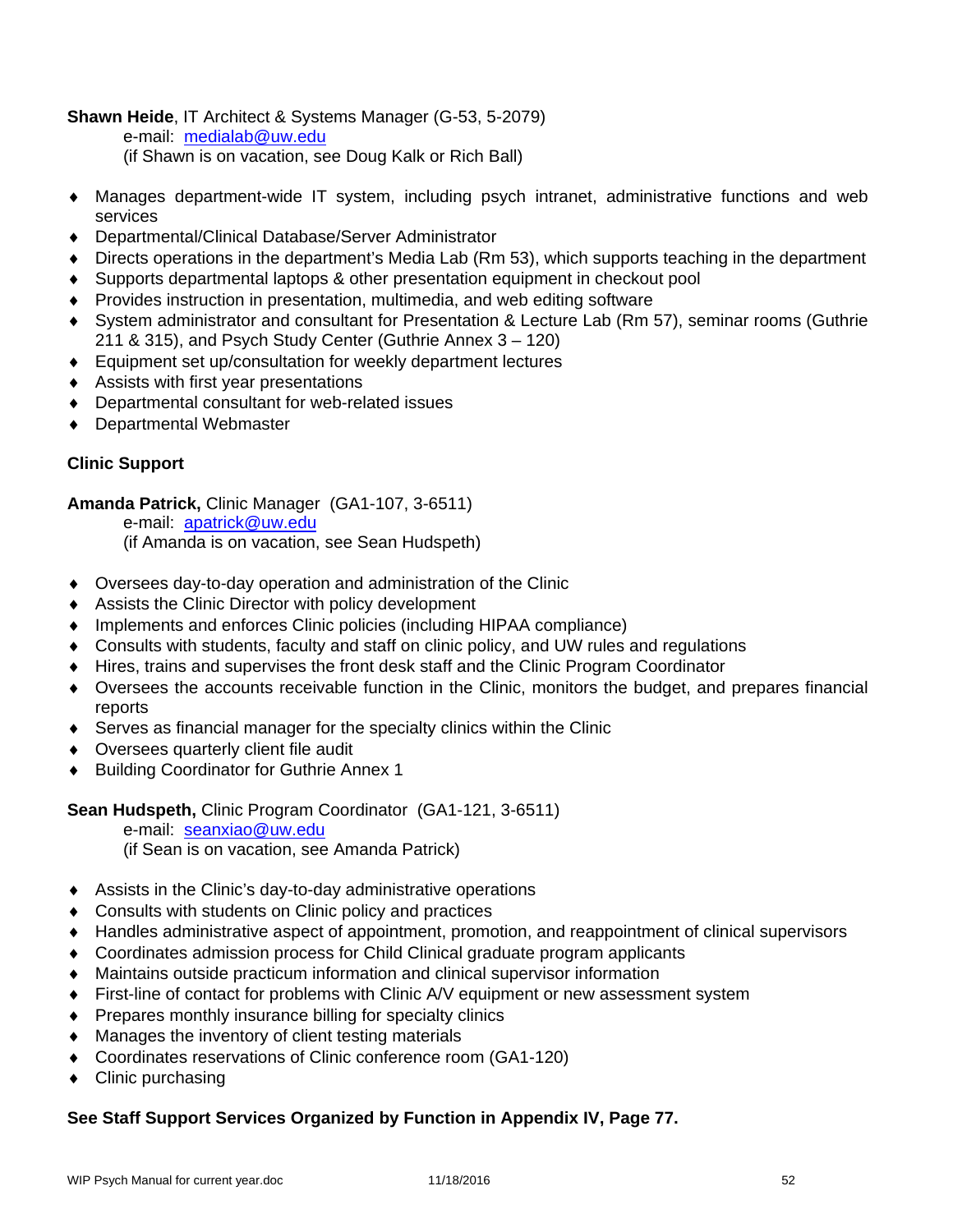**Shawn Heide**, IT Architect & Systems Manager (G-53, 5-2079)
e-mail: medialab@uw.edu
(if Shawn is on vacation, see Doug Kalk or Rich Ball)

- Manages department-wide IT system, including psych intranet, administrative functions and web services
- Departmental/Clinical Database/Server Administrator
- Directs operations in the department's Media Lab (Rm 53), which supports teaching in the department
- Supports departmental laptops & other presentation equipment in checkout pool
- Provides instruction in presentation, multimedia, and web editing software
- System administrator and consultant for Presentation & Lecture Lab (Rm 57), seminar rooms (Guthrie 211 & 315), and Psych Study Center (Guthrie Annex 3 – 120)
- Equipment set up/consultation for weekly department lectures
- Assists with first year presentations
- Departmental consultant for web-related issues
- Departmental Webmaster

**Clinic Support**

**Amanda Patrick,** Clinic Manager (GA1-107, 3-6511)
e-mail: apatrick@uw.edu
(if Amanda is on vacation, see Sean Hudspeth)

- Oversees day-to-day operation and administration of the Clinic
- Assists the Clinic Director with policy development
- Implements and enforces Clinic policies (including HIPAA compliance)
- Consults with students, faculty and staff on clinic policy, and UW rules and regulations
- Hires, trains and supervises the front desk staff and the Clinic Program Coordinator
- Oversees the accounts receivable function in the Clinic, monitors the budget, and prepares financial reports
- Serves as financial manager for the specialty clinics within the Clinic
- Oversees quarterly client file audit
- Building Coordinator for Guthrie Annex 1

**Sean Hudspeth,** Clinic Program Coordinator (GA1-121, 3-6511)
e-mail: seanxiao@uw.edu
(if Sean is on vacation, see Amanda Patrick)

- Assists in the Clinic's day-to-day administrative operations
- Consults with students on Clinic policy and practices
- Handles administrative aspect of appointment, promotion, and reappointment of clinical supervisors
- Coordinates admission process for Child Clinical graduate program applicants
- Maintains outside practicum information and clinical supervisor information
- First-line of contact for problems with Clinic A/V equipment or new assessment system
- Prepares monthly insurance billing for specialty clinics
- Manages the inventory of client testing materials
- Coordinates reservations of Clinic conference room (GA1-120)
- Clinic purchasing

**See Staff Support Services Organized by Function in Appendix IV, Page 77.**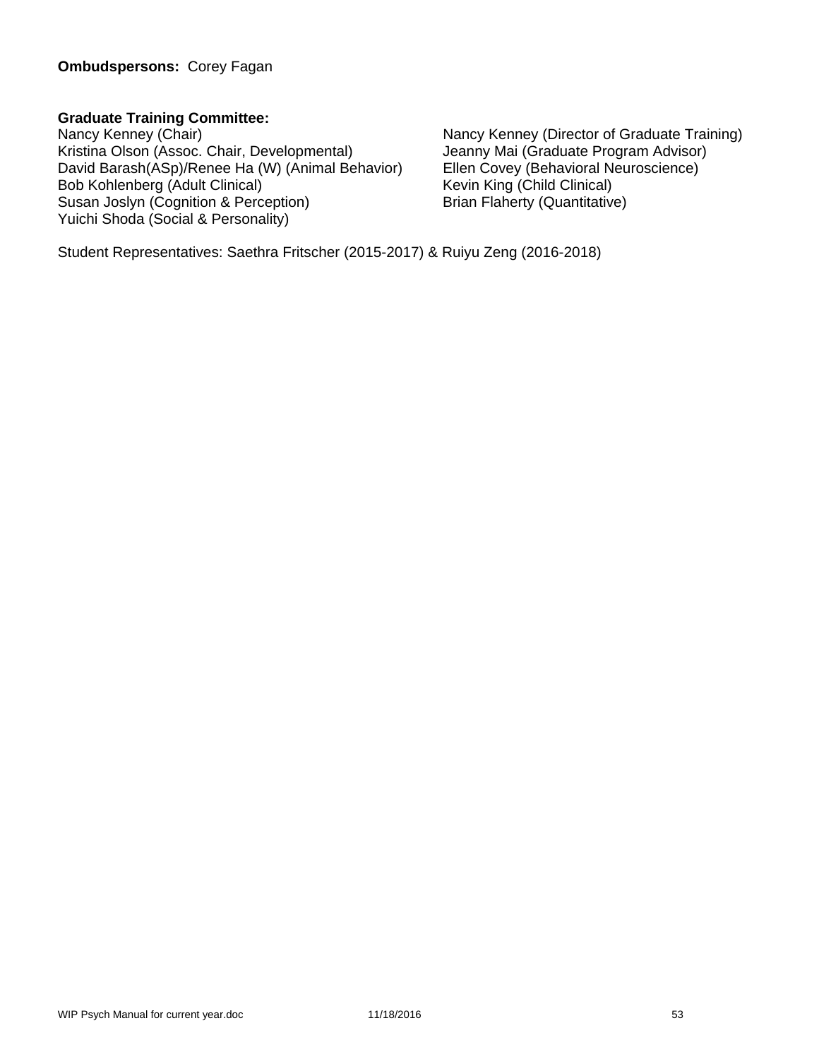**Ombudspersons:** Corey Fagan

**Graduate Training Committee:**

Nancy Kenney (Chair)
Kristina Olson (Assoc. Chair, Developmental)
David Barash(ASp)/Renee Ha (W) (Animal Behavior)
Bob Kohlenberg (Adult Clinical)
Susan Joslyn (Cognition & Perception)
Yuichi Shoda (Social & Personality)

Nancy Kenney (Director of Graduate Training)
Jeanny Mai (Graduate Program Advisor)
Ellen Covey (Behavioral Neuroscience)
Kevin King (Child Clinical)
Brian Flaherty (Quantitative)

Student Representatives: Saethra Fritscher (2015-2017) & Ruiyu Zeng (2016-2018)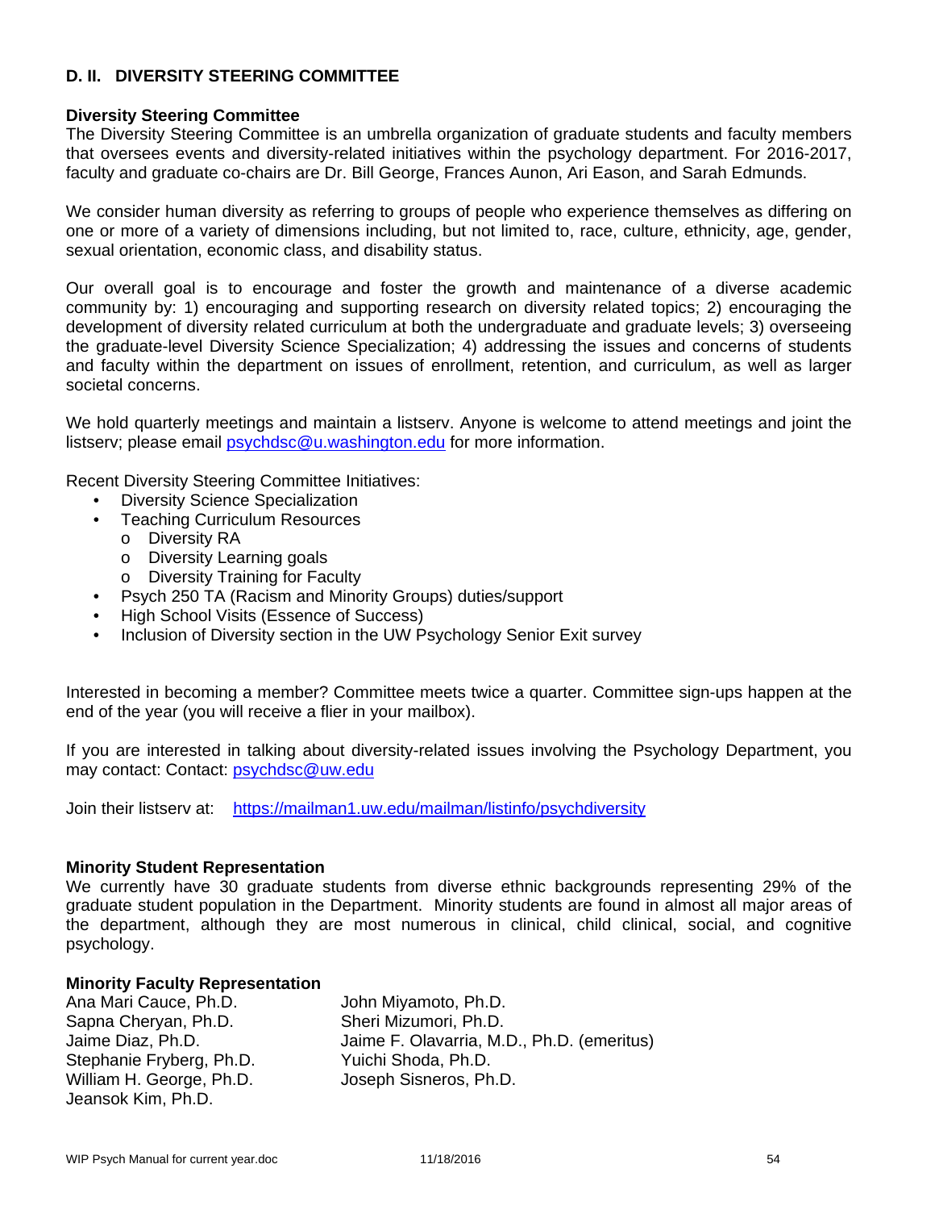## D. II. DIVERSITY STEERING COMMITTEE

**Diversity Steering Committee**

The Diversity Steering Committee is an umbrella organization of graduate students and faculty members that oversees events and diversity-related initiatives within the psychology department. For 2016-2017, faculty and graduate co-chairs are Dr. Bill George, Frances Aunon, Ari Eason, and Sarah Edmunds.

We consider human diversity as referring to groups of people who experience themselves as differing on one or more of a variety of dimensions including, but not limited to, race, culture, ethnicity, age, gender, sexual orientation, economic class, and disability status.

Our overall goal is to encourage and foster the growth and maintenance of a diverse academic community by: 1) encouraging and supporting research on diversity related topics; 2) encouraging the development of diversity related curriculum at both the undergraduate and graduate levels; 3) overseeing the graduate-level Diversity Science Specialization; 4) addressing the issues and concerns of students and faculty within the department on issues of enrollment, retention, and curriculum, as well as larger societal concerns.

We hold quarterly meetings and maintain a listserv. Anyone is welcome to attend meetings and joint the listserv; please email psychdsc@u.washington.edu for more information.

Recent Diversity Steering Committee Initiatives:

- Diversity Science Specialization
- Teaching Curriculum Resources
  - Diversity RA
  - Diversity Learning goals
  - Diversity Training for Faculty
- Psych 250 TA (Racism and Minority Groups) duties/support
- High School Visits (Essence of Success)
- Inclusion of Diversity section in the UW Psychology Senior Exit survey

Interested in becoming a member? Committee meets twice a quarter. Committee sign-ups happen at the end of the year (you will receive a flier in your mailbox).

If you are interested in talking about diversity-related issues involving the Psychology Department, you may contact: Contact: psychdsc@uw.edu

Join their listserv at: https://mailman1.uw.edu/mailman/listinfo/psychdiversity

**Minority Student Representation**

We currently have 30 graduate students from diverse ethnic backgrounds representing 29% of the graduate student population in the Department. Minority students are found in almost all major areas of the department, although they are most numerous in clinical, child clinical, social, and cognitive psychology.

**Minority Faculty Representation**

Ana Mari Cauce, Ph.D.
Sapna Cheryan, Ph.D.
Jaime Diaz, Ph.D.
Stephanie Fryberg, Ph.D.
William H. George, Ph.D.
Jeansok Kim, Ph.D.
John Miyamoto, Ph.D.
Sheri Mizumori, Ph.D.
Jaime F. Olavarria, M.D., Ph.D. (emeritus)
Yuichi Shoda, Ph.D.
Joseph Sisneros, Ph.D.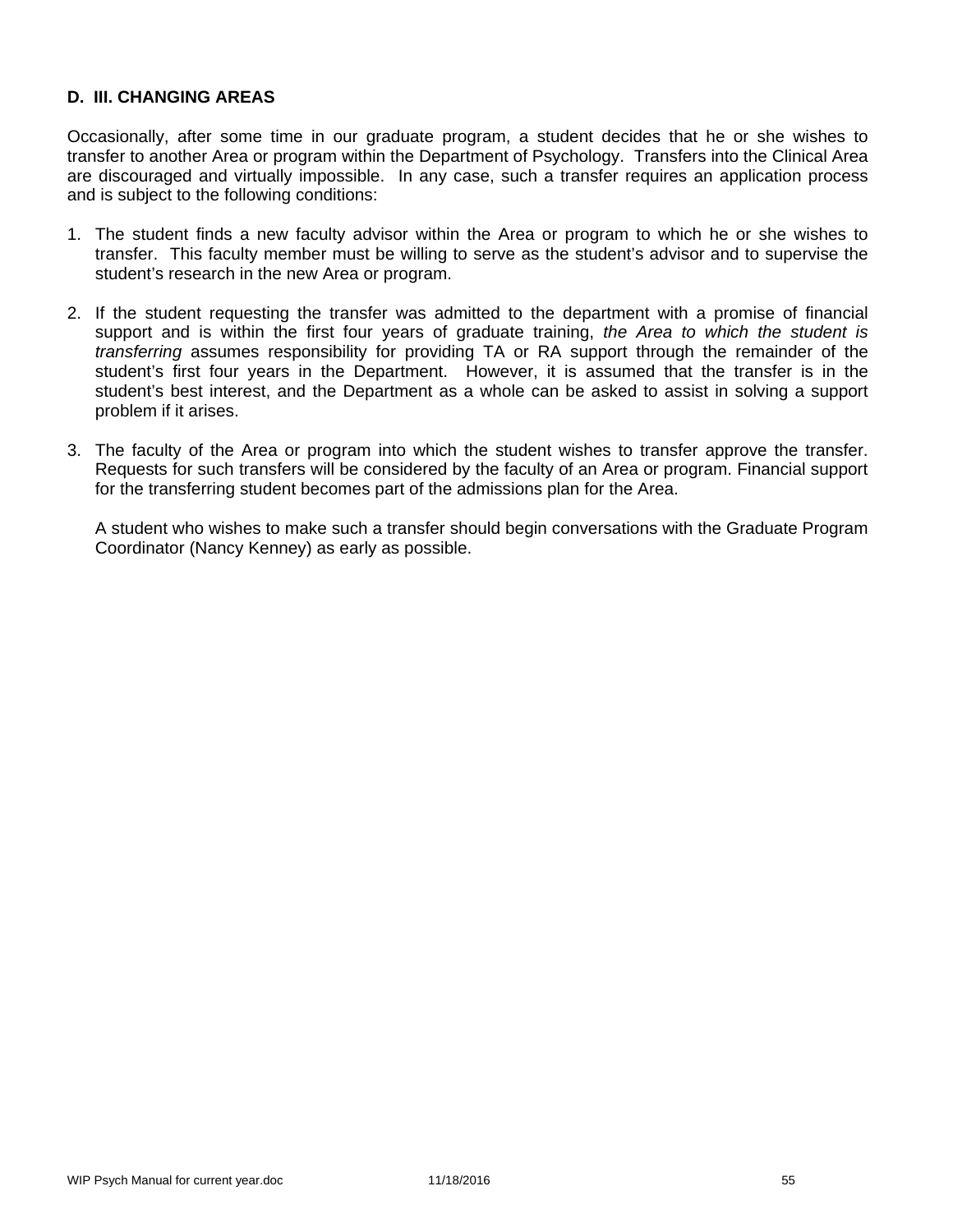### D. III. CHANGING AREAS

Occasionally, after some time in our graduate program, a student decides that he or she wishes to transfer to another Area or program within the Department of Psychology. Transfers into the Clinical Area are discouraged and virtually impossible. In any case, such a transfer requires an application process and is subject to the following conditions:

1. The student finds a new faculty advisor within the Area or program to which he or she wishes to transfer. This faculty member must be willing to serve as the student's advisor and to supervise the student's research in the new Area or program.

2. If the student requesting the transfer was admitted to the department with a promise of financial support and is within the first four years of graduate training, *the Area to which the student is transferring* assumes responsibility for providing TA or RA support through the remainder of the student's first four years in the Department. However, it is assumed that the transfer is in the student's best interest, and the Department as a whole can be asked to assist in solving a support problem if it arises.

3. The faculty of the Area or program into which the student wishes to transfer approve the transfer. Requests for such transfers will be considered by the faculty of an Area or program. Financial support for the transferring student becomes part of the admissions plan for the Area.

   A student who wishes to make such a transfer should begin conversations with the Graduate Program Coordinator (Nancy Kenney) as early as possible.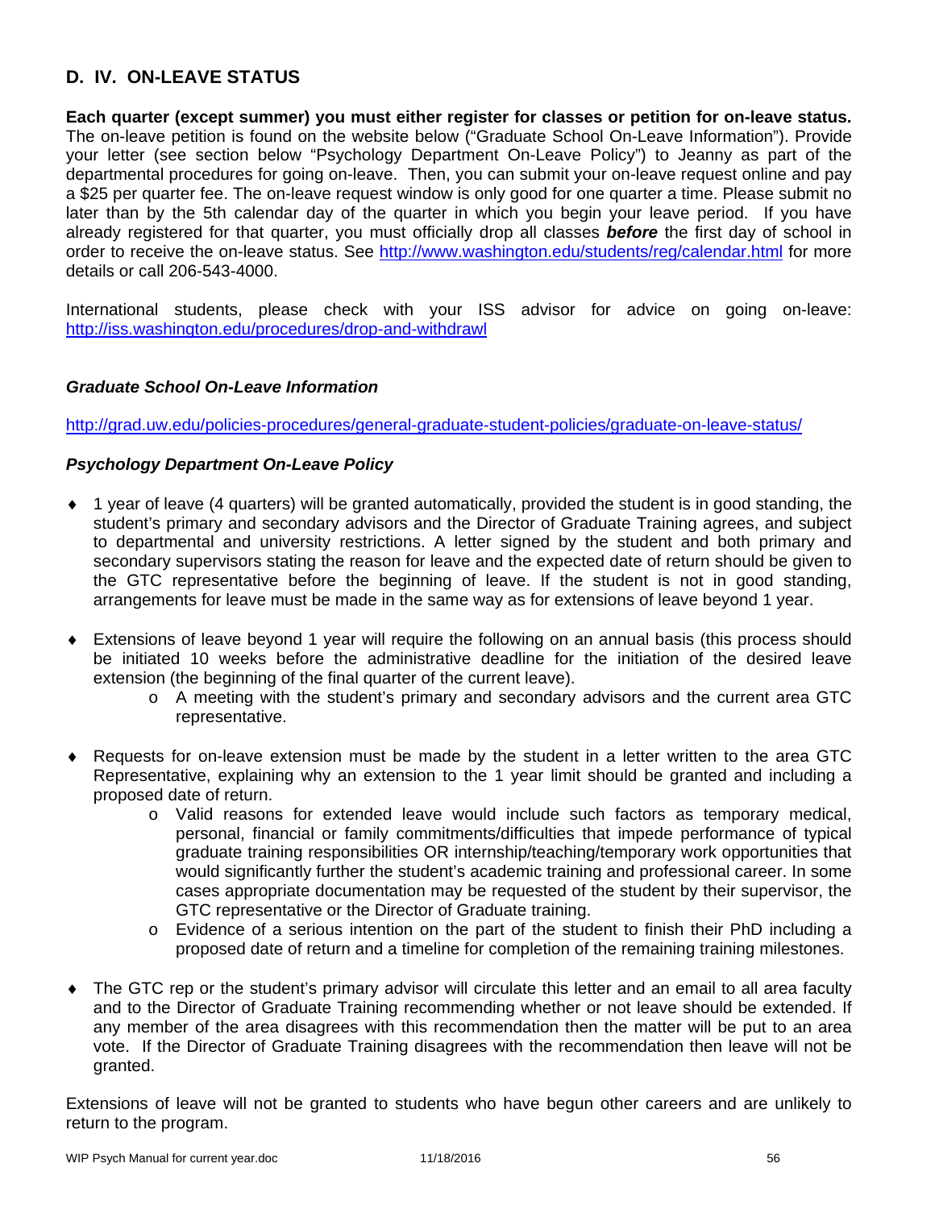## D. IV. ON-LEAVE STATUS

**Each quarter (except summer) you must either register for classes or petition for on-leave status.** The on-leave petition is found on the website below ("Graduate School On-Leave Information"). Provide your letter (see section below "Psychology Department On-Leave Policy") to Jeanny as part of the departmental procedures for going on-leave. Then, you can submit your on-leave request online and pay a $25 per quarter fee. The on-leave request window is only good for one quarter a time. Please submit no later than by the 5th calendar day of the quarter in which you begin your leave period. If you have already registered for that quarter, you must officially drop all classes ***before*** the first day of school in order to receive the on-leave status. See http://www.washington.edu/students/reg/calendar.html for more details or call 206-543-4000.

International students, please check with your ISS advisor for advice on going on-leave: http://iss.washington.edu/procedures/drop-and-withdrawl

### *Graduate School On-Leave Information*

http://grad.uw.edu/policies-procedures/general-graduate-student-policies/graduate-on-leave-status/

### *Psychology Department On-Leave Policy*

- 1 year of leave (4 quarters) will be granted automatically, provided the student is in good standing, the student's primary and secondary advisors and the Director of Graduate Training agrees, and subject to departmental and university restrictions. A letter signed by the student and both primary and secondary supervisors stating the reason for leave and the expected date of return should be given to the GTC representative before the beginning of leave. If the student is not in good standing, arrangements for leave must be made in the same way as for extensions of leave beyond 1 year.

- Extensions of leave beyond 1 year will require the following on an annual basis (this process should be initiated 10 weeks before the administrative deadline for the initiation of the desired leave extension (the beginning of the final quarter of the current leave).
  - A meeting with the student's primary and secondary advisors and the current area GTC representative.

- Requests for on-leave extension must be made by the student in a letter written to the area GTC Representative, explaining why an extension to the 1 year limit should be granted and including a proposed date of return.
  - Valid reasons for extended leave would include such factors as temporary medical, personal, financial or family commitments/difficulties that impede performance of typical graduate training responsibilities OR internship/teaching/temporary work opportunities that would significantly further the student's academic training and professional career. In some cases appropriate documentation may be requested of the student by their supervisor, the GTC representative or the Director of Graduate training.
  - Evidence of a serious intention on the part of the student to finish their PhD including a proposed date of return and a timeline for completion of the remaining training milestones.

- The GTC rep or the student's primary advisor will circulate this letter and an email to all area faculty and to the Director of Graduate Training recommending whether or not leave should be extended. If any member of the area disagrees with this recommendation then the matter will be put to an area vote. If the Director of Graduate Training disagrees with the recommendation then leave will not be granted.

Extensions of leave will not be granted to students who have begun other careers and are unlikely to return to the program.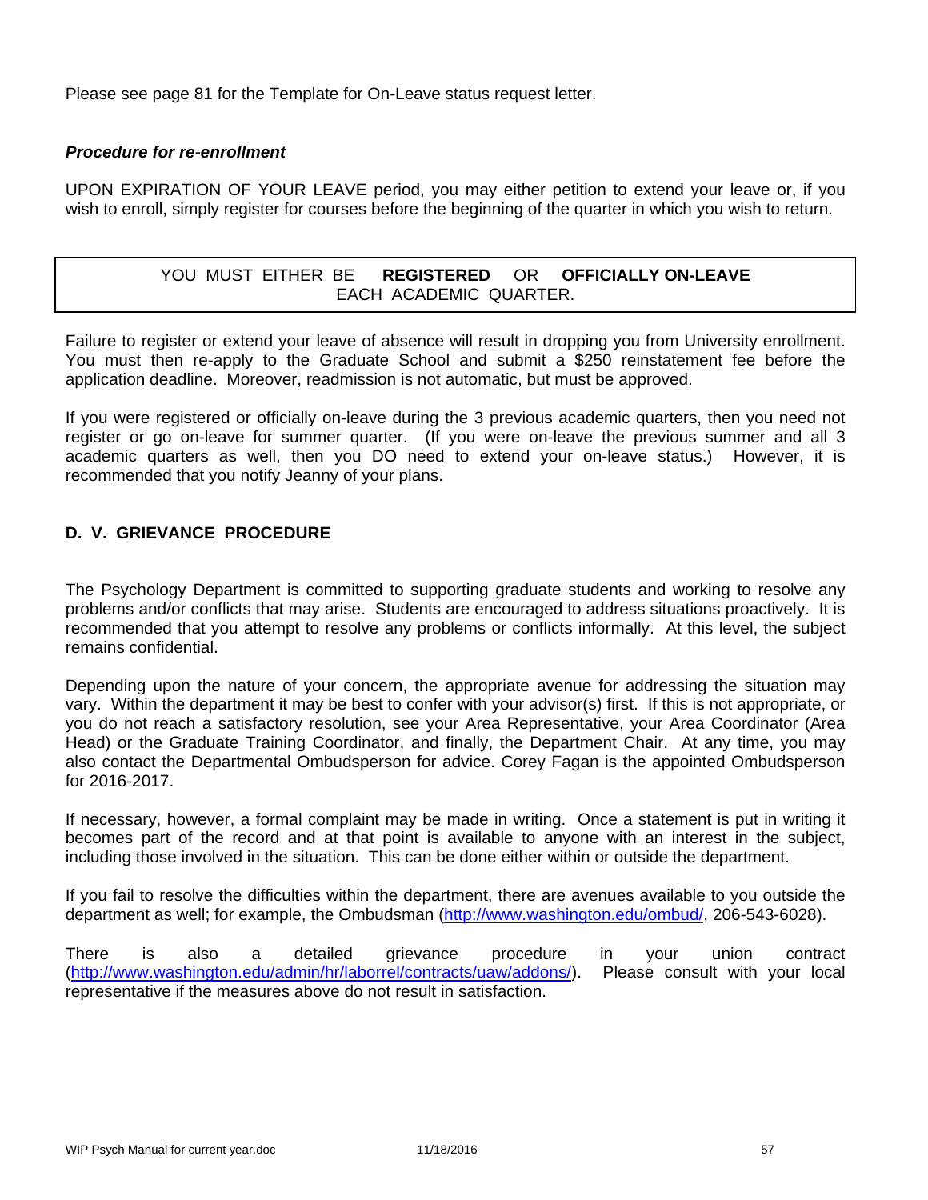Please see page 81 for the Template for On-Leave status request letter.

***Procedure for re-enrollment***

UPON EXPIRATION OF YOUR LEAVE period, you may either petition to extend your leave or, if you wish to enroll, simply register for courses before the beginning of the quarter in which you wish to return.

| YOU MUST EITHER BE **REGISTERED** OR **OFFICIALLY ON-LEAVE** EACH ACADEMIC QUARTER. |
|---|

Failure to register or extend your leave of absence will result in dropping you from University enrollment. You must then re-apply to the Graduate School and submit a $250 reinstatement fee before the application deadline. Moreover, readmission is not automatic, but must be approved.

If you were registered or officially on-leave during the 3 previous academic quarters, then you need not register or go on-leave for summer quarter. (If you were on-leave the previous summer and all 3 academic quarters as well, then you DO need to extend your on-leave status.) However, it is recommended that you notify Jeanny of your plans.

## D. V. GRIEVANCE PROCEDURE

The Psychology Department is committed to supporting graduate students and working to resolve any problems and/or conflicts that may arise. Students are encouraged to address situations proactively. It is recommended that you attempt to resolve any problems or conflicts informally. At this level, the subject remains confidential.

Depending upon the nature of your concern, the appropriate avenue for addressing the situation may vary. Within the department it may be best to confer with your advisor(s) first. If this is not appropriate, or you do not reach a satisfactory resolution, see your Area Representative, your Area Coordinator (Area Head) or the Graduate Training Coordinator, and finally, the Department Chair. At any time, you may also contact the Departmental Ombudsperson for advice. Corey Fagan is the appointed Ombudsperson for 2016-2017.

If necessary, however, a formal complaint may be made in writing. Once a statement is put in writing it becomes part of the record and at that point is available to anyone with an interest in the subject, including those involved in the situation. This can be done either within or outside the department.

If you fail to resolve the difficulties within the department, there are avenues available to you outside the department as well; for example, the Ombudsman (http://www.washington.edu/ombud/, 206-543-6028).

There is also a detailed grievance procedure in your union contract (http://www.washington.edu/admin/hr/laborrel/contracts/uaw/addons/). Please consult with your local representative if the measures above do not result in satisfaction.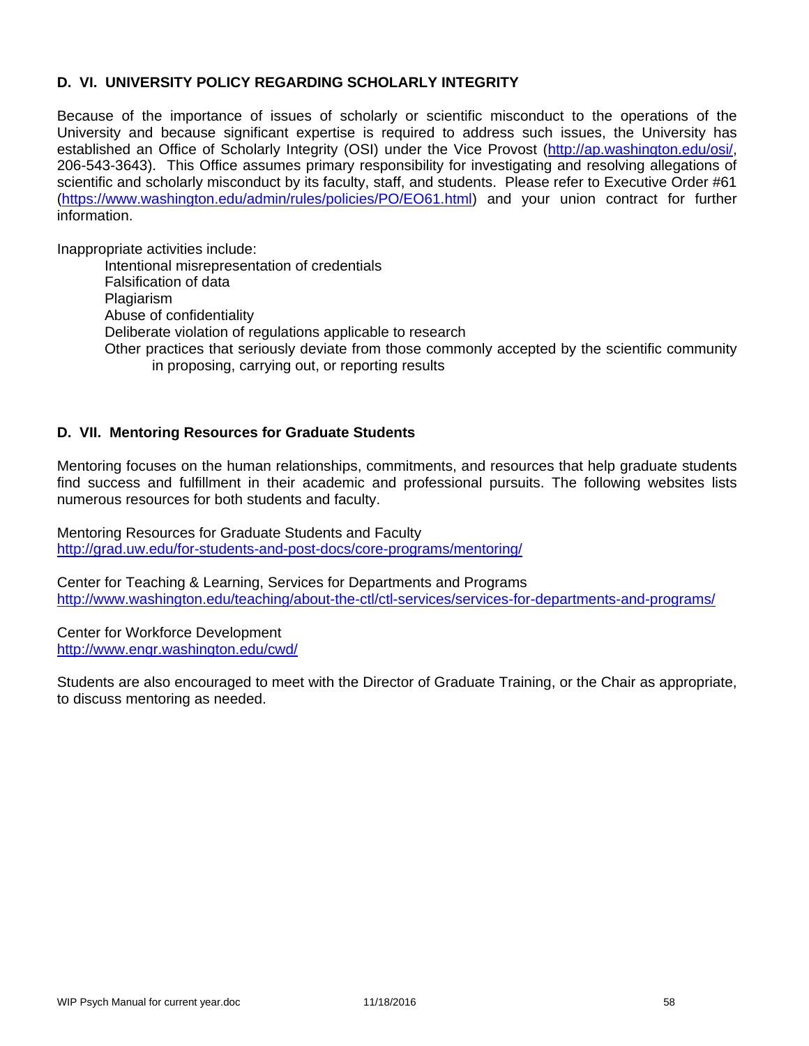## D. VI. UNIVERSITY POLICY REGARDING SCHOLARLY INTEGRITY

Because of the importance of issues of scholarly or scientific misconduct to the operations of the University and because significant expertise is required to address such issues, the University has established an Office of Scholarly Integrity (OSI) under the Vice Provost (http://ap.washington.edu/osi/, 206-543-3643). This Office assumes primary responsibility for investigating and resolving allegations of scientific and scholarly misconduct by its faculty, staff, and students. Please refer to Executive Order #61 (https://www.washington.edu/admin/rules/policies/PO/EO61.html) and your union contract for further information.

Inappropriate activities include:

- Intentional misrepresentation of credentials
- Falsification of data
- Plagiarism
- Abuse of confidentiality
- Deliberate violation of regulations applicable to research
- Other practices that seriously deviate from those commonly accepted by the scientific community in proposing, carrying out, or reporting results

## D. VII. Mentoring Resources for Graduate Students

Mentoring focuses on the human relationships, commitments, and resources that help graduate students find success and fulfillment in their academic and professional pursuits. The following websites lists numerous resources for both students and faculty.

Mentoring Resources for Graduate Students and Faculty
http://grad.uw.edu/for-students-and-post-docs/core-programs/mentoring/

Center for Teaching & Learning, Services for Departments and Programs
http://www.washington.edu/teaching/about-the-ctl/ctl-services/services-for-departments-and-programs/

Center for Workforce Development
http://www.engr.washington.edu/cwd/

Students are also encouraged to meet with the Director of Graduate Training, or the Chair as appropriate, to discuss mentoring as needed.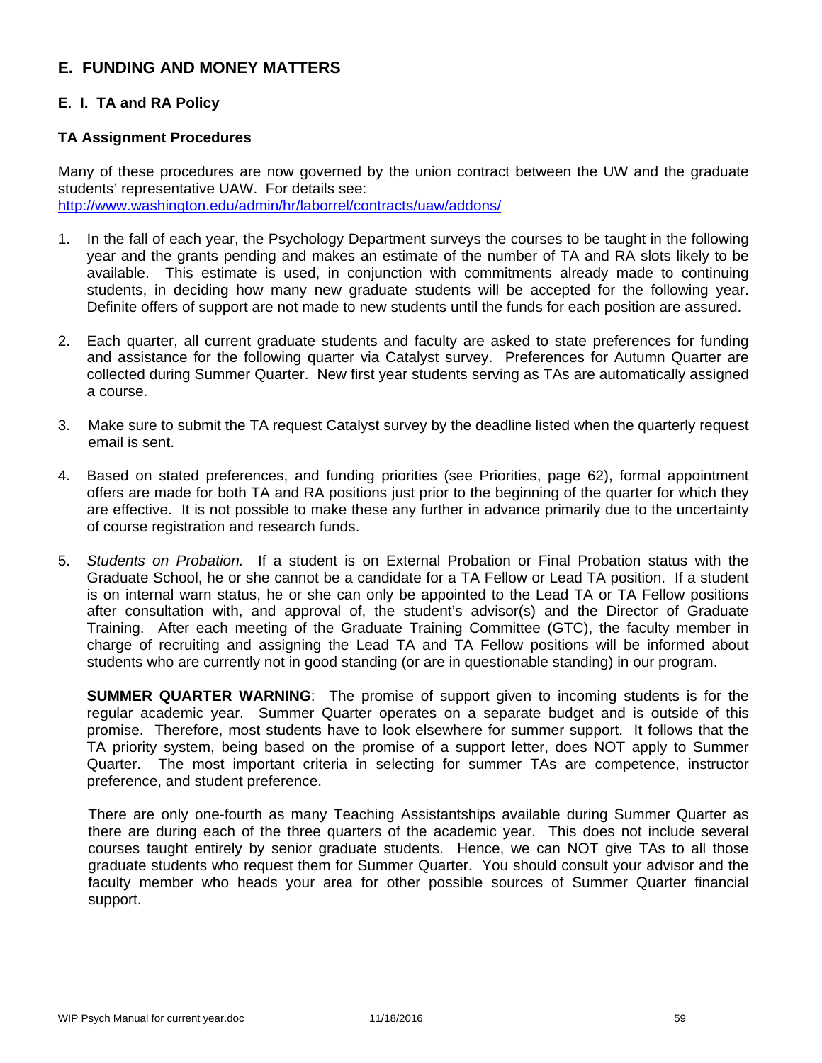## E. FUNDING AND MONEY MATTERS

### E. I. TA and RA Policy

#### TA Assignment Procedures

Many of these procedures are now governed by the union contract between the UW and the graduate students' representative UAW. For details see: http://www.washington.edu/admin/hr/laborrel/contracts/uaw/addons/

1. In the fall of each year, the Psychology Department surveys the courses to be taught in the following year and the grants pending and makes an estimate of the number of TA and RA slots likely to be available. This estimate is used, in conjunction with commitments already made to continuing students, in deciding how many new graduate students will be accepted for the following year. Definite offers of support are not made to new students until the funds for each position are assured.

2. Each quarter, all current graduate students and faculty are asked to state preferences for funding and assistance for the following quarter via Catalyst survey. Preferences for Autumn Quarter are collected during Summer Quarter. New first year students serving as TAs are automatically assigned a course.

3. Make sure to submit the TA request Catalyst survey by the deadline listed when the quarterly request email is sent.

4. Based on stated preferences, and funding priorities (see Priorities, page 62), formal appointment offers are made for both TA and RA positions just prior to the beginning of the quarter for which they are effective. It is not possible to make these any further in advance primarily due to the uncertainty of course registration and research funds.

5. *Students on Probation.* If a student is on External Probation or Final Probation status with the Graduate School, he or she cannot be a candidate for a TA Fellow or Lead TA position. If a student is on internal warn status, he or she can only be appointed to the Lead TA or TA Fellow positions after consultation with, and approval of, the student's advisor(s) and the Director of Graduate Training. After each meeting of the Graduate Training Committee (GTC), the faculty member in charge of recruiting and assigning the Lead TA and TA Fellow positions will be informed about students who are currently not in good standing (or are in questionable standing) in our program.

   **SUMMER QUARTER WARNING**: The promise of support given to incoming students is for the regular academic year. Summer Quarter operates on a separate budget and is outside of this promise. Therefore, most students have to look elsewhere for summer support. It follows that the TA priority system, being based on the promise of a support letter, does NOT apply to Summer Quarter. The most important criteria in selecting for summer TAs are competence, instructor preference, and student preference.

   There are only one-fourth as many Teaching Assistantships available during Summer Quarter as there are during each of the three quarters of the academic year. This does not include several courses taught entirely by senior graduate students. Hence, we can NOT give TAs to all those graduate students who request them for Summer Quarter. You should consult your advisor and the faculty member who heads your area for other possible sources of Summer Quarter financial support.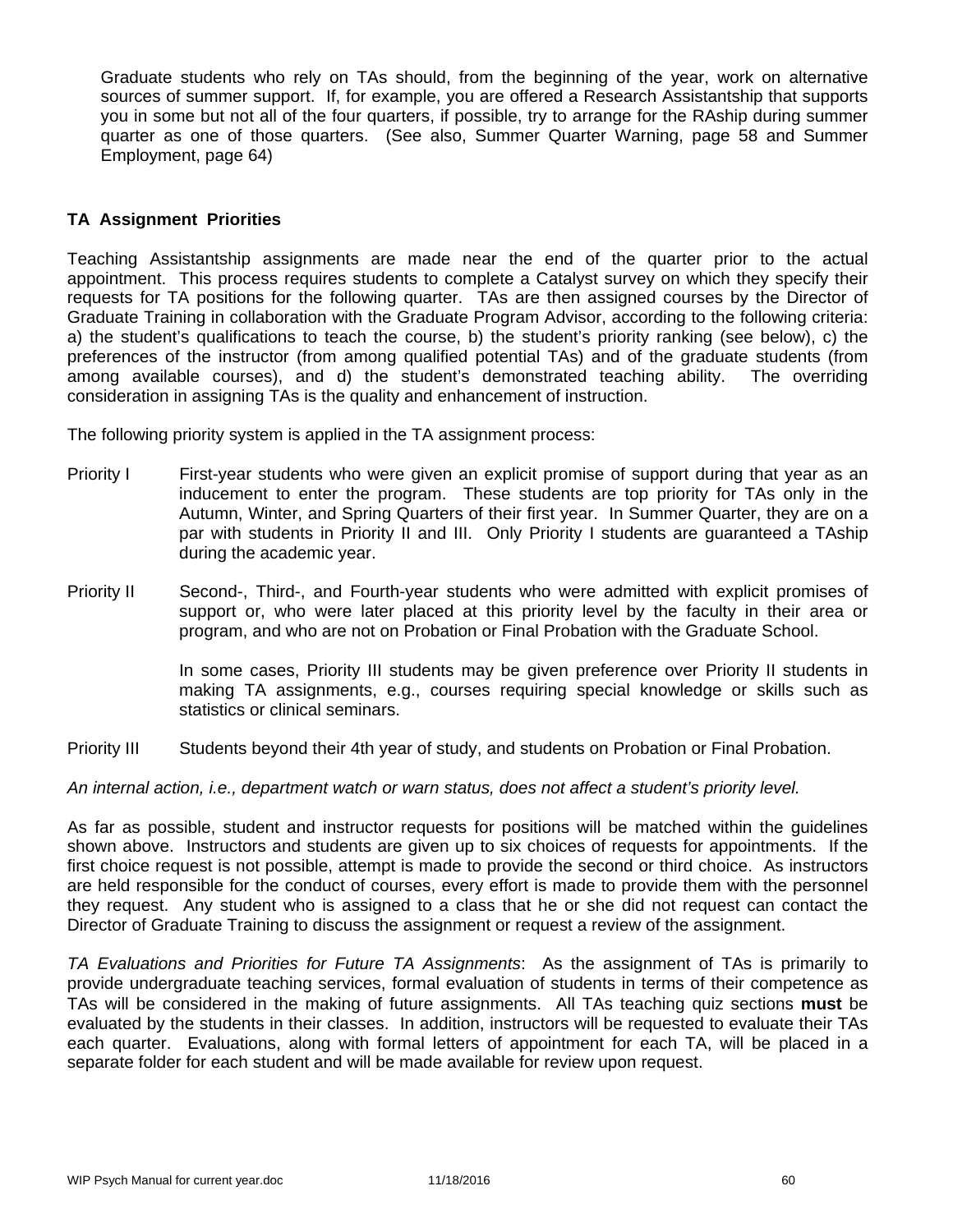Graduate students who rely on TAs should, from the beginning of the year, work on alternative sources of summer support. If, for example, you are offered a Research Assistantship that supports you in some but not all of the four quarters, if possible, try to arrange for the RAship during summer quarter as one of those quarters. (See also, Summer Quarter Warning, page 58 and Summer Employment, page 64)

### TA Assignment Priorities

Teaching Assistantship assignments are made near the end of the quarter prior to the actual appointment. This process requires students to complete a Catalyst survey on which they specify their requests for TA positions for the following quarter. TAs are then assigned courses by the Director of Graduate Training in collaboration with the Graduate Program Advisor, according to the following criteria: a) the student's qualifications to teach the course, b) the student's priority ranking (see below), c) the preferences of the instructor (from among qualified potential TAs) and of the graduate students (from among available courses), and d) the student's demonstrated teaching ability. The overriding consideration in assigning TAs is the quality and enhancement of instruction.

The following priority system is applied in the TA assignment process:

Priority I — First-year students who were given an explicit promise of support during that year as an inducement to enter the program. These students are top priority for TAs only in the Autumn, Winter, and Spring Quarters of their first year. In Summer Quarter, they are on a par with students in Priority II and III. Only Priority I students are guaranteed a TAship during the academic year.

Priority II — Second-, Third-, and Fourth-year students who were admitted with explicit promises of support or, who were later placed at this priority level by the faculty in their area or program, and who are not on Probation or Final Probation with the Graduate School.

In some cases, Priority III students may be given preference over Priority II students in making TA assignments, e.g., courses requiring special knowledge or skills such as statistics or clinical seminars.

Priority III — Students beyond their 4th year of study, and students on Probation or Final Probation.

*An internal action, i.e., department watch or warn status, does not affect a student's priority level.*

As far as possible, student and instructor requests for positions will be matched within the guidelines shown above. Instructors and students are given up to six choices of requests for appointments. If the first choice request is not possible, attempt is made to provide the second or third choice. As instructors are held responsible for the conduct of courses, every effort is made to provide them with the personnel they request. Any student who is assigned to a class that he or she did not request can contact the Director of Graduate Training to discuss the assignment or request a review of the assignment.

*TA Evaluations and Priorities for Future TA Assignments*: As the assignment of TAs is primarily to provide undergraduate teaching services, formal evaluation of students in terms of their competence as TAs will be considered in the making of future assignments. All TAs teaching quiz sections **must** be evaluated by the students in their classes. In addition, instructors will be requested to evaluate their TAs each quarter. Evaluations, along with formal letters of appointment for each TA, will be placed in a separate folder for each student and will be made available for review upon request.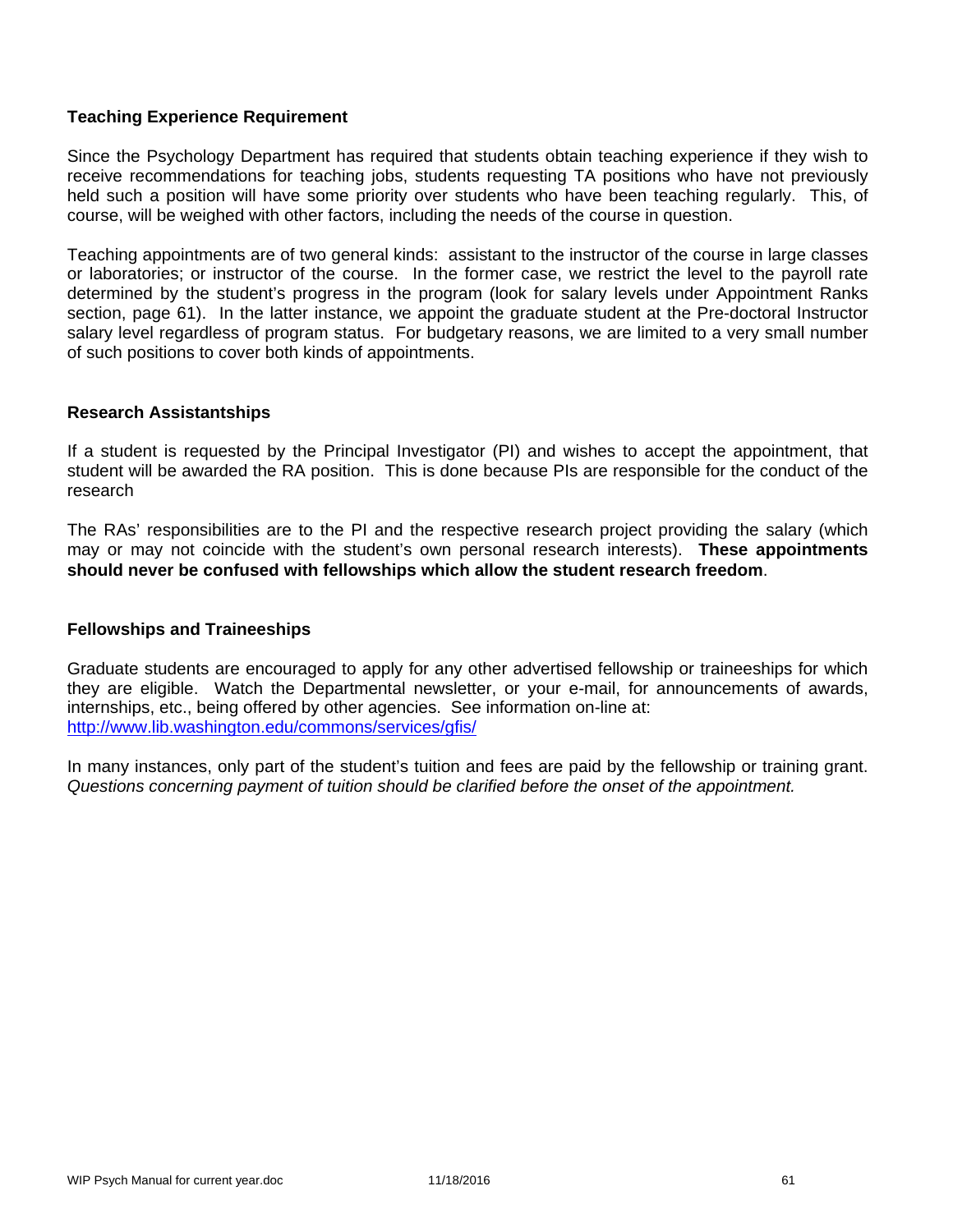### Teaching Experience Requirement

Since the Psychology Department has required that students obtain teaching experience if they wish to receive recommendations for teaching jobs, students requesting TA positions who have not previously held such a position will have some priority over students who have been teaching regularly. This, of course, will be weighed with other factors, including the needs of the course in question.

Teaching appointments are of two general kinds: assistant to the instructor of the course in large classes or laboratories; or instructor of the course. In the former case, we restrict the level to the payroll rate determined by the student's progress in the program (look for salary levels under Appointment Ranks section, page 61). In the latter instance, we appoint the graduate student at the Pre-doctoral Instructor salary level regardless of program status. For budgetary reasons, we are limited to a very small number of such positions to cover both kinds of appointments.

### Research Assistantships

If a student is requested by the Principal Investigator (PI) and wishes to accept the appointment, that student will be awarded the RA position. This is done because PIs are responsible for the conduct of the research

The RAs' responsibilities are to the PI and the respective research project providing the salary (which may or may not coincide with the student's own personal research interests). **These appointments should never be confused with fellowships which allow the student research freedom**.

### Fellowships and Traineeships

Graduate students are encouraged to apply for any other advertised fellowship or traineeships for which they are eligible. Watch the Departmental newsletter, or your e-mail, for announcements of awards, internships, etc., being offered by other agencies. See information on-line at: http://www.lib.washington.edu/commons/services/gfis/

In many instances, only part of the student's tuition and fees are paid by the fellowship or training grant. *Questions concerning payment of tuition should be clarified before the onset of the appointment.*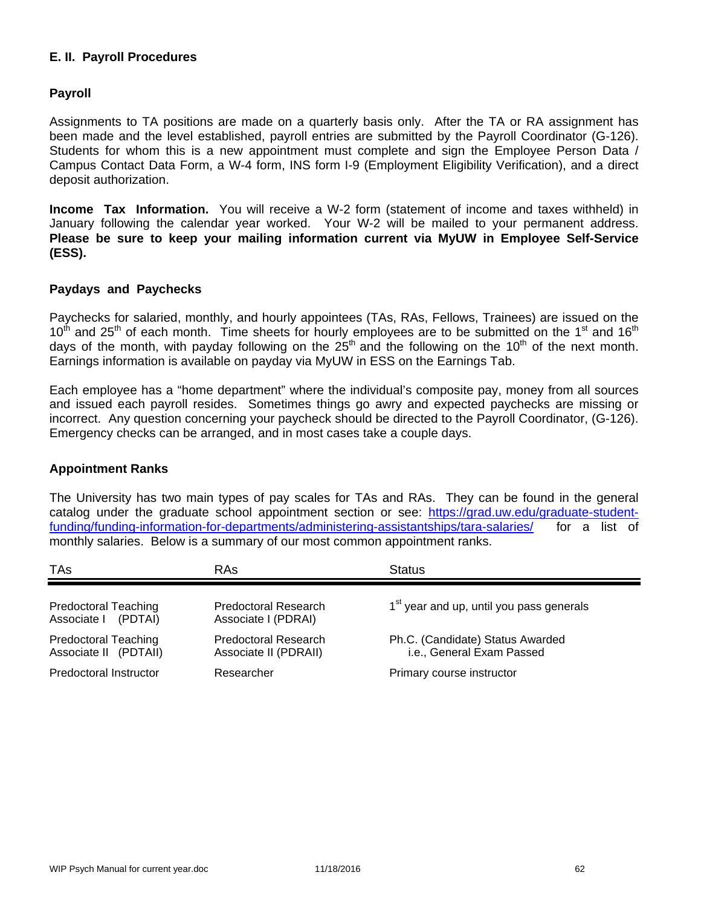## E. II. Payroll Procedures

### Payroll

Assignments to TA positions are made on a quarterly basis only. After the TA or RA assignment has been made and the level established, payroll entries are submitted by the Payroll Coordinator (G-126). Students for whom this is a new appointment must complete and sign the Employee Person Data / Campus Contact Data Form, a W-4 form, INS form I-9 (Employment Eligibility Verification), and a direct deposit authorization.

**Income Tax Information.** You will receive a W-2 form (statement of income and taxes withheld) in January following the calendar year worked. Your W-2 will be mailed to your permanent address. **Please be sure to keep your mailing information current via MyUW in Employee Self-Service (ESS).**

### Paydays and Paychecks

Paychecks for salaried, monthly, and hourly appointees (TAs, RAs, Fellows, Trainees) are issued on the 10th and 25th of each month. Time sheets for hourly employees are to be submitted on the 1st and 16th days of the month, with payday following on the 25th and the following on the 10th of the next month. Earnings information is available on payday via MyUW in ESS on the Earnings Tab.

Each employee has a "home department" where the individual's composite pay, money from all sources and issued each payroll resides. Sometimes things go awry and expected paychecks are missing or incorrect. Any question concerning your paycheck should be directed to the Payroll Coordinator, (G-126). Emergency checks can be arranged, and in most cases take a couple days.

### Appointment Ranks

The University has two main types of pay scales for TAs and RAs. They can be found in the general catalog under the graduate school appointment section or see: [https://grad.uw.edu/graduate-student-funding/funding-information-for-departments/administering-assistantships/tara-salaries/](https://grad.uw.edu/graduate-student-funding/funding-information-for-departments/administering-assistantships/tara-salaries/) for a list of monthly salaries. Below is a summary of our most common appointment ranks.

| TAs | RAs | Status |
|---|---|---|
| Predoctoral Teaching Associate I (PDTAI) | Predoctoral Research Associate I (PDRAI) | 1st year and up, until you pass generals |
| Predoctoral Teaching Associate II (PDTAII) | Predoctoral Research Associate II (PDRAII) | Ph.C. (Candidate) Status Awarded i.e., General Exam Passed |
| Predoctoral Instructor | Researcher | Primary course instructor |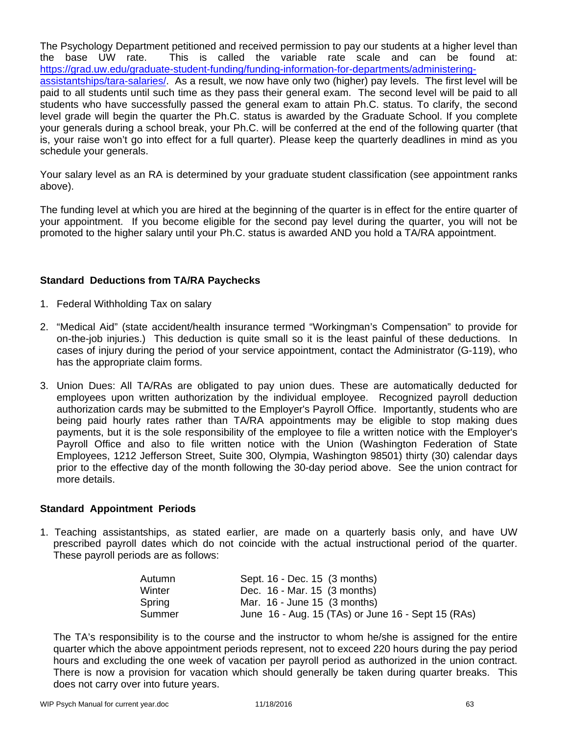The Psychology Department petitioned and received permission to pay our students at a higher level than the base UW rate. This is called the variable rate scale and can be found at: https://grad.uw.edu/graduate-student-funding/funding-information-for-departments/administering-assistantships/tara-salaries/. As a result, we now have only two (higher) pay levels. The first level will be paid to all students until such time as they pass their general exam. The second level will be paid to all students who have successfully passed the general exam to attain Ph.C. status. To clarify, the second level grade will begin the quarter the Ph.C. status is awarded by the Graduate School. If you complete your generals during a school break, your Ph.C. will be conferred at the end of the following quarter (that is, your raise won't go into effect for a full quarter). Please keep the quarterly deadlines in mind as you schedule your generals.

Your salary level as an RA is determined by your graduate student classification (see appointment ranks above).

The funding level at which you are hired at the beginning of the quarter is in effect for the entire quarter of your appointment. If you become eligible for the second pay level during the quarter, you will not be promoted to the higher salary until your Ph.C. status is awarded AND you hold a TA/RA appointment.

### Standard Deductions from TA/RA Paychecks

1. Federal Withholding Tax on salary
2. "Medical Aid" (state accident/health insurance termed "Workingman's Compensation" to provide for on-the-job injuries.) This deduction is quite small so it is the least painful of these deductions. In cases of injury during the period of your service appointment, contact the Administrator (G-119), who has the appropriate claim forms.
3. Union Dues: All TA/RAs are obligated to pay union dues. These are automatically deducted for employees upon written authorization by the individual employee. Recognized payroll deduction authorization cards may be submitted to the Employer's Payroll Office. Importantly, students who are being paid hourly rates rather than TA/RA appointments may be eligible to stop making dues payments, but it is the sole responsibility of the employee to file a written notice with the Employer's Payroll Office and also to file written notice with the Union (Washington Federation of State Employees, 1212 Jefferson Street, Suite 300, Olympia, Washington 98501) thirty (30) calendar days prior to the effective day of the month following the 30-day period above. See the union contract for more details.

### Standard Appointment Periods

1. Teaching assistantships, as stated earlier, are made on a quarterly basis only, and have UW prescribed payroll dates which do not coincide with the actual instructional period of the quarter. These payroll periods are as follows:

| | |
|---|---|
| Autumn | Sept. 16 - Dec. 15 (3 months) |
| Winter | Dec. 16 - Mar. 15 (3 months) |
| Spring | Mar. 16 - June 15 (3 months) |
| Summer | June 16 - Aug. 15 (TAs) or June 16 - Sept 15 (RAs) |

The TA's responsibility is to the course and the instructor to whom he/she is assigned for the entire quarter which the above appointment periods represent, not to exceed 220 hours during the pay period hours and excluding the one week of vacation per payroll period as authorized in the union contract. There is now a provision for vacation which should generally be taken during quarter breaks. This does not carry over into future years.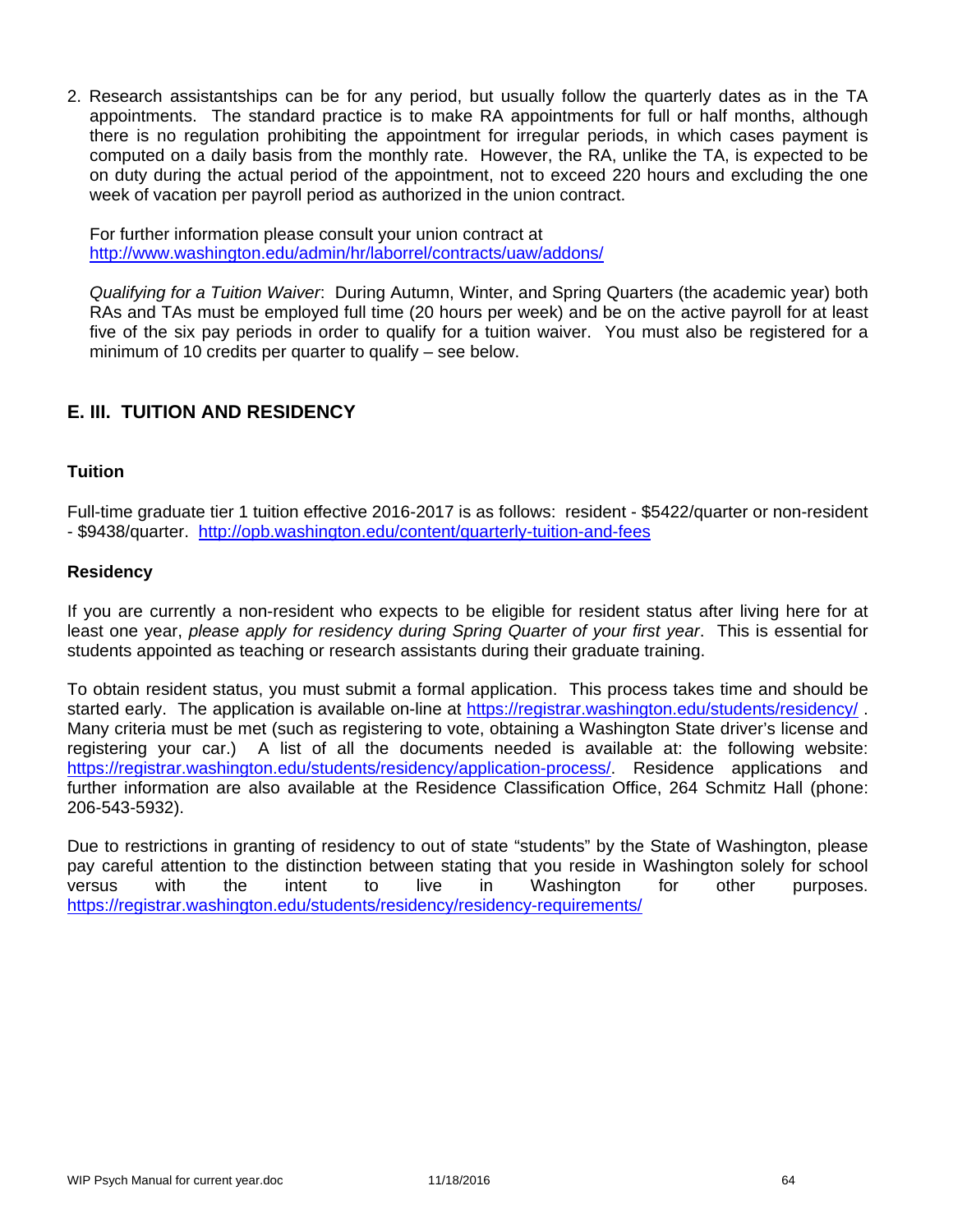2. Research assistantships can be for any period, but usually follow the quarterly dates as in the TA appointments. The standard practice is to make RA appointments for full or half months, although there is no regulation prohibiting the appointment for irregular periods, in which cases payment is computed on a daily basis from the monthly rate. However, the RA, unlike the TA, is expected to be on duty during the actual period of the appointment, not to exceed 220 hours and excluding the one week of vacation per payroll period as authorized in the union contract.

   For further information please consult your union contract at http://www.washington.edu/admin/hr/laborrel/contracts/uaw/addons/

   *Qualifying for a Tuition Waiver*: During Autumn, Winter, and Spring Quarters (the academic year) both RAs and TAs must be employed full time (20 hours per week) and be on the active payroll for at least five of the six pay periods in order to qualify for a tuition waiver. You must also be registered for a minimum of 10 credits per quarter to qualify – see below.

## E. III. TUITION AND RESIDENCY

### Tuition

Full-time graduate tier 1 tuition effective 2016-2017 is as follows: resident - $5422/quarter or non-resident - $9438/quarter. http://opb.washington.edu/content/quarterly-tuition-and-fees

### Residency

If you are currently a non-resident who expects to be eligible for resident status after living here for at least one year, *please apply for residency during Spring Quarter of your first year*. This is essential for students appointed as teaching or research assistants during their graduate training.

To obtain resident status, you must submit a formal application. This process takes time and should be started early. The application is available on-line at https://registrar.washington.edu/students/residency/ . Many criteria must be met (such as registering to vote, obtaining a Washington State driver's license and registering your car.) A list of all the documents needed is available at: the following website: https://registrar.washington.edu/students/residency/application-process/. Residence applications and further information are also available at the Residence Classification Office, 264 Schmitz Hall (phone: 206-543-5932).

Due to restrictions in granting of residency to out of state "students" by the State of Washington, please pay careful attention to the distinction between stating that you reside in Washington solely for school versus with the intent to live in Washington for other purposes. https://registrar.washington.edu/students/residency/residency-requirements/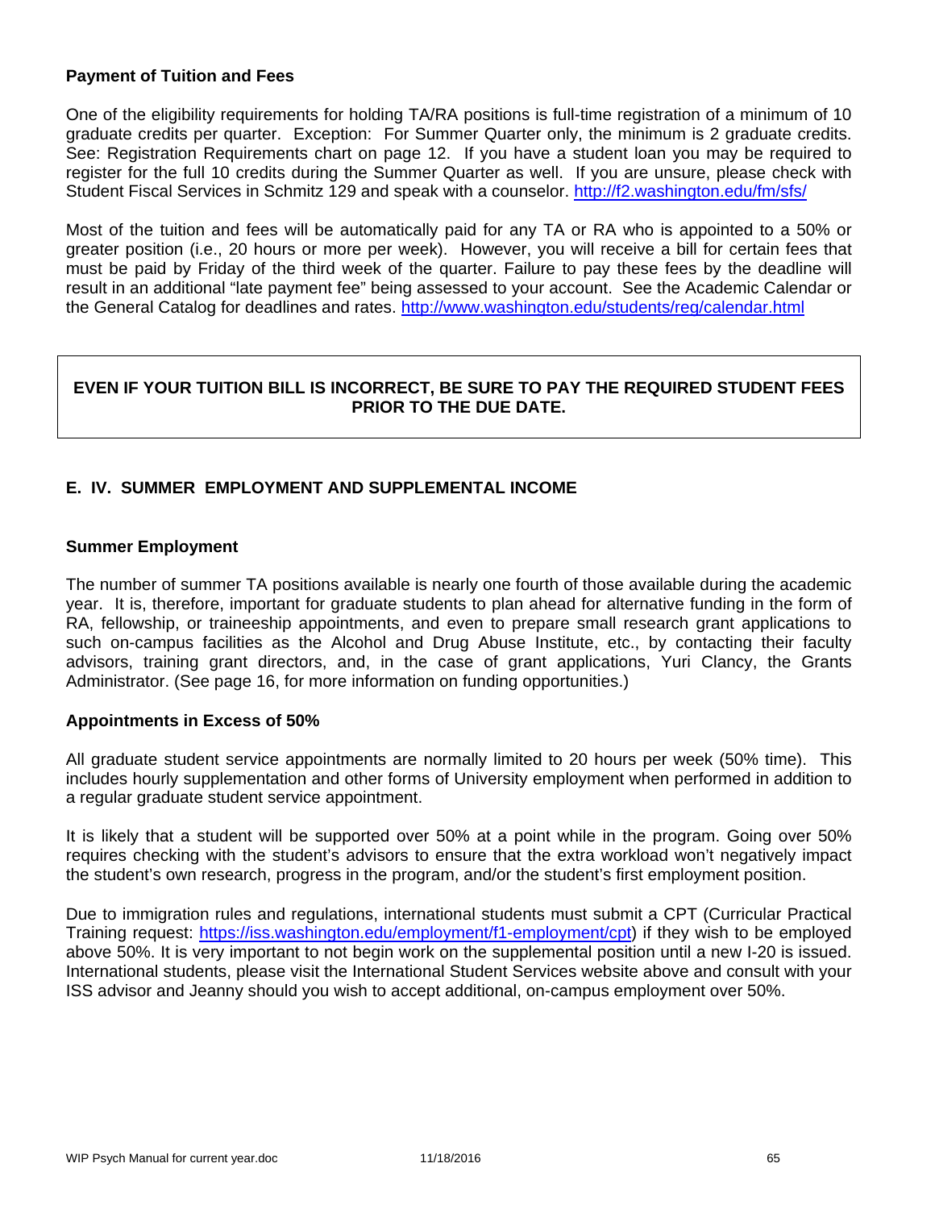### Payment of Tuition and Fees

One of the eligibility requirements for holding TA/RA positions is full-time registration of a minimum of 10 graduate credits per quarter. Exception: For Summer Quarter only, the minimum is 2 graduate credits. See: Registration Requirements chart on page 12. If you have a student loan you may be required to register for the full 10 credits during the Summer Quarter as well. If you are unsure, please check with Student Fiscal Services in Schmitz 129 and speak with a counselor. http://f2.washington.edu/fm/sfs/

Most of the tuition and fees will be automatically paid for any TA or RA who is appointed to a 50% or greater position (i.e., 20 hours or more per week). However, you will receive a bill for certain fees that must be paid by Friday of the third week of the quarter. Failure to pay these fees by the deadline will result in an additional "late payment fee" being assessed to your account. See the Academic Calendar or the General Catalog for deadlines and rates. http://www.washington.edu/students/reg/calendar.html

**EVEN IF YOUR TUITION BILL IS INCORRECT, BE SURE TO PAY THE REQUIRED STUDENT FEES PRIOR TO THE DUE DATE.**

## E. IV. SUMMER EMPLOYMENT AND SUPPLEMENTAL INCOME

### Summer Employment

The number of summer TA positions available is nearly one fourth of those available during the academic year. It is, therefore, important for graduate students to plan ahead for alternative funding in the form of RA, fellowship, or traineeship appointments, and even to prepare small research grant applications to such on-campus facilities as the Alcohol and Drug Abuse Institute, etc., by contacting their faculty advisors, training grant directors, and, in the case of grant applications, Yuri Clancy, the Grants Administrator. (See page 16, for more information on funding opportunities.)

### Appointments in Excess of 50%

All graduate student service appointments are normally limited to 20 hours per week (50% time). This includes hourly supplementation and other forms of University employment when performed in addition to a regular graduate student service appointment.

It is likely that a student will be supported over 50% at a point while in the program. Going over 50% requires checking with the student's advisors to ensure that the extra workload won't negatively impact the student's own research, progress in the program, and/or the student's first employment position.

Due to immigration rules and regulations, international students must submit a CPT (Curricular Practical Training request: https://iss.washington.edu/employment/f1-employment/cpt) if they wish to be employed above 50%. It is very important to not begin work on the supplemental position until a new I-20 is issued. International students, please visit the International Student Services website above and consult with your ISS advisor and Jeanny should you wish to accept additional, on-campus employment over 50%.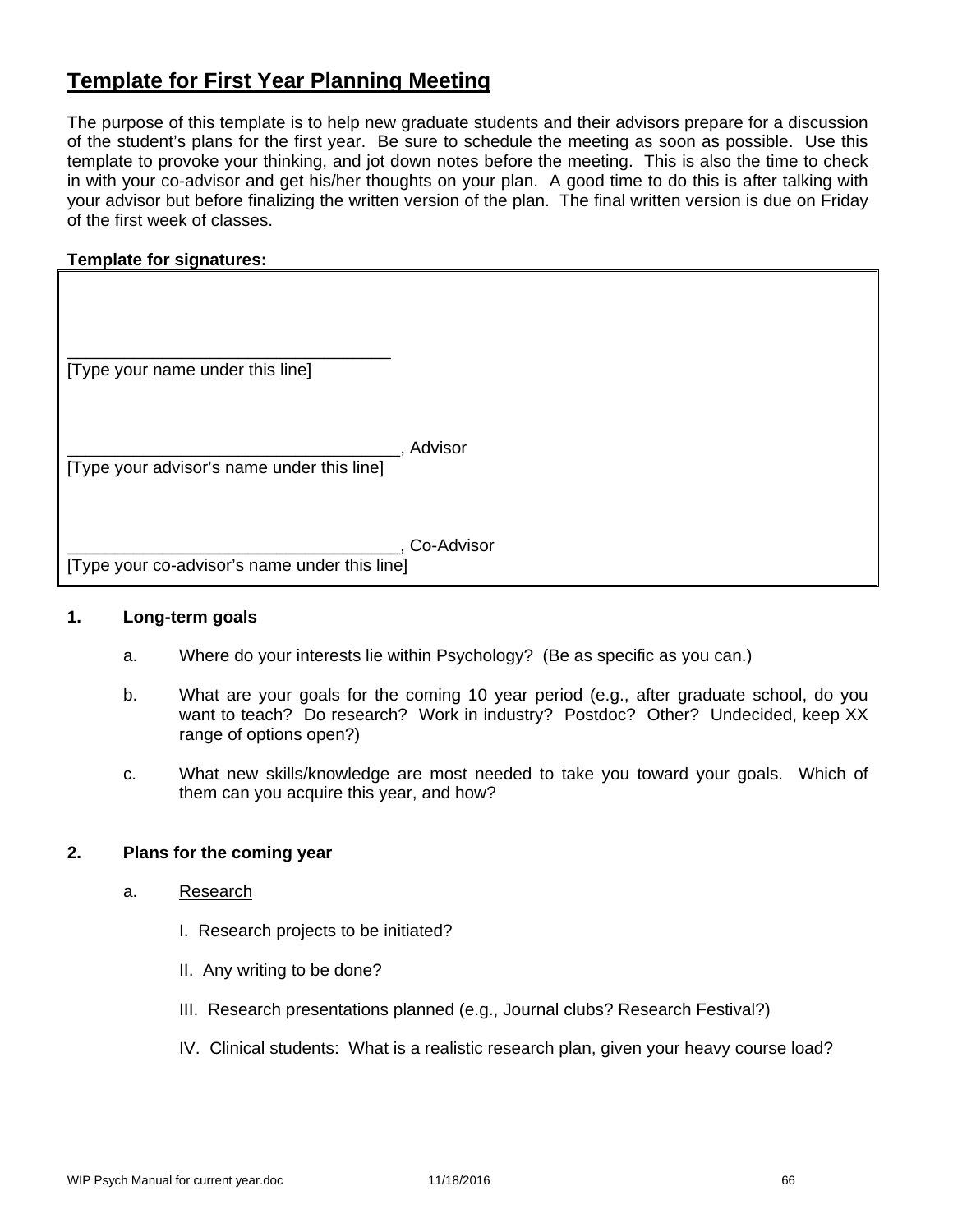# Template for First Year Planning Meeting

The purpose of this template is to help new graduate students and their advisors prepare for a discussion of the student's plans for the first year. Be sure to schedule the meeting as soon as possible. Use this template to provoke your thinking, and jot down notes before the meeting. This is also the time to check in with your co-advisor and get his/her thoughts on your plan. A good time to do this is after talking with your advisor but before finalizing the written version of the plan. The final written version is due on Friday of the first week of classes.

**Template for signatures:**

___________________________________
[Type your name under this line]

___________________________________, Advisor
[Type your advisor's name under this line]

___________________________________, Co-Advisor
[Type your co-advisor's name under this line]

**1. Long-term goals**

a. Where do your interests lie within Psychology? (Be as specific as you can.)

b. What are your goals for the coming 10 year period (e.g., after graduate school, do you want to teach? Do research? Work in industry? Postdoc? Other? Undecided, keep XX range of options open?)

c. What new skills/knowledge are most needed to take you toward your goals. Which of them can you acquire this year, and how?

**2. Plans for the coming year**

a. Research

I. Research projects to be initiated?

II. Any writing to be done?

III. Research presentations planned (e.g., Journal clubs? Research Festival?)

IV. Clinical students: What is a realistic research plan, given your heavy course load?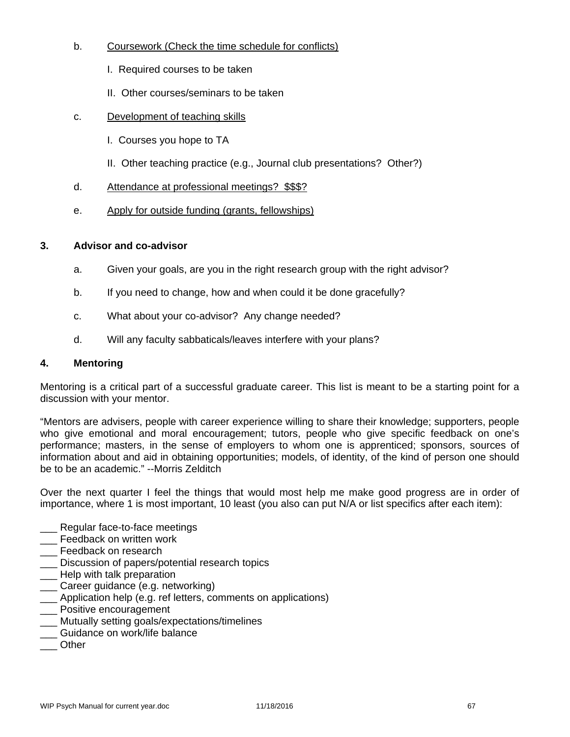b. <u>Coursework (Check the time schedule for conflicts)</u>

   I. Required courses to be taken

   II. Other courses/seminars to be taken

c. <u>Development of teaching skills</u>

   I. Courses you hope to TA

   II. Other teaching practice (e.g., Journal club presentations? Other?)

d. <u>Attendance at professional meetings? $$$?</u>

e. <u>Apply for outside funding (grants, fellowships)</u>

### 3. Advisor and co-advisor

a. Given your goals, are you in the right research group with the right advisor?

b. If you need to change, how and when could it be done gracefully?

c. What about your co-advisor? Any change needed?

d. Will any faculty sabbaticals/leaves interfere with your plans?

### 4. Mentoring

Mentoring is a critical part of a successful graduate career. This list is meant to be a starting point for a discussion with your mentor.

"Mentors are advisers, people with career experience willing to share their knowledge; supporters, people who give emotional and moral encouragement; tutors, people who give specific feedback on one's performance; masters, in the sense of employers to whom one is apprenticed; sponsors, sources of information about and aid in obtaining opportunities; models, of identity, of the kind of person one should be to be an academic." --Morris Zelditch

Over the next quarter I feel the things that would most help me make good progress are in order of importance, where 1 is most important, 10 least (you also can put N/A or list specifics after each item):

___ Regular face-to-face meetings
___ Feedback on written work
___ Feedback on research
___ Discussion of papers/potential research topics
___ Help with talk preparation
___ Career guidance (e.g. networking)
___ Application help (e.g. ref letters, comments on applications)
___ Positive encouragement
___ Mutually setting goals/expectations/timelines
___ Guidance on work/life balance
___ Other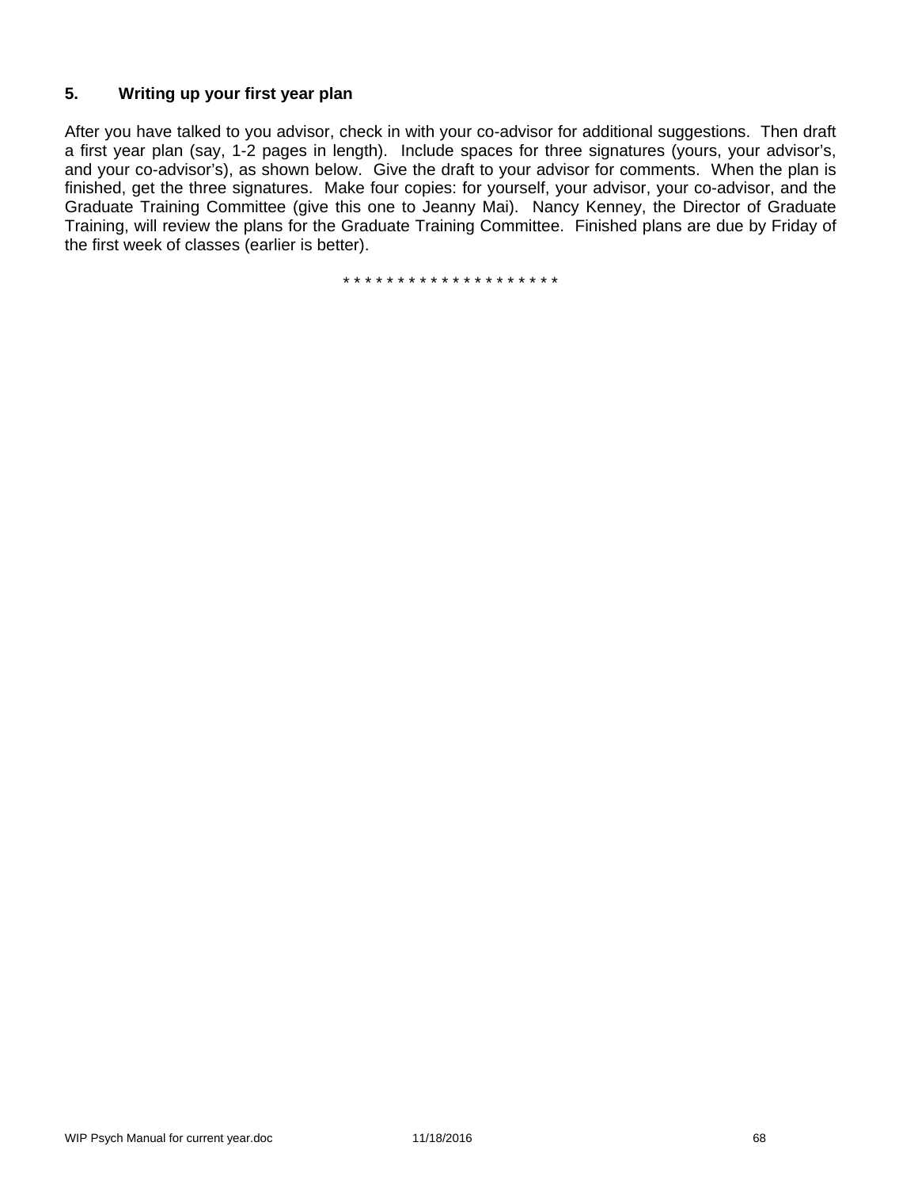### 5. Writing up your first year plan

After you have talked to you advisor, check in with your co-advisor for additional suggestions. Then draft a first year plan (say, 1-2 pages in length). Include spaces for three signatures (yours, your advisor's, and your co-advisor's), as shown below. Give the draft to your advisor for comments. When the plan is finished, get the three signatures. Make four copies: for yourself, your advisor, your co-advisor, and the Graduate Training Committee (give this one to Jeanny Mai). Nancy Kenney, the Director of Graduate Training, will review the plans for the Graduate Training Committee. Finished plans are due by Friday of the first week of classes (earlier is better).

* * * * * * * * * * * * * * * * * * * *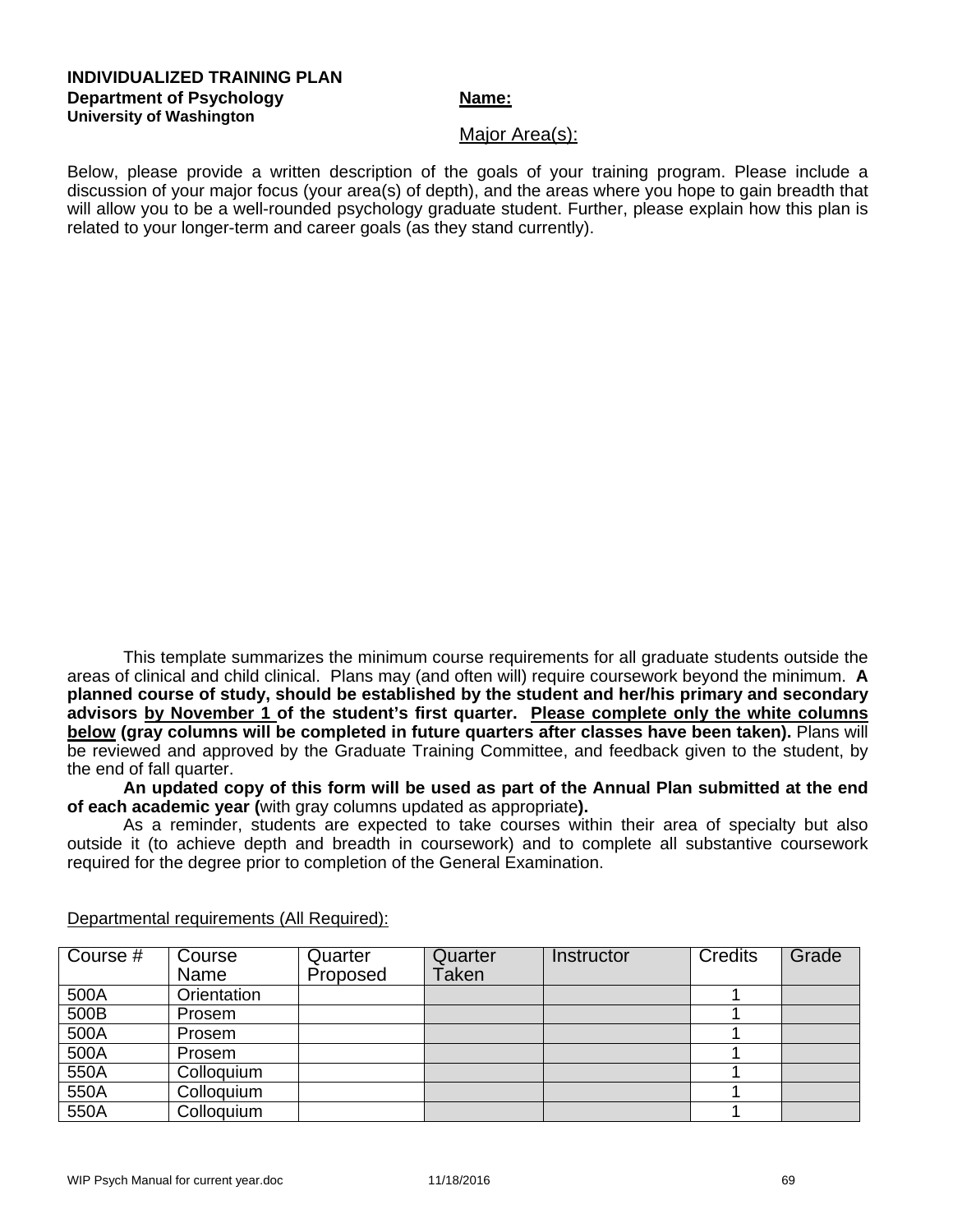**INDIVIDUALIZED TRAINING PLAN**
**Department of Psychology**
**University of Washington**

**Name:**

Major Area(s):

Below, please provide a written description of the goals of your training program. Please include a discussion of your major focus (your area(s) of depth), and the areas where you hope to gain breadth that will allow you to be a well-rounded psychology graduate student. Further, please explain how this plan is related to your longer-term and career goals (as they stand currently).

This template summarizes the minimum course requirements for all graduate students outside the areas of clinical and child clinical. Plans may (and often will) require coursework beyond the minimum. **A planned course of study, should be established by the student and her/his primary and secondary advisors by November 1 of the student's first quarter. Please complete only the white columns below (gray columns will be completed in future quarters after classes have been taken).** Plans will be reviewed and approved by the Graduate Training Committee, and feedback given to the student, by the end of fall quarter.

**An updated copy of this form will be used as part of the Annual Plan submitted at the end of each academic year (**with gray columns updated as appropriate**).**

As a reminder, students are expected to take courses within their area of specialty but also outside it (to achieve depth and breadth in coursework) and to complete all substantive coursework required for the degree prior to completion of the General Examination.

Departmental requirements (All Required):

| Course # | Course Name | Quarter Proposed | Quarter Taken | Instructor | Credits | Grade |
|---|---|---|---|---|---|---|
| 500A | Orientation | | | | 1 | |
| 500B | Prosem | | | | 1 | |
| 500A | Prosem | | | | 1 | |
| 500A | Prosem | | | | 1 | |
| 550A | Colloquium | | | | 1 | |
| 550A | Colloquium | | | | 1 | |
| 550A | Colloquium | | | | 1 | |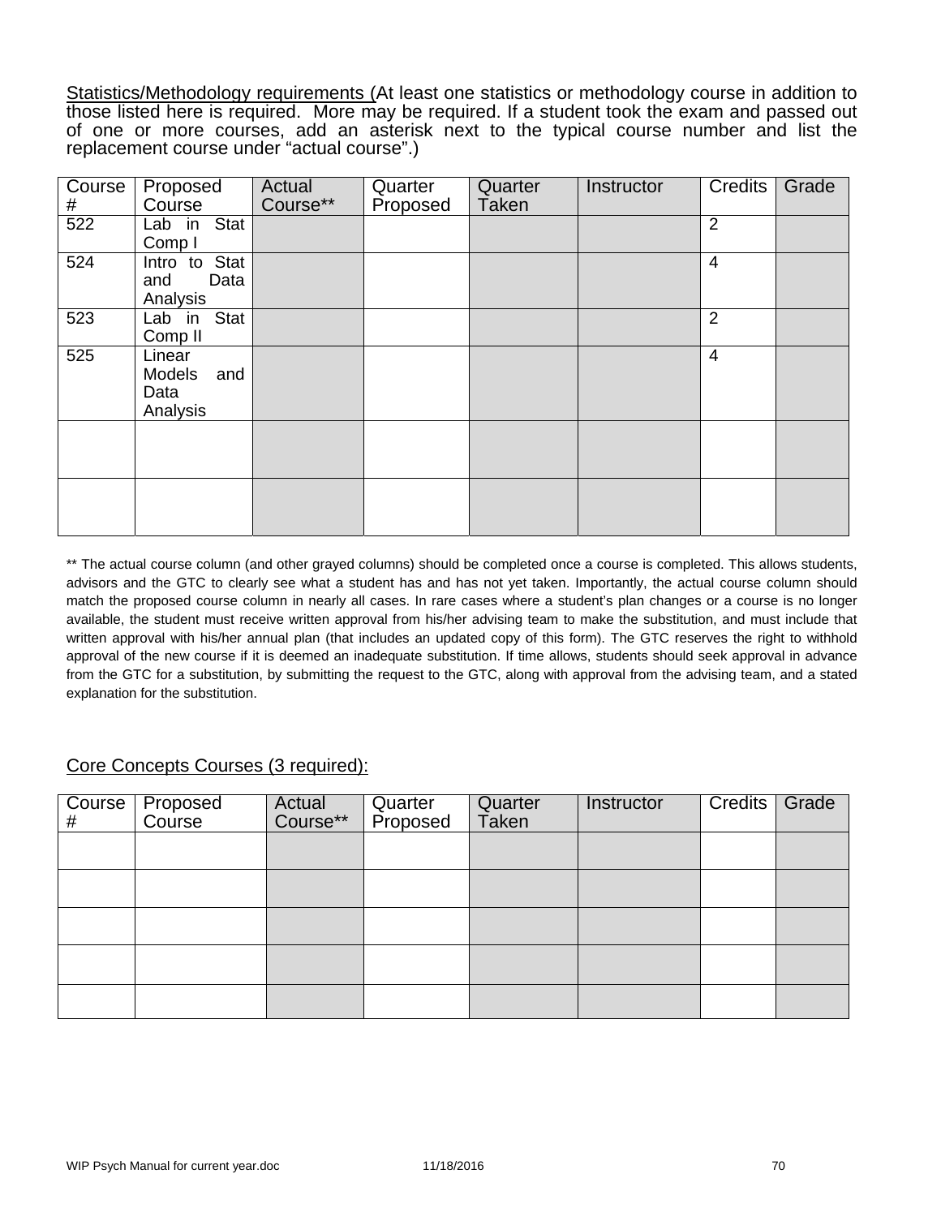<u>Statistics/Methodology requirements (</u>At least one statistics or methodology course in addition to those listed here is required. More may be required. If a student took the exam and passed out of one or more courses, add an asterisk next to the typical course number and list the replacement course under "actual course".)

| Course # | Proposed Course | Actual Course** | Quarter Proposed | Quarter Taken | Instructor | Credits | Grade |
|---|---|---|---|---|---|---|---|
| 522 | Lab in Stat Comp I | | | | | 2 | |
| 524 | Intro to Stat and Data Analysis | | | | | 4 | |
| 523 | Lab in Stat Comp II | | | | | 2 | |
| 525 | Linear Models and Data Analysis | | | | | 4 | |
| | | | | | | | |
| | | | | | | | |

** The actual course column (and other grayed columns) should be completed once a course is completed. This allows students, advisors and the GTC to clearly see what a student has and has not yet taken. Importantly, the actual course column should match the proposed course column in nearly all cases. In rare cases where a student's plan changes or a course is no longer available, the student must receive written approval from his/her advising team to make the substitution, and must include that written approval with his/her annual plan (that includes an updated copy of this form). The GTC reserves the right to withhold approval of the new course if it is deemed an inadequate substitution. If time allows, students should seek approval in advance from the GTC for a substitution, by submitting the request to the GTC, along with approval from the advising team, and a stated explanation for the substitution.

<u>Core Concepts Courses (3 required):</u>

| Course # | Proposed Course | Actual Course** | Quarter Proposed | Quarter Taken | Instructor | Credits | Grade |
|---|---|---|---|---|---|---|---|
| | | | | | | | |
| | | | | | | | |
| | | | | | | | |
| | | | | | | | |
| | | | | | | | |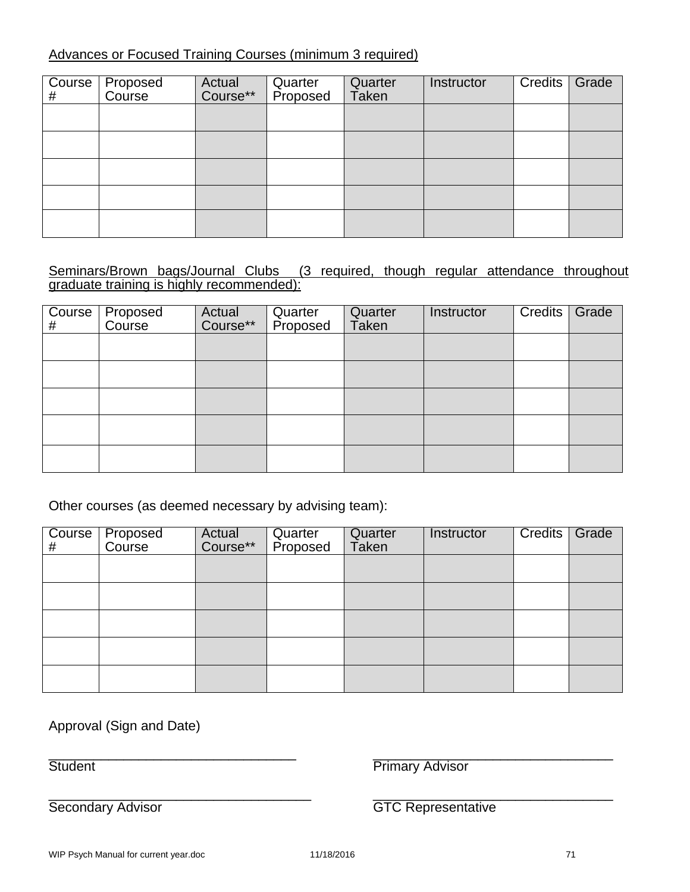Advances or Focused Training Courses (minimum 3 required)

| Course # | Proposed Course | Actual Course** | Quarter Proposed | Quarter Taken | Instructor | Credits | Grade |
|---|---|---|---|---|---|---|---|
| | | | | | | | |
| | | | | | | | |
| | | | | | | | |
| | | | | | | | |
| | | | | | | | |

Seminars/Brown bags/Journal Clubs (3 required, though regular attendance throughout graduate training is highly recommended):

| Course # | Proposed Course | Actual Course** | Quarter Proposed | Quarter Taken | Instructor | Credits | Grade |
|---|---|---|---|---|---|---|---|
| | | | | | | | |
| | | | | | | | |
| | | | | | | | |
| | | | | | | | |
| | | | | | | | |

Other courses (as deemed necessary by advising team):

| Course # | Proposed Course | Actual Course** | Quarter Proposed | Quarter Taken | Instructor | Credits | Grade |
|---|---|---|---|---|---|---|---|
| | | | | | | | |
| | | | | | | | |
| | | | | | | | |
| | | | | | | | |
| | | | | | | | |

Approval (Sign and Date)

_________________________________ Student

_________________________________ Primary Advisor

_________________________________ Secondary Advisor

_________________________________ GTC Representative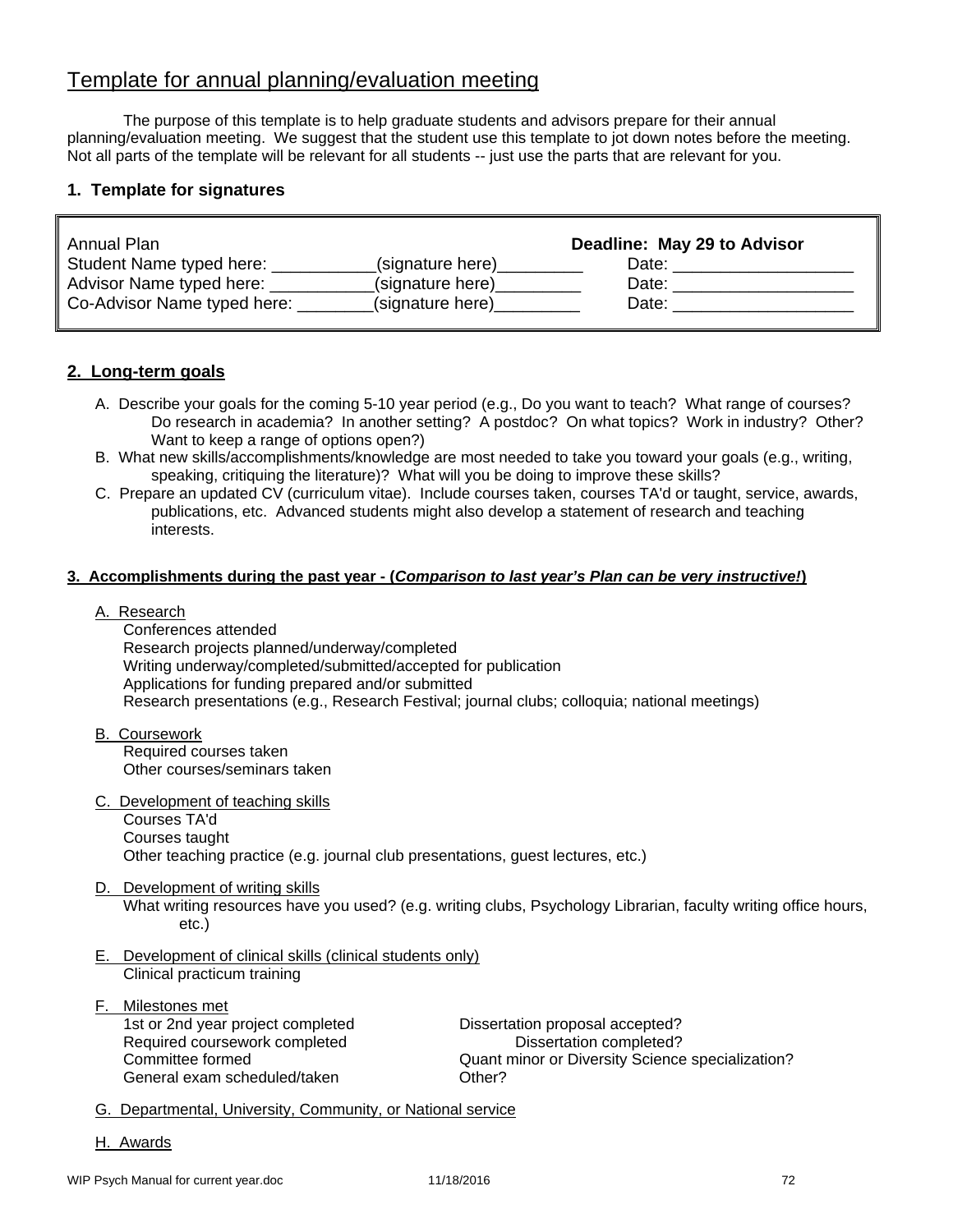# Template for annual planning/evaluation meeting

The purpose of this template is to help graduate students and advisors prepare for their annual planning/evaluation meeting. We suggest that the student use this template to jot down notes before the meeting. Not all parts of the template will be relevant for all students -- just use the parts that are relevant for you.

### 1. Template for signatures

| Annual Plan | | **Deadline: May 29 to Advisor** |
|---|---|---|
| Student Name typed here: ___________ | (signature here)_________ | Date: ___________________ |
| Advisor Name typed here: ___________ | (signature here)_________ | Date: ___________________ |
| Co-Advisor Name typed here: ________ | (signature here)_________ | Date: ___________________ |

### 2. Long-term goals

A. Describe your goals for the coming 5-10 year period (e.g., Do you want to teach? What range of courses? Do research in academia? In another setting? A postdoc? On what topics? Work in industry? Other? Want to keep a range of options open?)

B. What new skills/accomplishments/knowledge are most needed to take you toward your goals (e.g., writing, speaking, critiquing the literature)? What will you be doing to improve these skills?

C. Prepare an updated CV (curriculum vitae). Include courses taken, courses TA'd or taught, service, awards, publications, etc. Advanced students might also develop a statement of research and teaching interests.

### 3. Accomplishments during the past year - (*Comparison to last year's Plan can be very instructive!*)

A. Research
- Conferences attended
- Research projects planned/underway/completed
- Writing underway/completed/submitted/accepted for publication
- Applications for funding prepared and/or submitted
- Research presentations (e.g., Research Festival; journal clubs; colloquia; national meetings)

B. Coursework
- Required courses taken
- Other courses/seminars taken

C. Development of teaching skills
- Courses TA'd
- Courses taught
- Other teaching practice (e.g. journal club presentations, guest lectures, etc.)

D. Development of writing skills
- What writing resources have you used? (e.g. writing clubs, Psychology Librarian, faculty writing office hours, etc.)

E. Development of clinical skills (clinical students only)
- Clinical practicum training

F. Milestones met
- 1st or 2nd year project completed
- Required coursework completed
- Committee formed
- General exam scheduled/taken
- Dissertation proposal accepted?
- Dissertation completed?
- Quant minor or Diversity Science specialization?
- Other?

G. Departmental, University, Community, or National service

H. Awards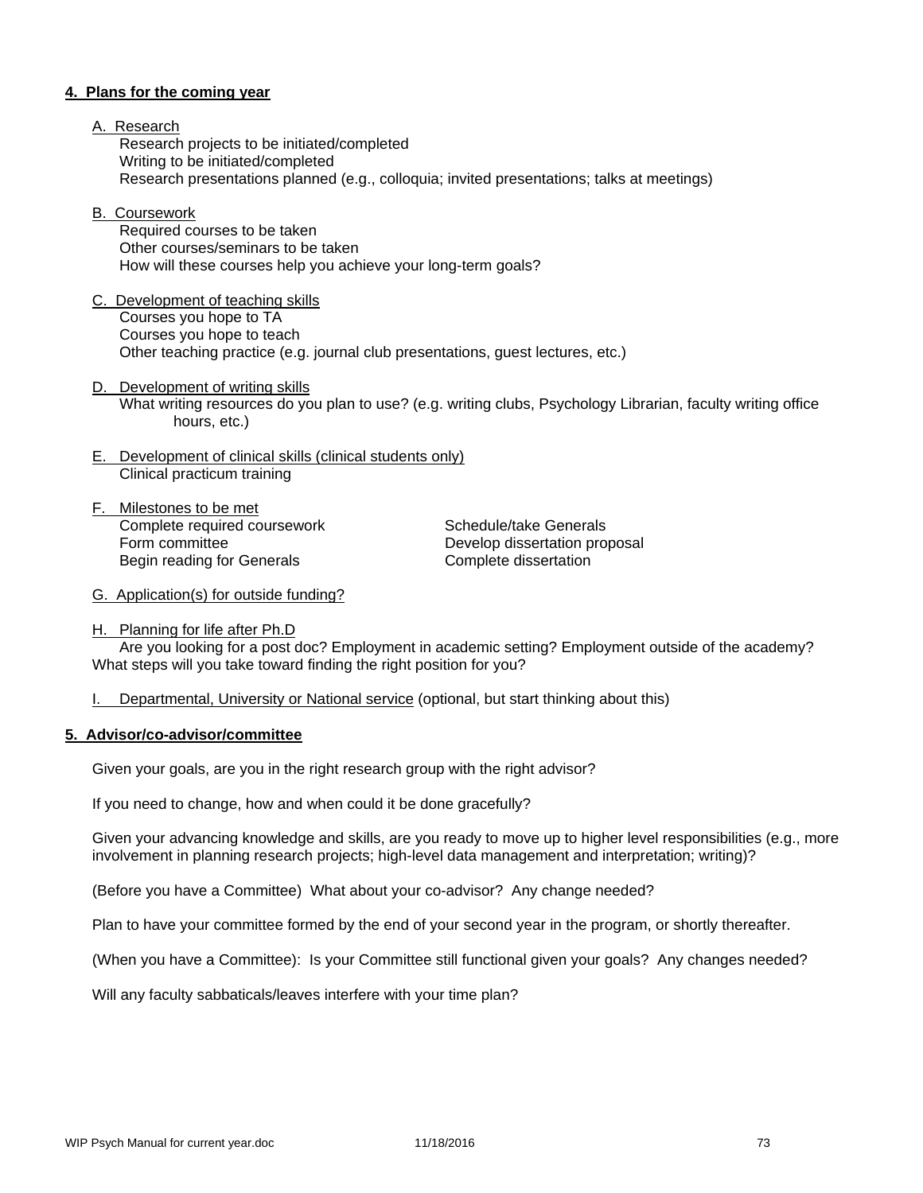#### **4. Plans for the coming year**

A. Research

Research projects to be initiated/completed
Writing to be initiated/completed
Research presentations planned (e.g., colloquia; invited presentations; talks at meetings)

B. Coursework

Required courses to be taken
Other courses/seminars to be taken
How will these courses help you achieve your long-term goals?

C. Development of teaching skills

Courses you hope to TA
Courses you hope to teach
Other teaching practice (e.g. journal club presentations, guest lectures, etc.)

D. Development of writing skills

What writing resources do you plan to use? (e.g. writing clubs, Psychology Librarian, faculty writing office hours, etc.)

E. Development of clinical skills (clinical students only)

Clinical practicum training

F. Milestones to be met

Complete required coursework
Form committee
Begin reading for Generals
Schedule/take Generals
Develop dissertation proposal
Complete dissertation

G. Application(s) for outside funding?

H. Planning for life after Ph.D

Are you looking for a post doc? Employment in academic setting? Employment outside of the academy? What steps will you take toward finding the right position for you?

I. Departmental, University or National service (optional, but start thinking about this)

#### **5. Advisor/co-advisor/committee**

Given your goals, are you in the right research group with the right advisor?

If you need to change, how and when could it be done gracefully?

Given your advancing knowledge and skills, are you ready to move up to higher level responsibilities (e.g., more involvement in planning research projects; high-level data management and interpretation; writing)?

(Before you have a Committee) What about your co-advisor? Any change needed?

Plan to have your committee formed by the end of your second year in the program, or shortly thereafter.

(When you have a Committee): Is your Committee still functional given your goals? Any changes needed?

Will any faculty sabbaticals/leaves interfere with your time plan?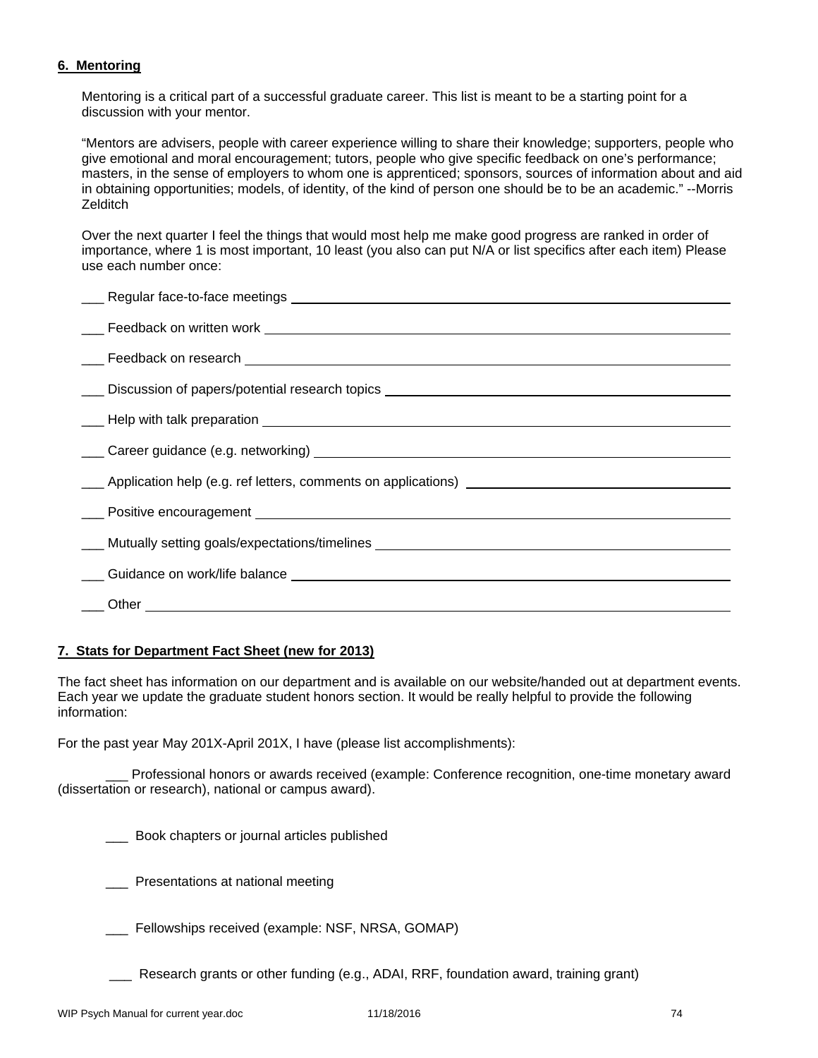## 6. Mentoring

Mentoring is a critical part of a successful graduate career. This list is meant to be a starting point for a discussion with your mentor.

"Mentors are advisers, people with career experience willing to share their knowledge; supporters, people who give emotional and moral encouragement; tutors, people who give specific feedback on one's performance; masters, in the sense of employers to whom one is apprenticed; sponsors, sources of information about and aid in obtaining opportunities; models, of identity, of the kind of person one should be to be an academic." --Morris Zelditch

Over the next quarter I feel the things that would most help me make good progress are ranked in order of importance, where 1 is most important, 10 least (you also can put N/A or list specifics after each item) Please use each number once:

___ Regular face-to-face meetings ______________________________

___ Feedback on written work ______________________________

___ Feedback on research ______________________________

___ Discussion of papers/potential research topics ______________________________

___ Help with talk preparation ______________________________

___ Career guidance (e.g. networking) ______________________________

___ Application help (e.g. ref letters, comments on applications) ______________________________

___ Positive encouragement ______________________________

___ Mutually setting goals/expectations/timelines ______________________________

___ Guidance on work/life balance ______________________________

___ Other ______________________________

## 7. Stats for Department Fact Sheet (new for 2013)

The fact sheet has information on our department and is available on our website/handed out at department events. Each year we update the graduate student honors section. It would be really helpful to provide the following information:

For the past year May 201X-April 201X, I have (please list accomplishments):

___ Professional honors or awards received (example: Conference recognition, one-time monetary award (dissertation or research), national or campus award).

___ Book chapters or journal articles published

___ Presentations at national meeting

___ Fellowships received (example: NSF, NRSA, GOMAP)

___ Research grants or other funding (e.g., ADAI, RRF, foundation award, training grant)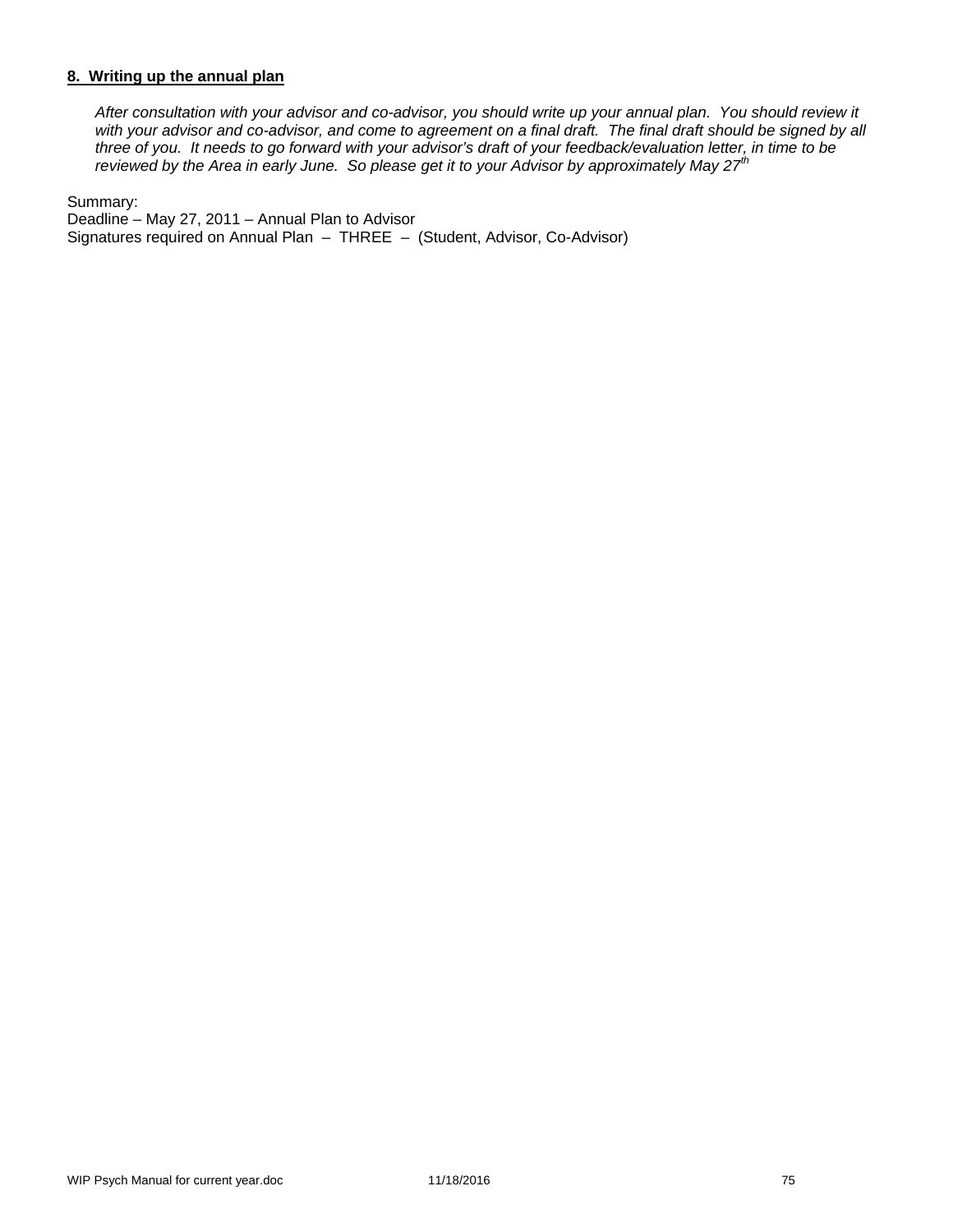**8. Writing up the annual plan**

*After consultation with your advisor and co-advisor, you should write up your annual plan. You should review it with your advisor and co-advisor, and come to agreement on a final draft. The final draft should be signed by all three of you. It needs to go forward with your advisor's draft of your feedback/evaluation letter, in time to be reviewed by the Area in early June. So please get it to your Advisor by approximately May 27th*

Summary:
Deadline – May 27, 2011 – Annual Plan to Advisor
Signatures required on Annual Plan – THREE – (Student, Advisor, Co-Advisor)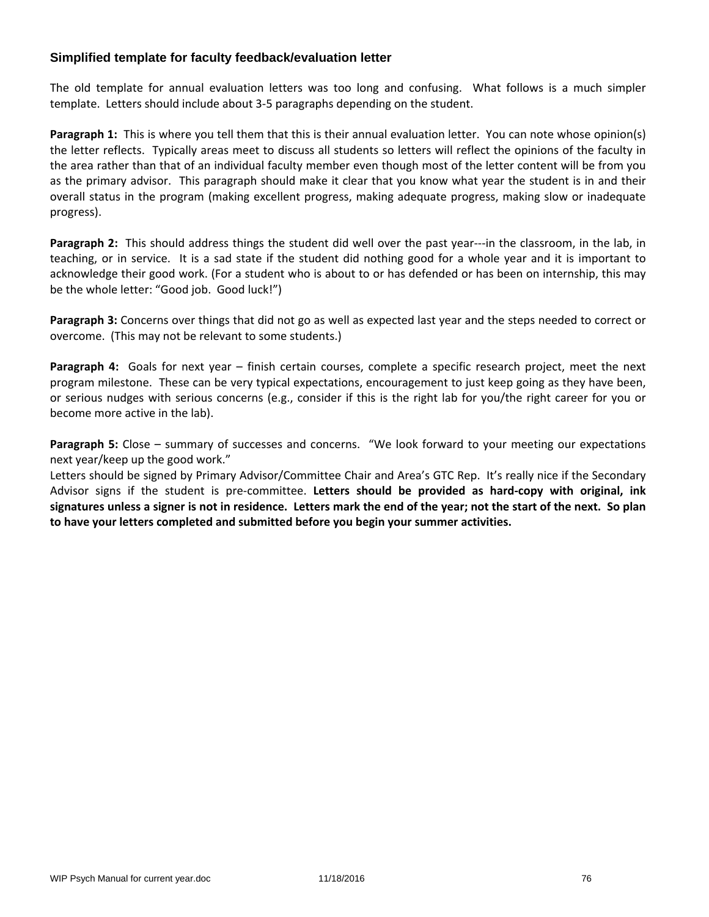### Simplified template for faculty feedback/evaluation letter

The old template for annual evaluation letters was too long and confusing. What follows is a much simpler template. Letters should include about 3-5 paragraphs depending on the student.

**Paragraph 1:** This is where you tell them that this is their annual evaluation letter. You can note whose opinion(s) the letter reflects. Typically areas meet to discuss all students so letters will reflect the opinions of the faculty in the area rather than that of an individual faculty member even though most of the letter content will be from you as the primary advisor. This paragraph should make it clear that you know what year the student is in and their overall status in the program (making excellent progress, making adequate progress, making slow or inadequate progress).

**Paragraph 2:** This should address things the student did well over the past year---in the classroom, in the lab, in teaching, or in service. It is a sad state if the student did nothing good for a whole year and it is important to acknowledge their good work. (For a student who is about to or has defended or has been on internship, this may be the whole letter: "Good job. Good luck!")

**Paragraph 3:** Concerns over things that did not go as well as expected last year and the steps needed to correct or overcome. (This may not be relevant to some students.)

**Paragraph 4:** Goals for next year – finish certain courses, complete a specific research project, meet the next program milestone. These can be very typical expectations, encouragement to just keep going as they have been, or serious nudges with serious concerns (e.g., consider if this is the right lab for you/the right career for you or become more active in the lab).

**Paragraph 5:** Close – summary of successes and concerns. "We look forward to your meeting our expectations next year/keep up the good work."

Letters should be signed by Primary Advisor/Committee Chair and Area's GTC Rep. It's really nice if the Secondary Advisor signs if the student is pre-committee. **Letters should be provided as hard-copy with original, ink signatures unless a signer is not in residence. Letters mark the end of the year; not the start of the next. So plan to have your letters completed and submitted before you begin your summer activities.**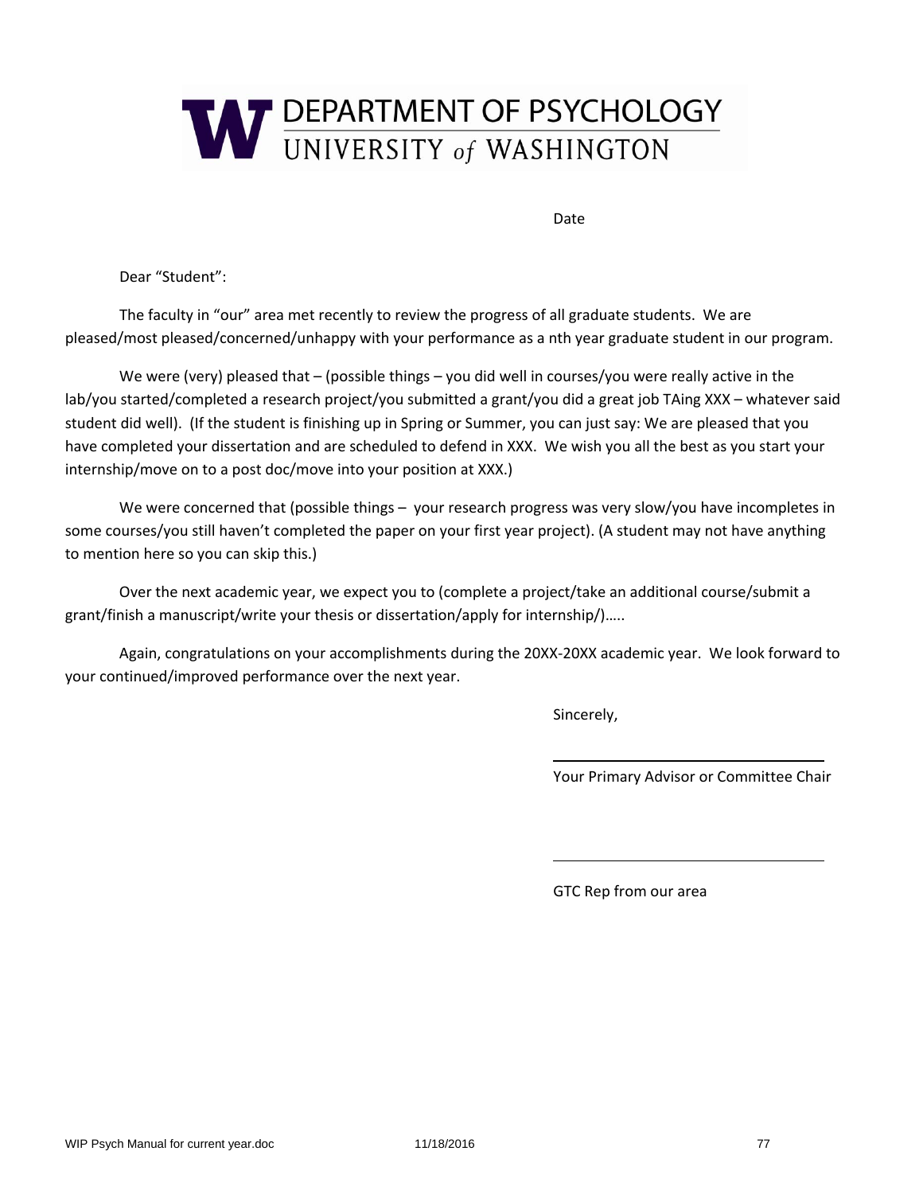# DEPARTMENT OF PSYCHOLOGY
## UNIVERSITY *of* WASHINGTON

Date

Dear "Student":

The faculty in "our" area met recently to review the progress of all graduate students. We are pleased/most pleased/concerned/unhappy with your performance as a nth year graduate student in our program.

We were (very) pleased that – (possible things – you did well in courses/you were really active in the lab/you started/completed a research project/you submitted a grant/you did a great job TAing XXX – whatever said student did well). (If the student is finishing up in Spring or Summer, you can just say: We are pleased that you have completed your dissertation and are scheduled to defend in XXX. We wish you all the best as you start your internship/move on to a post doc/move into your position at XXX.)

We were concerned that (possible things – your research progress was very slow/you have incompletes in some courses/you still haven't completed the paper on your first year project). (A student may not have anything to mention here so you can skip this.)

Over the next academic year, we expect you to (complete a project/take an additional course/submit a grant/finish a manuscript/write your thesis or dissertation/apply for internship/)…..

Again, congratulations on your accomplishments during the 20XX-20XX academic year. We look forward to your continued/improved performance over the next year.

Sincerely,

\_\_\_\_\_\_\_\_\_\_\_\_\_\_\_\_\_\_\_\_\_\_\_\_\_\_\_\_\_\_

Your Primary Advisor or Committee Chair

\_\_\_\_\_\_\_\_\_\_\_\_\_\_\_\_\_\_\_\_\_\_\_\_\_\_\_\_\_\_

GTC Rep from our area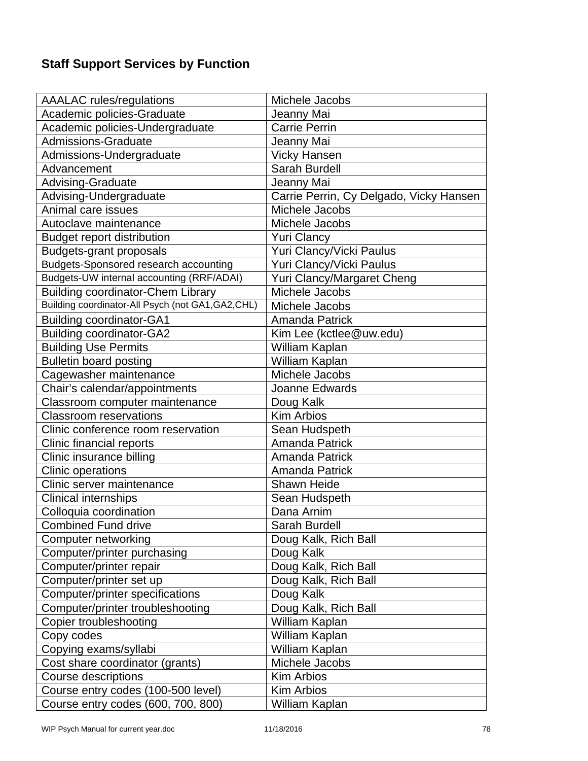**Staff Support Services by Function**

| | |
|---|---|
| AAALAC rules/regulations | Michele Jacobs |
| Academic policies-Graduate | Jeanny Mai |
| Academic policies-Undergraduate | Carrie Perrin |
| Admissions-Graduate | Jeanny Mai |
| Admissions-Undergraduate | Vicky Hansen |
| Advancement | Sarah Burdell |
| Advising-Graduate | Jeanny Mai |
| Advising-Undergraduate | Carrie Perrin, Cy Delgado, Vicky Hansen |
| Animal care issues | Michele Jacobs |
| Autoclave maintenance | Michele Jacobs |
| Budget report distribution | Yuri Clancy |
| Budgets-grant proposals | Yuri Clancy/Vicki Paulus |
| Budgets-Sponsored research accounting | Yuri Clancy/Vicki Paulus |
| Budgets-UW internal accounting (RRF/ADAI) | Yuri Clancy/Margaret Cheng |
| Building coordinator-Chem Library | Michele Jacobs |
| Building coordinator-All Psych (not GA1,GA2,CHL) | Michele Jacobs |
| Building coordinator-GA1 | Amanda Patrick |
| Building coordinator-GA2 | Kim Lee (kctlee@uw.edu) |
| Building Use Permits | William Kaplan |
| Bulletin board posting | William Kaplan |
| Cagewasher maintenance | Michele Jacobs |
| Chair's calendar/appointments | Joanne Edwards |
| Classroom computer maintenance | Doug Kalk |
| Classroom reservations | Kim Arbios |
| Clinic conference room reservation | Sean Hudspeth |
| Clinic financial reports | Amanda Patrick |
| Clinic insurance billing | Amanda Patrick |
| Clinic operations | Amanda Patrick |
| Clinic server maintenance | Shawn Heide |
| Clinical internships | Sean Hudspeth |
| Colloquia coordination | Dana Arnim |
| Combined Fund drive | Sarah Burdell |
| Computer networking | Doug Kalk, Rich Ball |
| Computer/printer purchasing | Doug Kalk |
| Computer/printer repair | Doug Kalk, Rich Ball |
| Computer/printer set up | Doug Kalk, Rich Ball |
| Computer/printer specifications | Doug Kalk |
| Computer/printer troubleshooting | Doug Kalk, Rich Ball |
| Copier troubleshooting | William Kaplan |
| Copy codes | William Kaplan |
| Copying exams/syllabi | William Kaplan |
| Cost share coordinator (grants) | Michele Jacobs |
| Course descriptions | Kim Arbios |
| Course entry codes (100-500 level) | Kim Arbios |
| Course entry codes (600, 700, 800) | William Kaplan |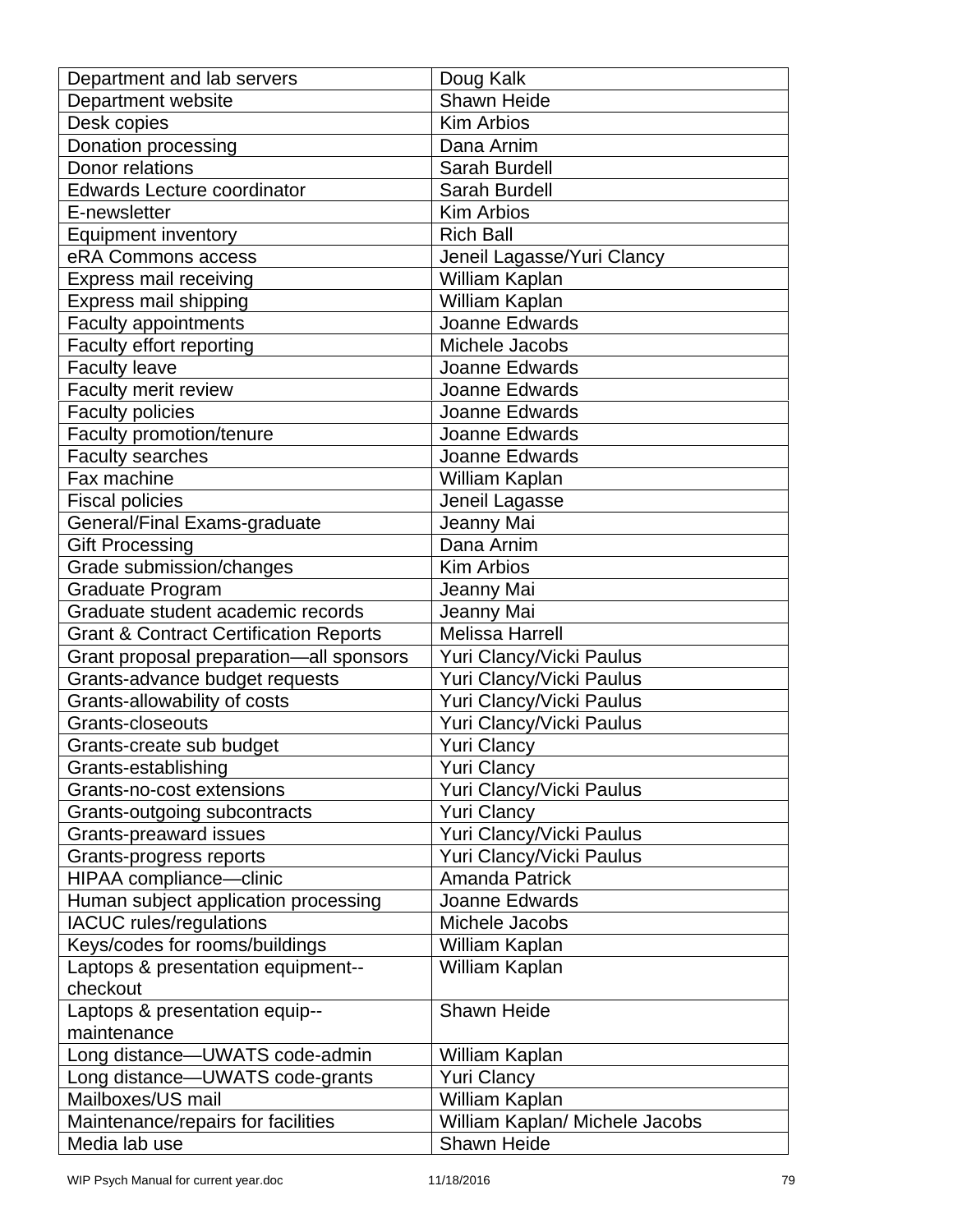| Department and lab servers | Doug Kalk |
|---|---|
| Department website | Shawn Heide |
| Desk copies | Kim Arbios |
| Donation processing | Dana Arnim |
| Donor relations | Sarah Burdell |
| Edwards Lecture coordinator | Sarah Burdell |
| E-newsletter | Kim Arbios |
| Equipment inventory | Rich Ball |
| eRA Commons access | Jeneil Lagasse/Yuri Clancy |
| Express mail receiving | William Kaplan |
| Express mail shipping | William Kaplan |
| Faculty appointments | Joanne Edwards |
| Faculty effort reporting | Michele Jacobs |
| Faculty leave | Joanne Edwards |
| Faculty merit review | Joanne Edwards |
| Faculty policies | Joanne Edwards |
| Faculty promotion/tenure | Joanne Edwards |
| Faculty searches | Joanne Edwards |
| Fax machine | William Kaplan |
| Fiscal policies | Jeneil Lagasse |
| General/Final Exams-graduate | Jeanny Mai |
| Gift Processing | Dana Arnim |
| Grade submission/changes | Kim Arbios |
| Graduate Program | Jeanny Mai |
| Graduate student academic records | Jeanny Mai |
| Grant & Contract Certification Reports | Melissa Harrell |
| Grant proposal preparation—all sponsors | Yuri Clancy/Vicki Paulus |
| Grants-advance budget requests | Yuri Clancy/Vicki Paulus |
| Grants-allowability of costs | Yuri Clancy/Vicki Paulus |
| Grants-closeouts | Yuri Clancy/Vicki Paulus |
| Grants-create sub budget | Yuri Clancy |
| Grants-establishing | Yuri Clancy |
| Grants-no-cost extensions | Yuri Clancy/Vicki Paulus |
| Grants-outgoing subcontracts | Yuri Clancy |
| Grants-preaward issues | Yuri Clancy/Vicki Paulus |
| Grants-progress reports | Yuri Clancy/Vicki Paulus |
| HIPAA compliance—clinic | Amanda Patrick |
| Human subject application processing | Joanne Edwards |
| IACUC rules/regulations | Michele Jacobs |
| Keys/codes for rooms/buildings | William Kaplan |
| Laptops & presentation equipment--checkout | William Kaplan |
| Laptops & presentation equip--maintenance | Shawn Heide |
| Long distance—UWATS code-admin | William Kaplan |
| Long distance—UWATS code-grants | Yuri Clancy |
| Mailboxes/US mail | William Kaplan |
| Maintenance/repairs for facilities | William Kaplan/ Michele Jacobs |
| Media lab use | Shawn Heide |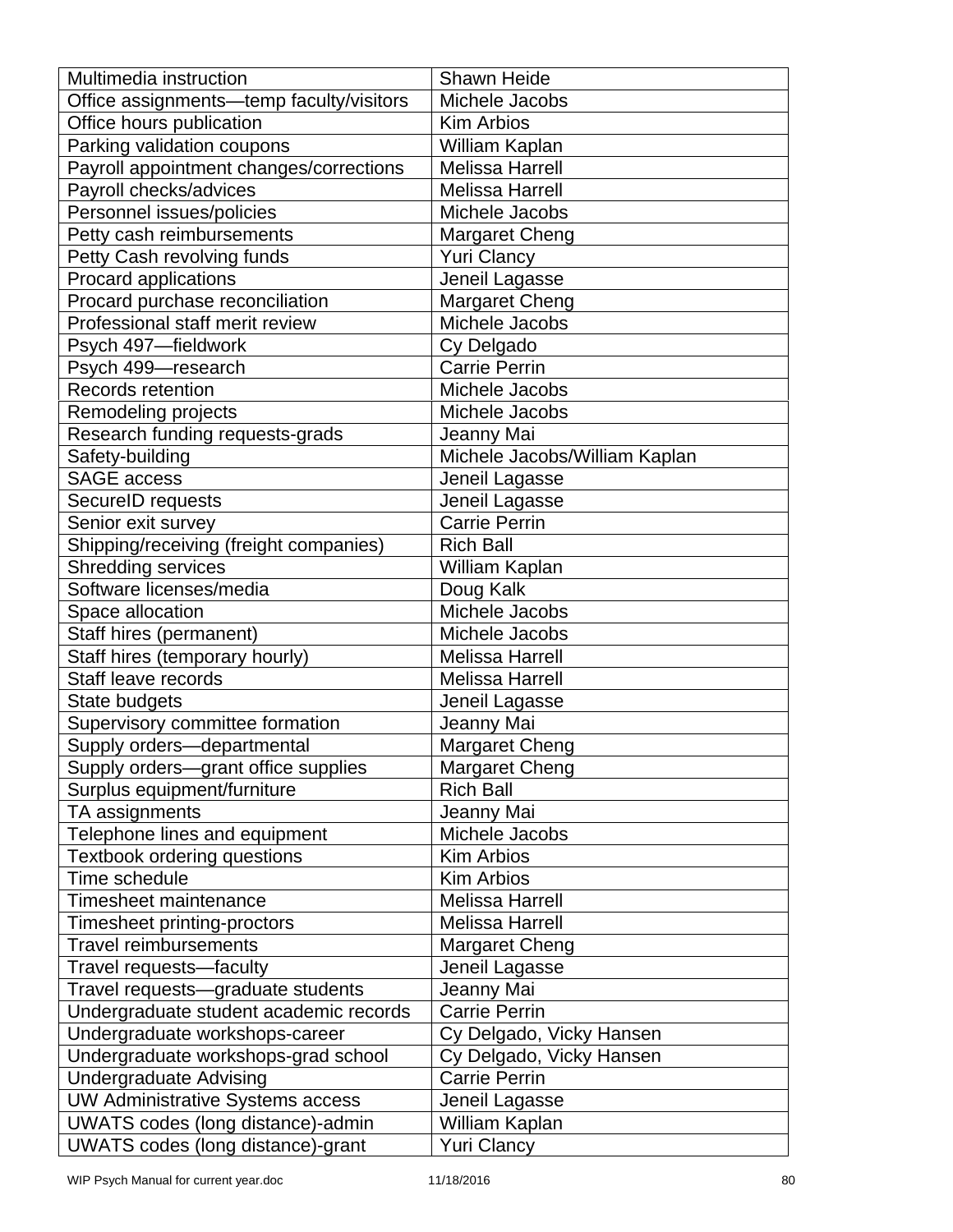| | |
|---|---|
| Multimedia instruction | Shawn Heide |
| Office assignments—temp faculty/visitors | Michele Jacobs |
| Office hours publication | Kim Arbios |
| Parking validation coupons | William Kaplan |
| Payroll appointment changes/corrections | Melissa Harrell |
| Payroll checks/advices | Melissa Harrell |
| Personnel issues/policies | Michele Jacobs |
| Petty cash reimbursements | Margaret Cheng |
| Petty Cash revolving funds | Yuri Clancy |
| Procard applications | Jeneil Lagasse |
| Procard purchase reconciliation | Margaret Cheng |
| Professional staff merit review | Michele Jacobs |
| Psych 497—fieldwork | Cy Delgado |
| Psych 499—research | Carrie Perrin |
| Records retention | Michele Jacobs |
| Remodeling projects | Michele Jacobs |
| Research funding requests-grads | Jeanny Mai |
| Safety-building | Michele Jacobs/William Kaplan |
| SAGE access | Jeneil Lagasse |
| SecureID requests | Jeneil Lagasse |
| Senior exit survey | Carrie Perrin |
| Shipping/receiving (freight companies) | Rich Ball |
| Shredding services | William Kaplan |
| Software licenses/media | Doug Kalk |
| Space allocation | Michele Jacobs |
| Staff hires (permanent) | Michele Jacobs |
| Staff hires (temporary hourly) | Melissa Harrell |
| Staff leave records | Melissa Harrell |
| State budgets | Jeneil Lagasse |
| Supervisory committee formation | Jeanny Mai |
| Supply orders—departmental | Margaret Cheng |
| Supply orders—grant office supplies | Margaret Cheng |
| Surplus equipment/furniture | Rich Ball |
| TA assignments | Jeanny Mai |
| Telephone lines and equipment | Michele Jacobs |
| Textbook ordering questions | Kim Arbios |
| Time schedule | Kim Arbios |
| Timesheet maintenance | Melissa Harrell |
| Timesheet printing-proctors | Melissa Harrell |
| Travel reimbursements | Margaret Cheng |
| Travel requests—faculty | Jeneil Lagasse |
| Travel requests—graduate students | Jeanny Mai |
| Undergraduate student academic records | Carrie Perrin |
| Undergraduate workshops-career | Cy Delgado, Vicky Hansen |
| Undergraduate workshops-grad school | Cy Delgado, Vicky Hansen |
| Undergraduate Advising | Carrie Perrin |
| UW Administrative Systems access | Jeneil Lagasse |
| UWATS codes (long distance)-admin | William Kaplan |
| UWATS codes (long distance)-grant | Yuri Clancy |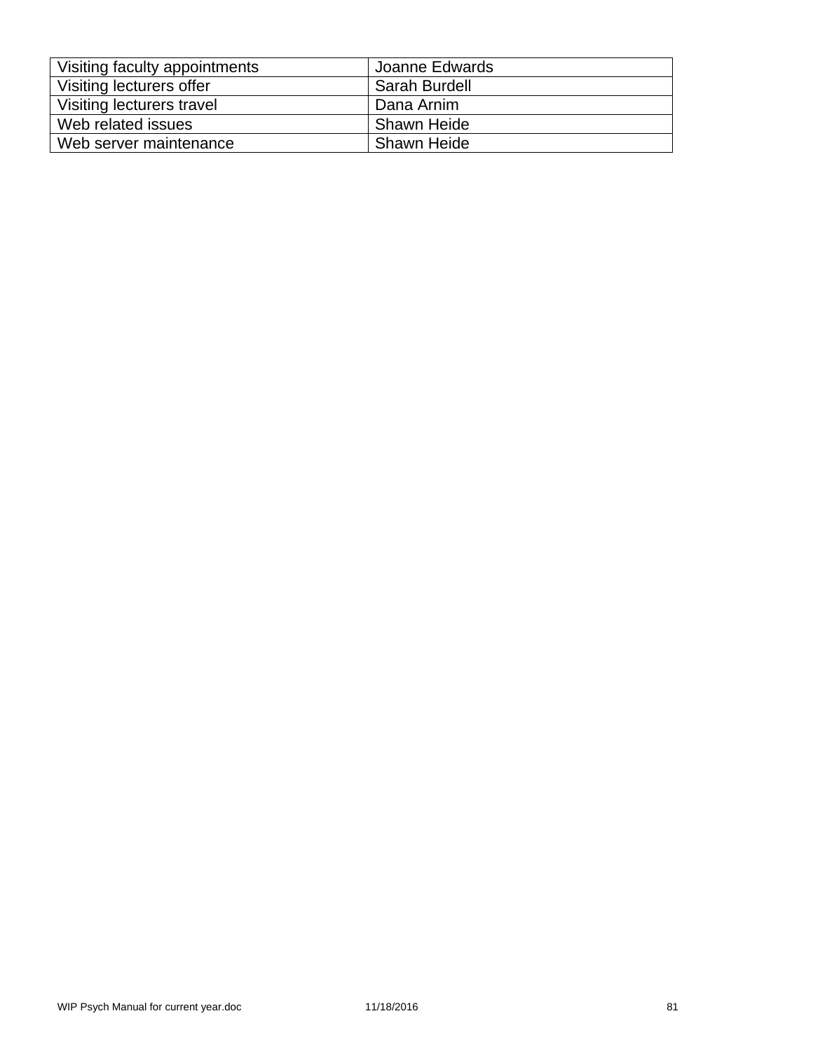| Visiting faculty appointments | Joanne Edwards |
| --- | --- |
| Visiting lecturers offer | Sarah Burdell |
| Visiting lecturers travel | Dana Arnim |
| Web related issues | Shawn Heide |
| Web server maintenance | Shawn Heide |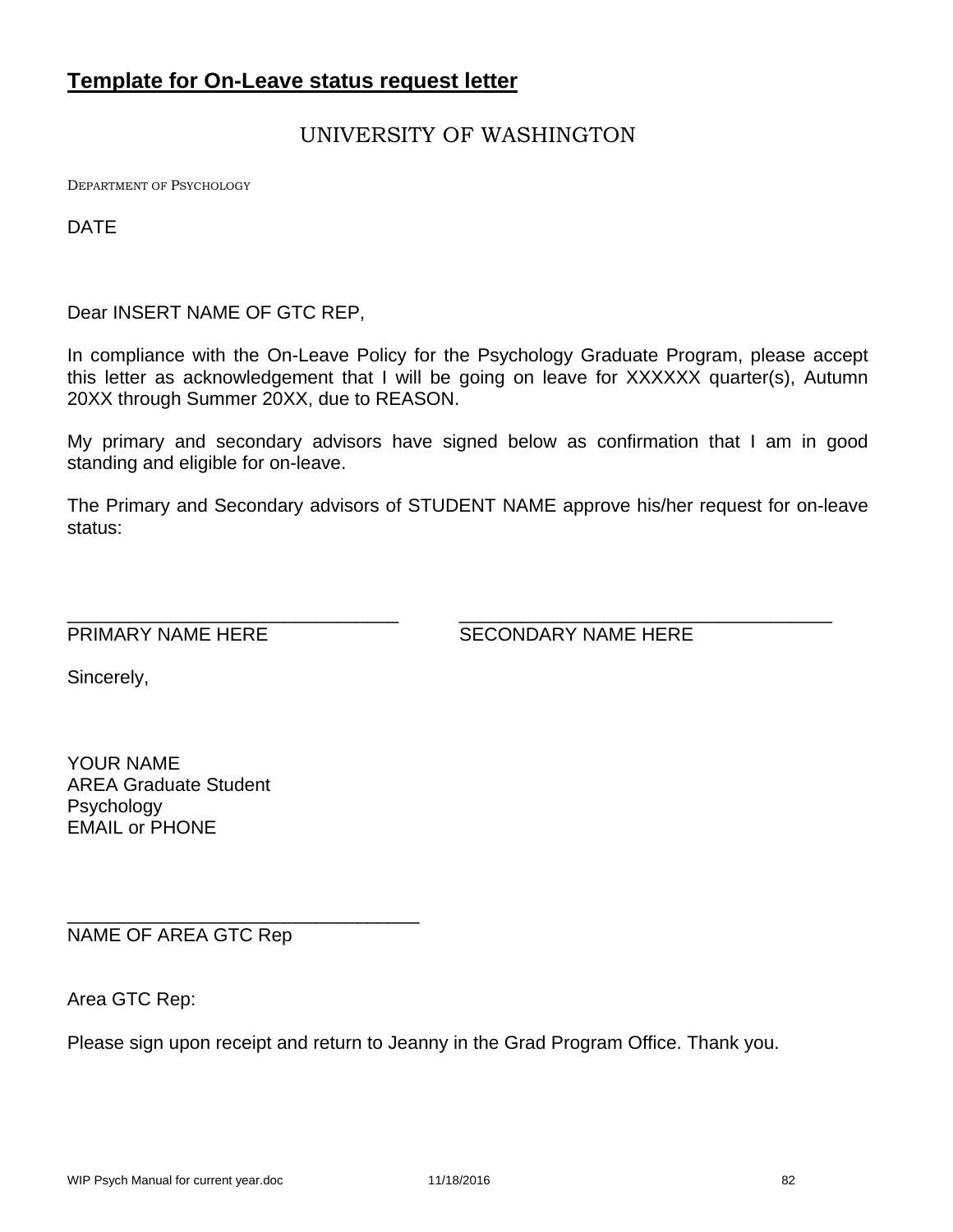**Template for On-Leave status request letter**

UNIVERSITY OF WASHINGTON

DEPARTMENT OF PSYCHOLOGY

DATE

Dear INSERT NAME OF GTC REP,

In compliance with the On-Leave Policy for the Psychology Graduate Program, please accept this letter as acknowledgement that I will be going on leave for XXXXXX quarter(s), Autumn 20XX through Summer 20XX, due to REASON.

My primary and secondary advisors have signed below as confirmation that I am in good standing and eligible for on-leave.

The Primary and Secondary advisors of STUDENT NAME approve his/her request for on-leave status:

\_\_\_\_\_\_\_\_\_\_\_\_\_\_\_\_\_\_\_\_\_\_\_\_\_\_\_\_\_\_\_\_\_\_
PRIMARY NAME HERE

\_\_\_\_\_\_\_\_\_\_\_\_\_\_\_\_\_\_\_\_\_\_\_\_\_\_\_\_\_\_\_\_\_\_\_\_\_\_
SECONDARY NAME HERE

Sincerely,

YOUR NAME
AREA Graduate Student
Psychology
EMAIL or PHONE

\_\_\_\_\_\_\_\_\_\_\_\_\_\_\_\_\_\_\_\_\_\_\_\_\_\_\_\_\_\_\_\_\_\_\_\_
NAME OF AREA GTC Rep

Area GTC Rep:

Please sign upon receipt and return to Jeanny in the Grad Program Office. Thank you.